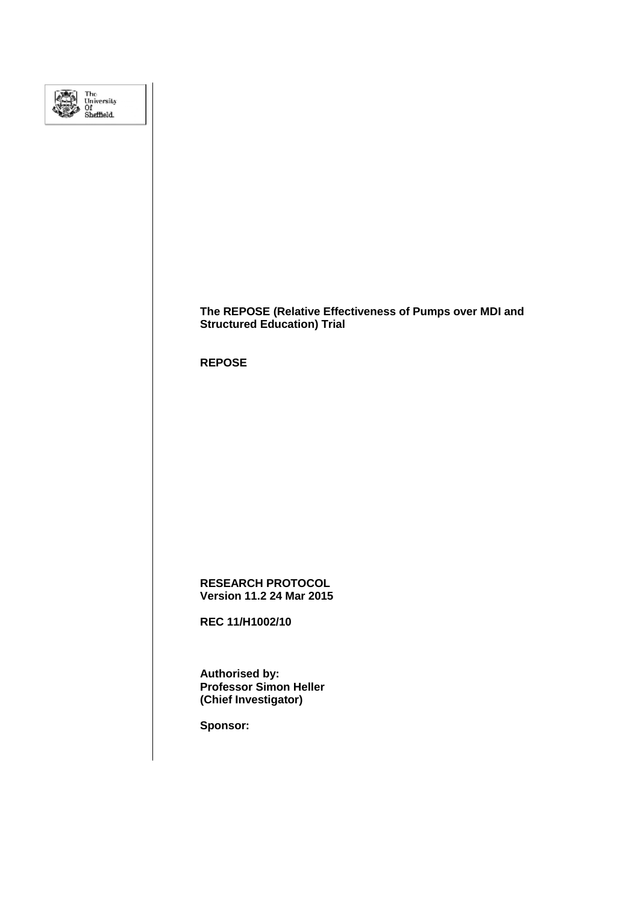The University Of Sheffield.

**The REPOSE (Relative Effectiveness of Pumps over MDI and Structured Education) Trial**

**REPOSE**

**RESEARCH PROTOCOL**
**Version 11.2 24 Mar 2015**

**REC 11/H1002/10**

**Authorised by:**
**Professor Simon Heller**
**(Chief Investigator)**

**Sponsor:**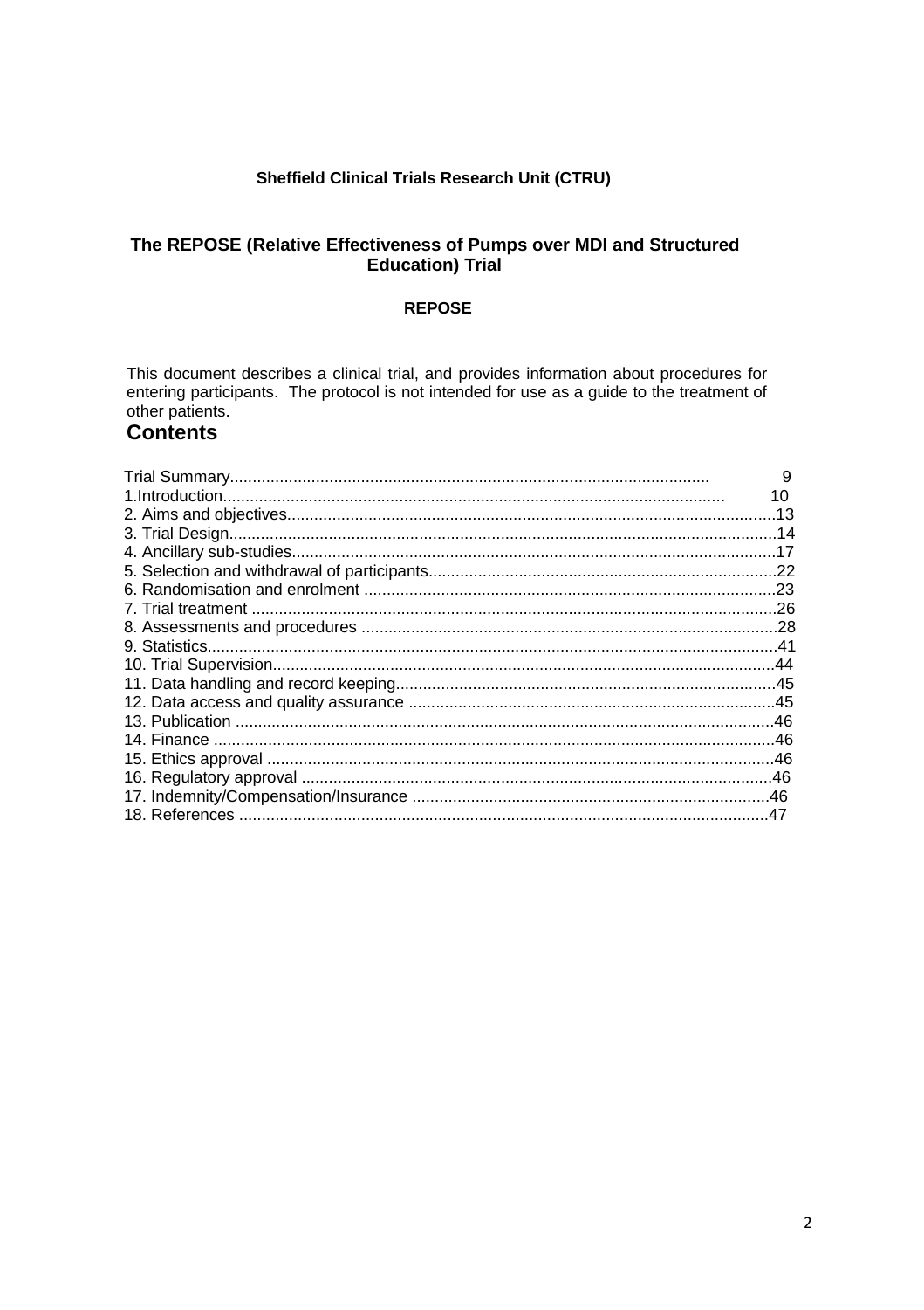**Sheffield Clinical Trials Research Unit (CTRU)**

# The REPOSE (Relative Effectiveness of Pumps over MDI and Structured Education) Trial

**REPOSE**

This document describes a clinical trial, and provides information about procedures for entering participants. The protocol is not intended for use as a guide to the treatment of other patients.

## Contents

Trial Summary.......................................................................................................... 9
1.Introduction............................................................................................................. 10
2. Aims and objectives.............................................................................................13
3. Trial Design..........................................................................................................14
4. Ancillary sub-studies............................................................................................17
5. Selection and withdrawal of participants..............................................................22
6. Randomisation and enrolment ............................................................................23
7. Trial treatment .....................................................................................................26
8. Assessments and procedures .............................................................................28
9. Statistics...............................................................................................................41
10. Trial Supervision................................................................................................44
11. Data handling and record keeping.....................................................................45
12. Data access and quality assurance ...................................................................45
13. Publication ........................................................................................................46
14. Finance .............................................................................................................46
15. Ethics approval .................................................................................................46
16. Regulatory approval ..........................................................................................46
17. Indemnity/Compensation/Insurance .................................................................46
18. References .......................................................................................................47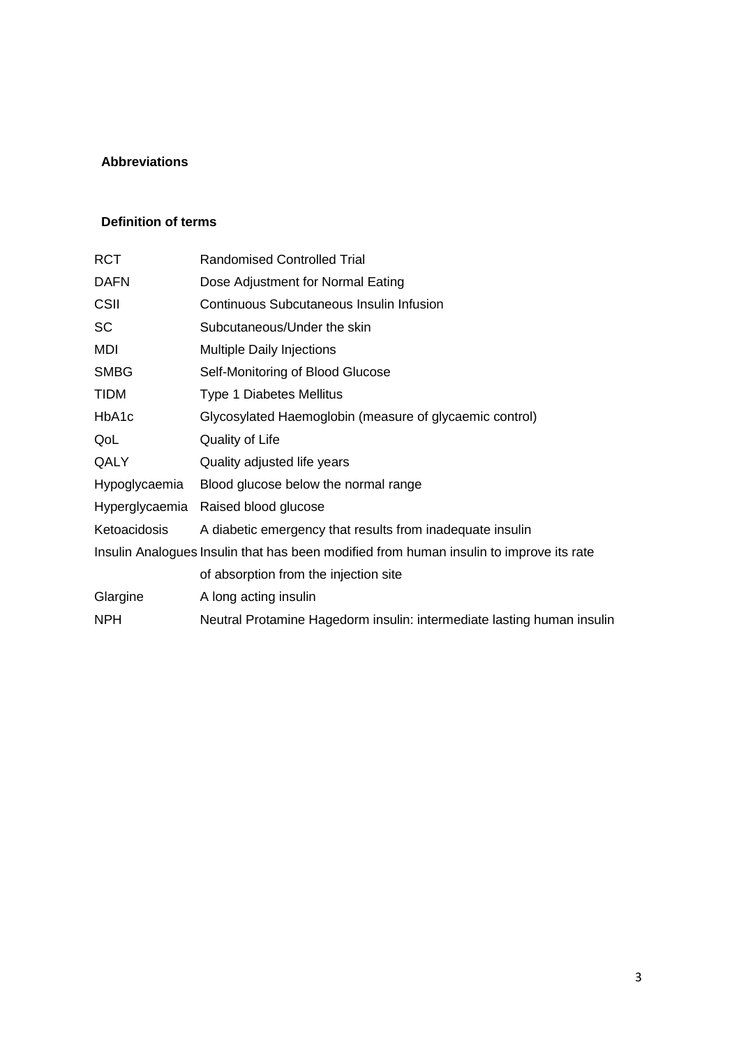**Abbreviations**

**Definition of terms**

| | |
|---|---|
| RCT | Randomised Controlled Trial |
| DAFN | Dose Adjustment for Normal Eating |
| CSII | Continuous Subcutaneous Insulin Infusion |
| SC | Subcutaneous/Under the skin |
| MDI | Multiple Daily Injections |
| SMBG | Self-Monitoring of Blood Glucose |
| TIDM | Type 1 Diabetes Mellitus |
| HbA1c | Glycosylated Haemoglobin (measure of glycaemic control) |
| QoL | Quality of Life |
| QALY | Quality adjusted life years |
| Hypoglycaemia | Blood glucose below the normal range |
| Hyperglycaemia | Raised blood glucose |
| Ketoacidosis | A diabetic emergency that results from inadequate insulin |
| Insulin Analogues | Insulin that has been modified from human insulin to improve its rate of absorption from the injection site |
| Glargine | A long acting insulin |
| NPH | Neutral Protamine Hagedorm insulin: intermediate lasting human insulin |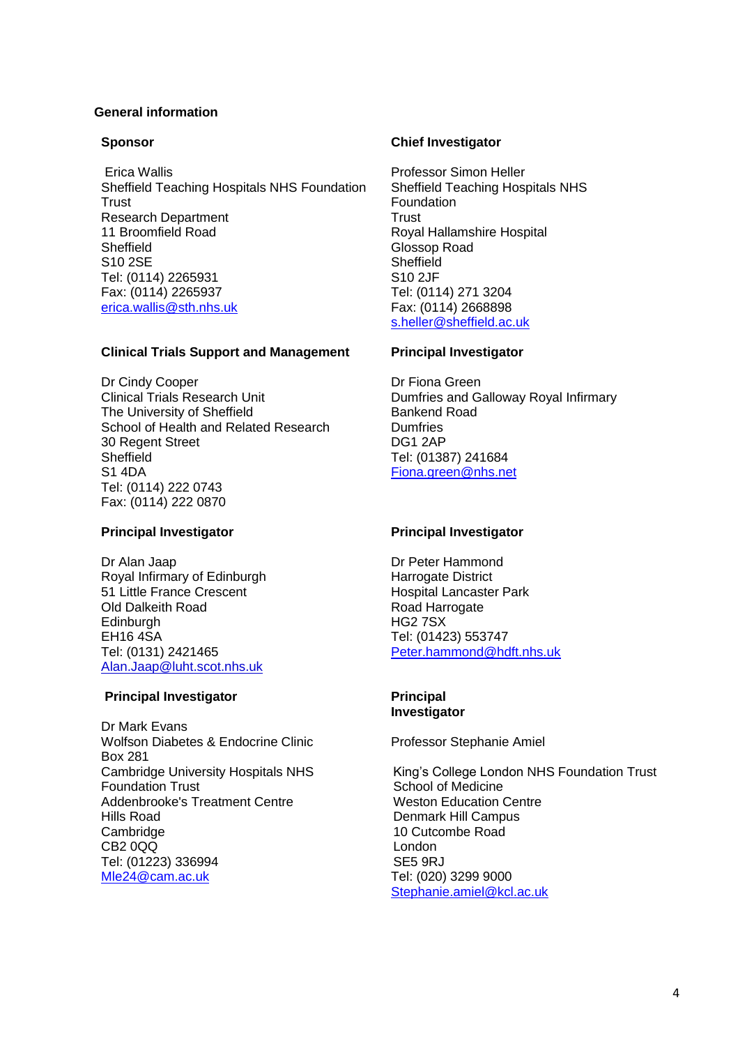## General information

### Sponsor

Erica Wallis
Sheffield Teaching Hospitals NHS Foundation Trust
Research Department
11 Broomfield Road
Sheffield
S10 2SE
Tel: (0114) 2265931
Fax: (0114) 2265937
erica.wallis@sth.nhs.uk

### Chief Investigator

Professor Simon Heller
Sheffield Teaching Hospitals NHS Foundation Trust
Royal Hallamshire Hospital
Glossop Road
Sheffield
S10 2JF
Tel: (0114) 271 3204
Fax: (0114) 2668898
s.heller@sheffield.ac.uk

### Clinical Trials Support and Management

Dr Cindy Cooper
Clinical Trials Research Unit
The University of Sheffield
School of Health and Related Research
30 Regent Street
Sheffield
S1 4DA
Tel: (0114) 222 0743
Fax: (0114) 222 0870

### Principal Investigator

Dr Fiona Green
Dumfries and Galloway Royal Infirmary
Bankend Road
Dumfries
DG1 2AP
Tel: (01387) 241684
Fiona.green@nhs.net

### Principal Investigator

Dr Alan Jaap
Royal Infirmary of Edinburgh
51 Little France Crescent
Old Dalkeith Road
Edinburgh
EH16 4SA
Tel: (0131) 2421465
Alan.Jaap@luht.scot.nhs.uk

### Principal Investigator

Dr Peter Hammond
Harrogate District
Hospital Lancaster Park
Road Harrogate
HG2 7SX
Tel: (01423) 553747
Peter.hammond@hdft.nhs.uk

### Principal Investigator

Dr Mark Evans
Wolfson Diabetes & Endocrine Clinic
Box 281
Cambridge University Hospitals NHS Foundation Trust
Addenbrooke's Treatment Centre
Hills Road
Cambridge
CB2 0QQ
Tel: (01223) 336994
Mle24@cam.ac.uk

### Principal Investigator

Professor Stephanie Amiel

King's College London NHS Foundation Trust
School of Medicine
Weston Education Centre
Denmark Hill Campus
10 Cutcombe Road
London
SE5 9RJ
Tel: (020) 3299 9000
Stephanie.amiel@kcl.ac.uk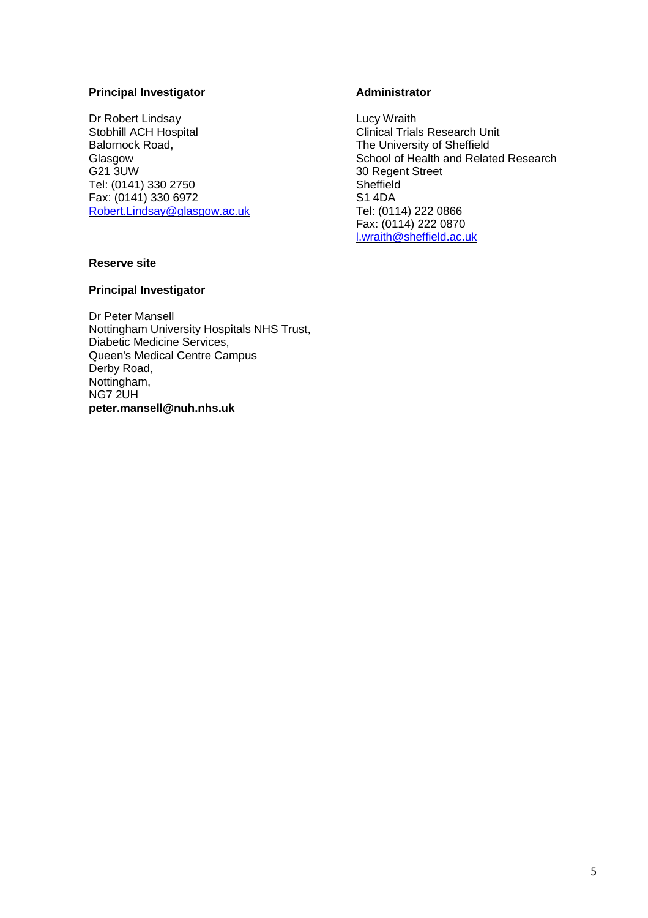**Principal Investigator**

Dr Robert Lindsay
Stobhill ACH Hospital
Balornock Road,
Glasgow
G21 3UW
Tel: (0141) 330 2750
Fax: (0141) 330 6972
Robert.Lindsay@glasgow.ac.uk

**Administrator**

Lucy Wraith
Clinical Trials Research Unit
The University of Sheffield
School of Health and Related Research
30 Regent Street
Sheffield
S1 4DA
Tel: (0114) 222 0866
Fax: (0114) 222 0870
l.wraith@sheffield.ac.uk

**Reserve site**

**Principal Investigator**

Dr Peter Mansell
Nottingham University Hospitals NHS Trust,
Diabetic Medicine Services,
Queen's Medical Centre Campus
Derby Road,
Nottingham,
NG7 2UH
**peter.mansell@nuh.nhs.uk**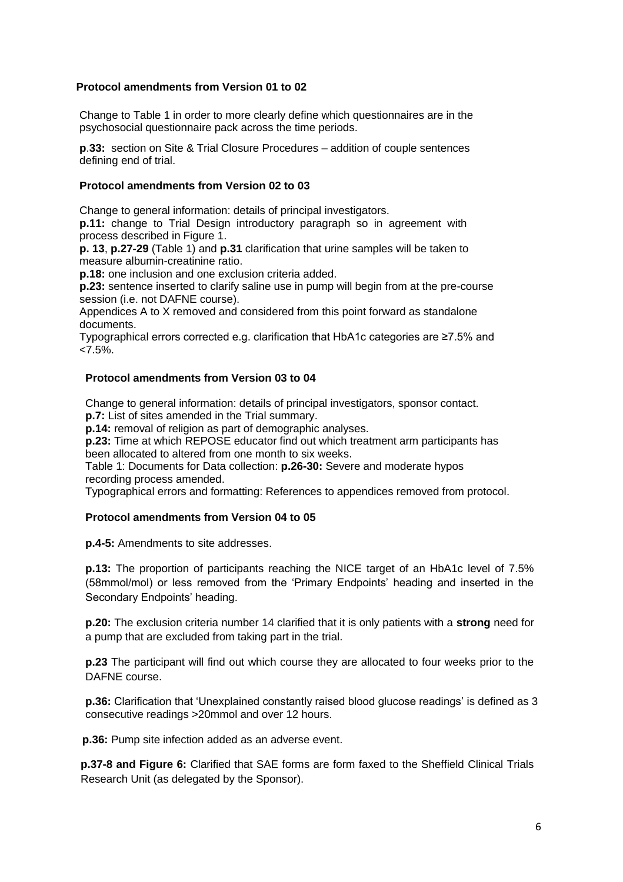**Protocol amendments from Version 01 to 02**

Change to Table 1 in order to more clearly define which questionnaires are in the psychosocial questionnaire pack across the time periods.

**p**.**33:** section on Site & Trial Closure Procedures – addition of couple sentences defining end of trial.

**Protocol amendments from Version 02 to 03**

Change to general information: details of principal investigators.
**p.11:** change to Trial Design introductory paragraph so in agreement with process described in Figure 1.
**p. 13**, **p.27-29** (Table 1) and **p.31** clarification that urine samples will be taken to measure albumin-creatinine ratio.
**p.18:** one inclusion and one exclusion criteria added.
**p.23:** sentence inserted to clarify saline use in pump will begin from at the pre-course session (i.e. not DAFNE course).
Appendices A to X removed and considered from this point forward as standalone documents.
Typographical errors corrected e.g. clarification that HbA1c categories are ≥7.5% and <7.5%.

**Protocol amendments from Version 03 to 04**

Change to general information: details of principal investigators, sponsor contact.
**p.7:** List of sites amended in the Trial summary.
**p.14:** removal of religion as part of demographic analyses.
**p.23:** Time at which REPOSE educator find out which treatment arm participants has been allocated to altered from one month to six weeks.
Table 1: Documents for Data collection: **p.26-30:** Severe and moderate hypos recording process amended.
Typographical errors and formatting: References to appendices removed from protocol.

**Protocol amendments from Version 04 to 05**

**p.4-5:** Amendments to site addresses.

**p.13:** The proportion of participants reaching the NICE target of an HbA1c level of 7.5% (58mmol/mol) or less removed from the 'Primary Endpoints' heading and inserted in the Secondary Endpoints' heading.

**p.20:** The exclusion criteria number 14 clarified that it is only patients with a **strong** need for a pump that are excluded from taking part in the trial.

**p.23** The participant will find out which course they are allocated to four weeks prior to the DAFNE course.

**p.36:** Clarification that 'Unexplained constantly raised blood glucose readings' is defined as 3 consecutive readings >20mmol and over 12 hours.

**p.36:** Pump site infection added as an adverse event.

**p.37-8 and Figure 6:** Clarified that SAE forms are form faxed to the Sheffield Clinical Trials Research Unit (as delegated by the Sponsor).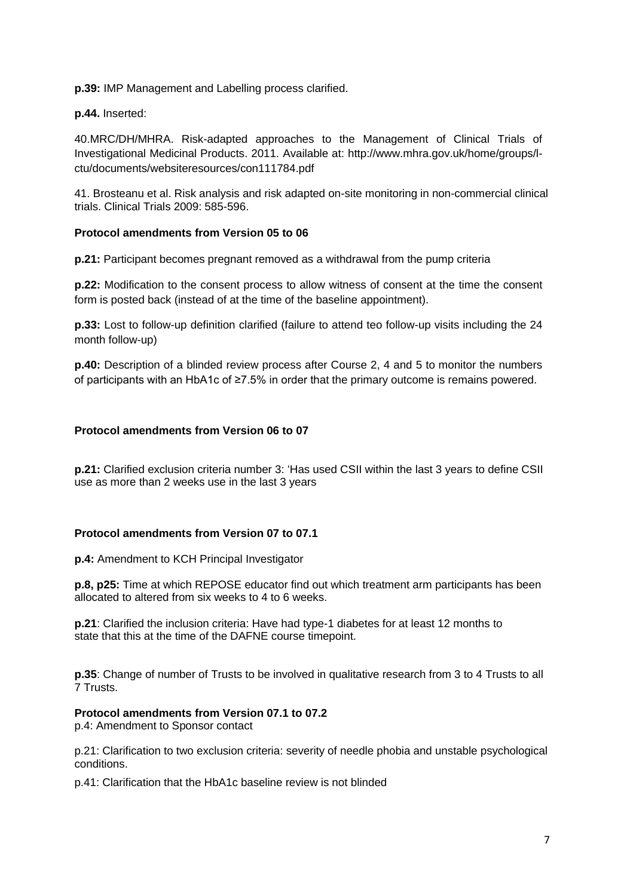**p.39:** IMP Management and Labelling process clarified.

**p.44.** Inserted:

40.MRC/DH/MHRA. Risk-adapted approaches to the Management of Clinical Trials of Investigational Medicinal Products. 2011. Available at: http://www.mhra.gov.uk/home/groups/l-ctu/documents/websiteresources/con111784.pdf

41. Brosteanu et al. Risk analysis and risk adapted on-site monitoring in non-commercial clinical trials. Clinical Trials 2009: 585-596.

**Protocol amendments from Version 05 to 06**

**p.21:** Participant becomes pregnant removed as a withdrawal from the pump criteria

**p.22:** Modification to the consent process to allow witness of consent at the time the consent form is posted back (instead of at the time of the baseline appointment).

**p.33:** Lost to follow-up definition clarified (failure to attend teo follow-up visits including the 24 month follow-up)

**p.40:** Description of a blinded review process after Course 2, 4 and 5 to monitor the numbers of participants with an HbA1c of ≥7.5% in order that the primary outcome is remains powered.

**Protocol amendments from Version 06 to 07**

**p.21:** Clarified exclusion criteria number 3: 'Has used CSII within the last 3 years to define CSII use as more than 2 weeks use in the last 3 years

**Protocol amendments from Version 07 to 07.1**

**p.4:** Amendment to KCH Principal Investigator

**p.8, p25:** Time at which REPOSE educator find out which treatment arm participants has been allocated to altered from six weeks to 4 to 6 weeks.

**p.21**: Clarified the inclusion criteria: Have had type-1 diabetes for at least 12 months to state that this at the time of the DAFNE course timepoint.

**p.35**: Change of number of Trusts to be involved in qualitative research from 3 to 4 Trusts to all 7 Trusts.

**Protocol amendments from Version 07.1 to 07.2**

p.4: Amendment to Sponsor contact

p.21: Clarification to two exclusion criteria: severity of needle phobia and unstable psychological conditions.

p.41: Clarification that the HbA1c baseline review is not blinded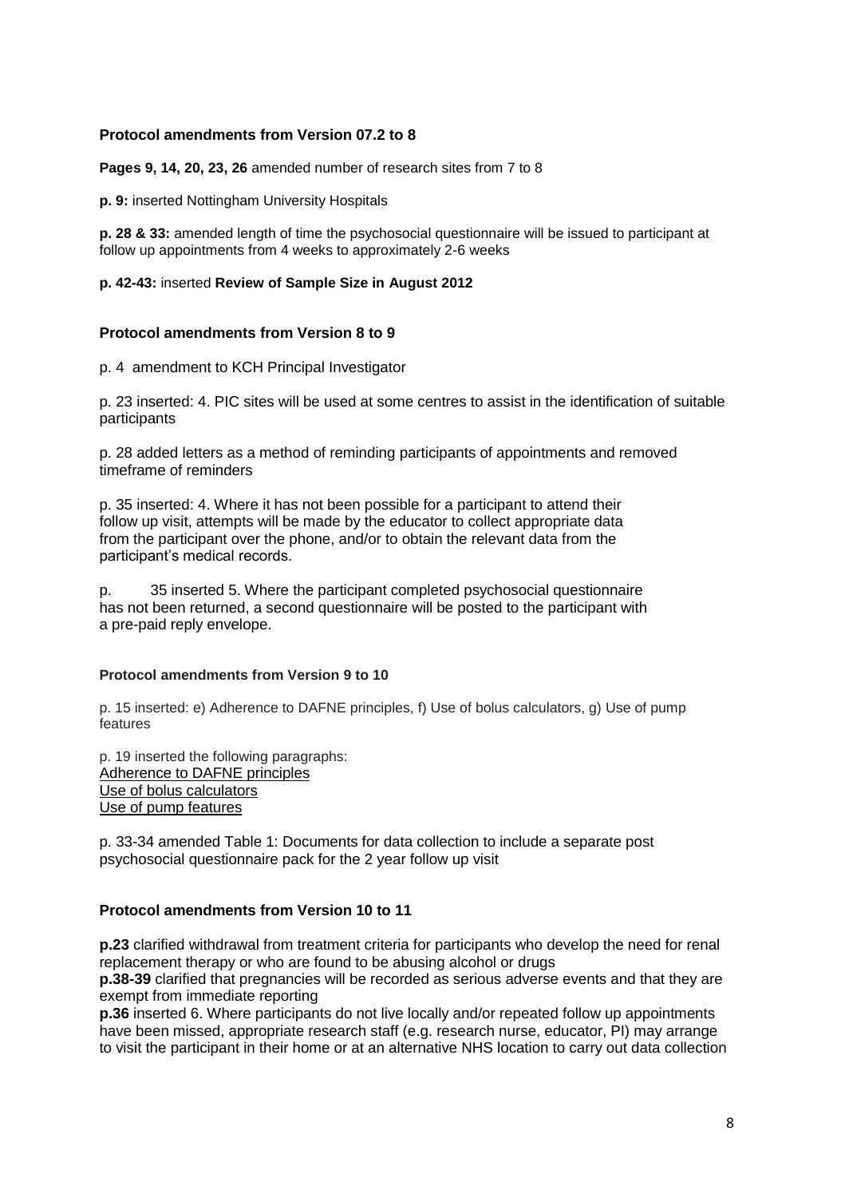### Protocol amendments from Version 07.2 to 8

**Pages 9, 14, 20, 23, 26** amended number of research sites from 7 to 8

**p. 9:** inserted Nottingham University Hospitals

**p. 28 & 33:** amended length of time the psychosocial questionnaire will be issued to participant at follow up appointments from 4 weeks to approximately 2-6 weeks

**p. 42-43:** inserted **Review of Sample Size in August 2012**

### Protocol amendments from Version 8 to 9

p. 4 amendment to KCH Principal Investigator

p. 23 inserted: 4. PIC sites will be used at some centres to assist in the identification of suitable participants

p. 28 added letters as a method of reminding participants of appointments and removed timeframe of reminders

p. 35 inserted: 4. Where it has not been possible for a participant to attend their follow up visit, attempts will be made by the educator to collect appropriate data from the participant over the phone, and/or to obtain the relevant data from the participant's medical records.

p. 35 inserted 5. Where the participant completed psychosocial questionnaire has not been returned, a second questionnaire will be posted to the participant with a pre-paid reply envelope.

### Protocol amendments from Version 9 to 10

p. 15 inserted: e) Adherence to DAFNE principles, f) Use of bolus calculators, g) Use of pump features

p. 19 inserted the following paragraphs:
Adherence to DAFNE principles
Use of bolus calculators
Use of pump features

p. 33-34 amended Table 1: Documents for data collection to include a separate post psychosocial questionnaire pack for the 2 year follow up visit

### Protocol amendments from Version 10 to 11

**p.23** clarified withdrawal from treatment criteria for participants who develop the need for renal replacement therapy or who are found to be abusing alcohol or drugs
**p.38-39** clarified that pregnancies will be recorded as serious adverse events and that they are exempt from immediate reporting
**p.36** inserted 6. Where participants do not live locally and/or repeated follow up appointments have been missed, appropriate research staff (e.g. research nurse, educator, PI) may arrange to visit the participant in their home or at an alternative NHS location to carry out data collection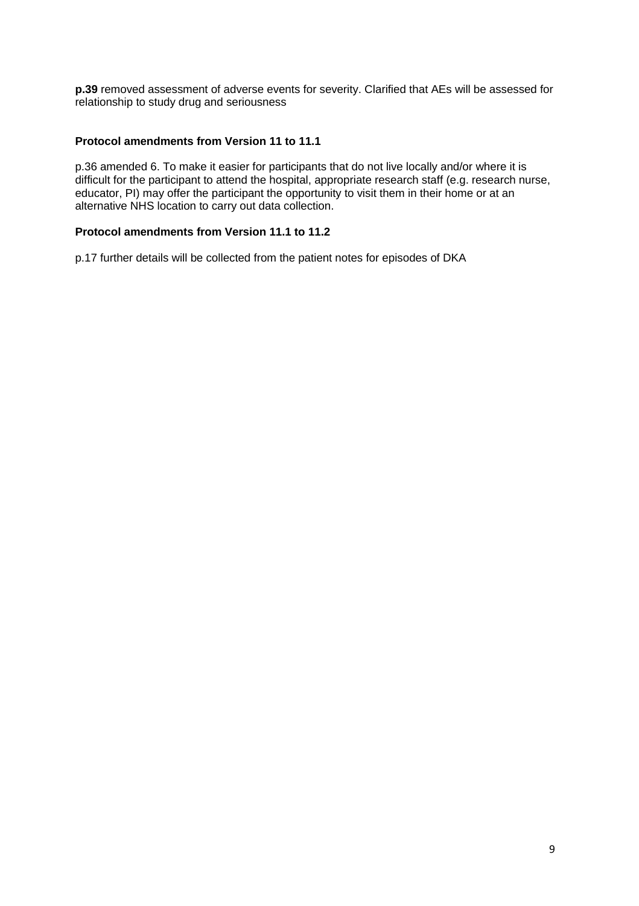**p.39** removed assessment of adverse events for severity. Clarified that AEs will be assessed for relationship to study drug and seriousness

**Protocol amendments from Version 11 to 11.1**

p.36 amended 6. To make it easier for participants that do not live locally and/or where it is difficult for the participant to attend the hospital, appropriate research staff (e.g. research nurse, educator, PI) may offer the participant the opportunity to visit them in their home or at an alternative NHS location to carry out data collection.

**Protocol amendments from Version 11.1 to 11.2**

p.17 further details will be collected from the patient notes for episodes of DKA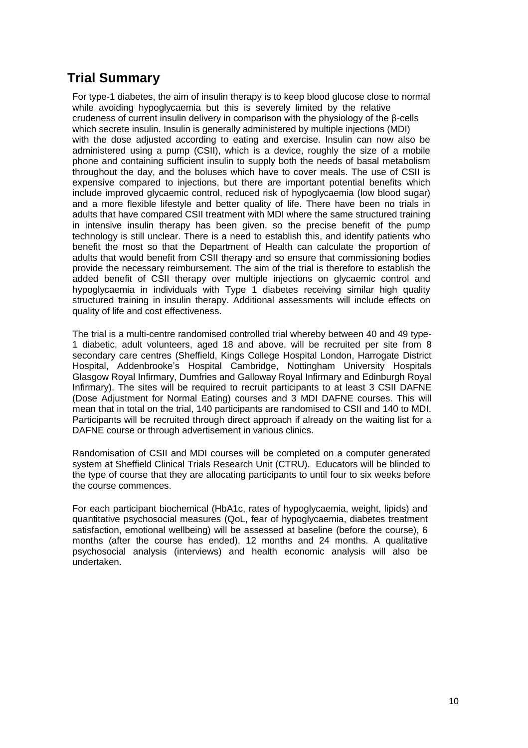## Trial Summary

For type-1 diabetes, the aim of insulin therapy is to keep blood glucose close to normal while avoiding hypoglycaemia but this is severely limited by the relative crudeness of current insulin delivery in comparison with the physiology of the β-cells which secrete insulin. Insulin is generally administered by multiple injections (MDI) with the dose adjusted according to eating and exercise. Insulin can now also be administered using a pump (CSII), which is a device, roughly the size of a mobile phone and containing sufficient insulin to supply both the needs of basal metabolism throughout the day, and the boluses which have to cover meals. The use of CSII is expensive compared to injections, but there are important potential benefits which include improved glycaemic control, reduced risk of hypoglycaemia (low blood sugar) and a more flexible lifestyle and better quality of life. There have been no trials in adults that have compared CSII treatment with MDI where the same structured training in intensive insulin therapy has been given, so the precise benefit of the pump technology is still unclear. There is a need to establish this, and identify patients who benefit the most so that the Department of Health can calculate the proportion of adults that would benefit from CSII therapy and so ensure that commissioning bodies provide the necessary reimbursement. The aim of the trial is therefore to establish the added benefit of CSII therapy over multiple injections on glycaemic control and hypoglycaemia in individuals with Type 1 diabetes receiving similar high quality structured training in insulin therapy. Additional assessments will include effects on quality of life and cost effectiveness.

The trial is a multi-centre randomised controlled trial whereby between 40 and 49 type-1 diabetic, adult volunteers, aged 18 and above, will be recruited per site from 8 secondary care centres (Sheffield, Kings College Hospital London, Harrogate District Hospital, Addenbrooke's Hospital Cambridge, Nottingham University Hospitals Glasgow Royal Infirmary, Dumfries and Galloway Royal Infirmary and Edinburgh Royal Infirmary). The sites will be required to recruit participants to at least 3 CSII DAFNE (Dose Adjustment for Normal Eating) courses and 3 MDI DAFNE courses. This will mean that in total on the trial, 140 participants are randomised to CSII and 140 to MDI. Participants will be recruited through direct approach if already on the waiting list for a DAFNE course or through advertisement in various clinics.

Randomisation of CSII and MDI courses will be completed on a computer generated system at Sheffield Clinical Trials Research Unit (CTRU). Educators will be blinded to the type of course that they are allocating participants to until four to six weeks before the course commences.

For each participant biochemical (HbA1c, rates of hypoglycaemia, weight, lipids) and quantitative psychosocial measures (QoL, fear of hypoglycaemia, diabetes treatment satisfaction, emotional wellbeing) will be assessed at baseline (before the course), 6 months (after the course has ended), 12 months and 24 months. A qualitative psychosocial analysis (interviews) and health economic analysis will also be undertaken.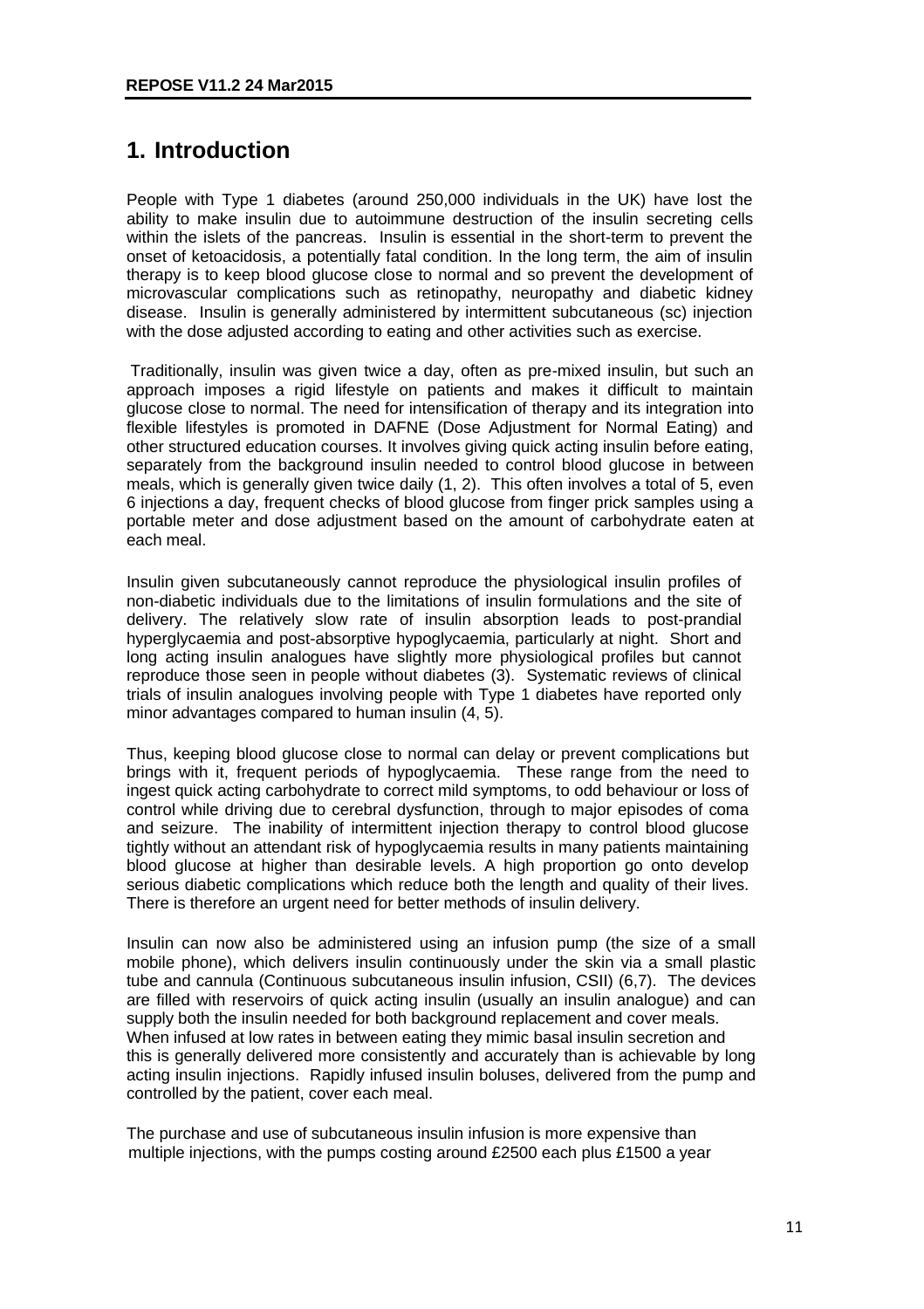# 1. Introduction

People with Type 1 diabetes (around 250,000 individuals in the UK) have lost the ability to make insulin due to autoimmune destruction of the insulin secreting cells within the islets of the pancreas. Insulin is essential in the short-term to prevent the onset of ketoacidosis, a potentially fatal condition. In the long term, the aim of insulin therapy is to keep blood glucose close to normal and so prevent the development of microvascular complications such as retinopathy, neuropathy and diabetic kidney disease. Insulin is generally administered by intermittent subcutaneous (sc) injection with the dose adjusted according to eating and other activities such as exercise.

Traditionally, insulin was given twice a day, often as pre-mixed insulin, but such an approach imposes a rigid lifestyle on patients and makes it difficult to maintain glucose close to normal. The need for intensification of therapy and its integration into flexible lifestyles is promoted in DAFNE (Dose Adjustment for Normal Eating) and other structured education courses. It involves giving quick acting insulin before eating, separately from the background insulin needed to control blood glucose in between meals, which is generally given twice daily (1, 2). This often involves a total of 5, even 6 injections a day, frequent checks of blood glucose from finger prick samples using a portable meter and dose adjustment based on the amount of carbohydrate eaten at each meal.

Insulin given subcutaneously cannot reproduce the physiological insulin profiles of non-diabetic individuals due to the limitations of insulin formulations and the site of delivery. The relatively slow rate of insulin absorption leads to post-prandial hyperglycaemia and post-absorptive hypoglycaemia, particularly at night. Short and long acting insulin analogues have slightly more physiological profiles but cannot reproduce those seen in people without diabetes (3). Systematic reviews of clinical trials of insulin analogues involving people with Type 1 diabetes have reported only minor advantages compared to human insulin (4, 5).

Thus, keeping blood glucose close to normal can delay or prevent complications but brings with it, frequent periods of hypoglycaemia. These range from the need to ingest quick acting carbohydrate to correct mild symptoms, to odd behaviour or loss of control while driving due to cerebral dysfunction, through to major episodes of coma and seizure. The inability of intermittent injection therapy to control blood glucose tightly without an attendant risk of hypoglycaemia results in many patients maintaining blood glucose at higher than desirable levels. A high proportion go onto develop serious diabetic complications which reduce both the length and quality of their lives. There is therefore an urgent need for better methods of insulin delivery.

Insulin can now also be administered using an infusion pump (the size of a small mobile phone), which delivers insulin continuously under the skin via a small plastic tube and cannula (Continuous subcutaneous insulin infusion, CSII) (6,7). The devices are filled with reservoirs of quick acting insulin (usually an insulin analogue) and can supply both the insulin needed for both background replacement and cover meals. When infused at low rates in between eating they mimic basal insulin secretion and this is generally delivered more consistently and accurately than is achievable by long acting insulin injections. Rapidly infused insulin boluses, delivered from the pump and controlled by the patient, cover each meal.

The purchase and use of subcutaneous insulin infusion is more expensive than multiple injections, with the pumps costing around £2500 each plus £1500 a year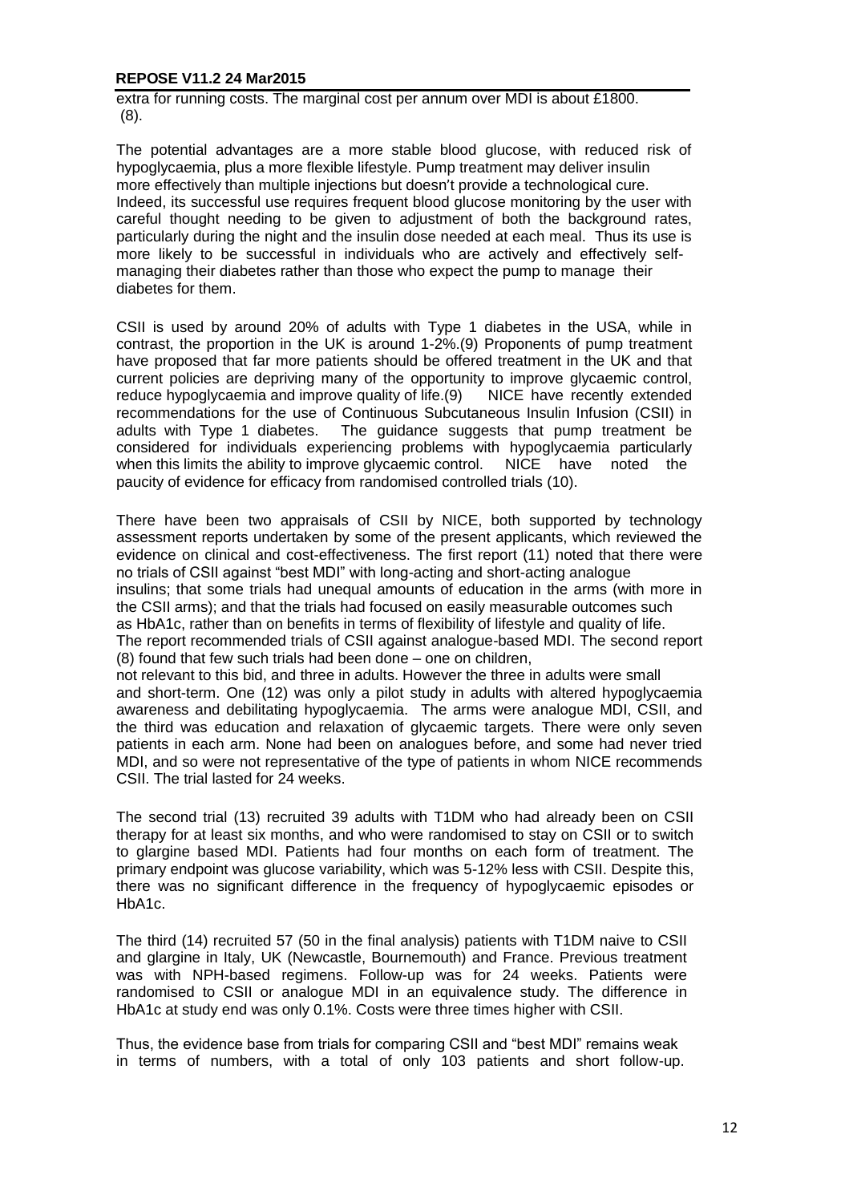extra for running costs. The marginal cost per annum over MDI is about £1800. (8).

The potential advantages are a more stable blood glucose, with reduced risk of hypoglycaemia, plus a more flexible lifestyle. Pump treatment may deliver insulin more effectively than multiple injections but doesn't provide a technological cure. Indeed, its successful use requires frequent blood glucose monitoring by the user with careful thought needing to be given to adjustment of both the background rates, particularly during the night and the insulin dose needed at each meal. Thus its use is more likely to be successful in individuals who are actively and effectively self-managing their diabetes rather than those who expect the pump to manage their diabetes for them.

CSII is used by around 20% of adults with Type 1 diabetes in the USA, while in contrast, the proportion in the UK is around 1-2%.(9) Proponents of pump treatment have proposed that far more patients should be offered treatment in the UK and that current policies are depriving many of the opportunity to improve glycaemic control, reduce hypoglycaemia and improve quality of life.(9) NICE have recently extended recommendations for the use of Continuous Subcutaneous Insulin Infusion (CSII) in adults with Type 1 diabetes. The guidance suggests that pump treatment be considered for individuals experiencing problems with hypoglycaemia particularly when this limits the ability to improve glycaemic control. NICE have noted the paucity of evidence for efficacy from randomised controlled trials (10).

There have been two appraisals of CSII by NICE, both supported by technology assessment reports undertaken by some of the present applicants, which reviewed the evidence on clinical and cost-effectiveness. The first report (11) noted that there were no trials of CSII against "best MDI" with long-acting and short-acting analogue insulins; that some trials had unequal amounts of education in the arms (with more in the CSII arms); and that the trials had focused on easily measurable outcomes such as HbA1c, rather than on benefits in terms of flexibility of lifestyle and quality of life. The report recommended trials of CSII against analogue-based MDI. The second report (8) found that few such trials had been done – one on children, not relevant to this bid, and three in adults. However the three in adults were small and short-term. One (12) was only a pilot study in adults with altered hypoglycaemia awareness and debilitating hypoglycaemia. The arms were analogue MDI, CSII, and the third was education and relaxation of glycaemic targets. There were only seven patients in each arm. None had been on analogues before, and some had never tried MDI, and so were not representative of the type of patients in whom NICE recommends CSII. The trial lasted for 24 weeks.

The second trial (13) recruited 39 adults with T1DM who had already been on CSII therapy for at least six months, and who were randomised to stay on CSII or to switch to glargine based MDI. Patients had four months on each form of treatment. The primary endpoint was glucose variability, which was 5-12% less with CSII. Despite this, there was no significant difference in the frequency of hypoglycaemic episodes or HbA1c.

The third (14) recruited 57 (50 in the final analysis) patients with T1DM naive to CSII and glargine in Italy, UK (Newcastle, Bournemouth) and France. Previous treatment was with NPH-based regimens. Follow-up was for 24 weeks. Patients were randomised to CSII or analogue MDI in an equivalence study. The difference in HbA1c at study end was only 0.1%. Costs were three times higher with CSII.

Thus, the evidence base from trials for comparing CSII and "best MDI" remains weak in terms of numbers, with a total of only 103 patients and short follow-up.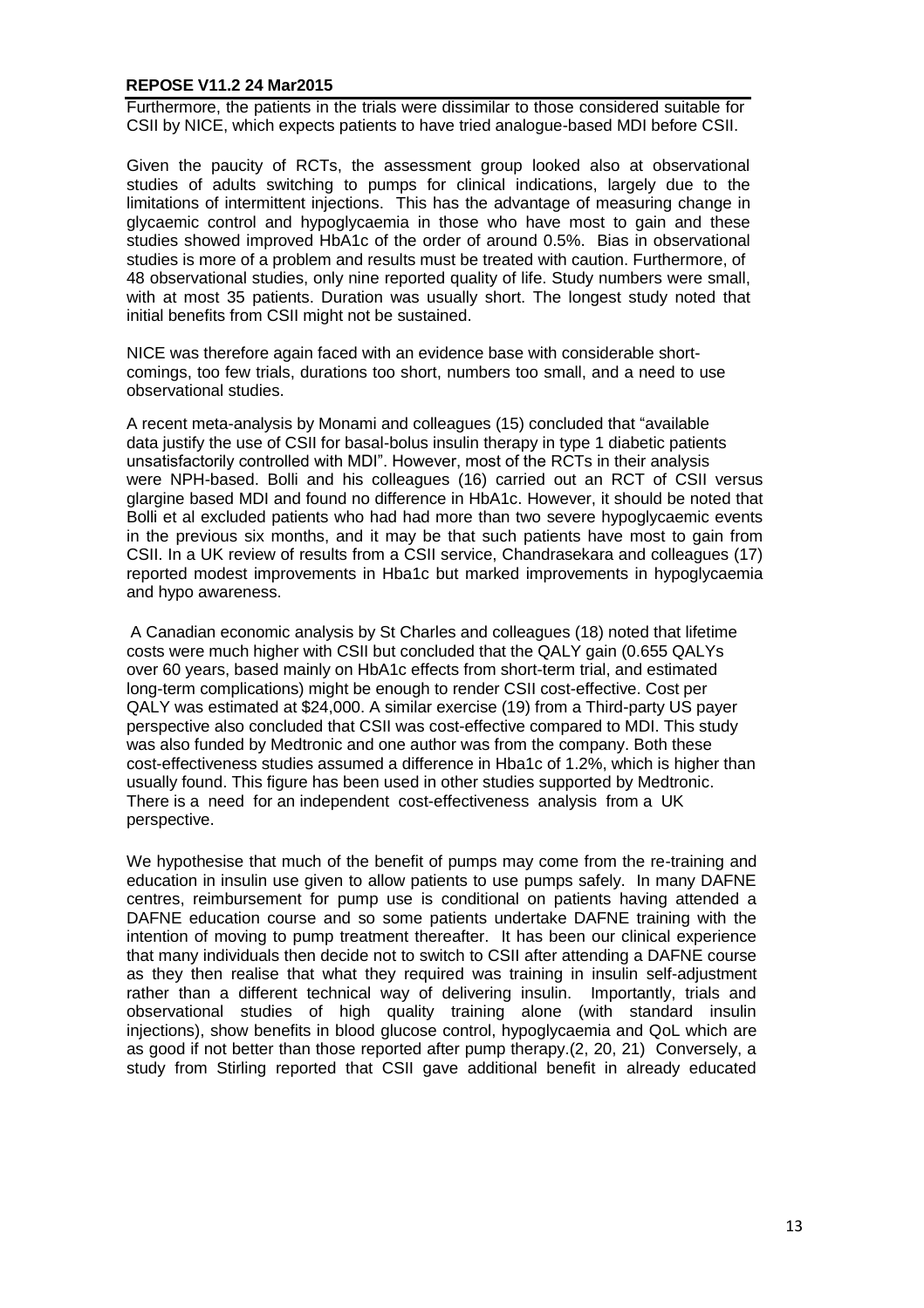Furthermore, the patients in the trials were dissimilar to those considered suitable for CSII by NICE, which expects patients to have tried analogue-based MDI before CSII.

Given the paucity of RCTs, the assessment group looked also at observational studies of adults switching to pumps for clinical indications, largely due to the limitations of intermittent injections. This has the advantage of measuring change in glycaemic control and hypoglycaemia in those who have most to gain and these studies showed improved HbA1c of the order of around 0.5%. Bias in observational studies is more of a problem and results must be treated with caution. Furthermore, of 48 observational studies, only nine reported quality of life. Study numbers were small, with at most 35 patients. Duration was usually short. The longest study noted that initial benefits from CSII might not be sustained.

NICE was therefore again faced with an evidence base with considerable short-comings, too few trials, durations too short, numbers too small, and a need to use observational studies.

A recent meta-analysis by Monami and colleagues (15) concluded that "available data justify the use of CSII for basal-bolus insulin therapy in type 1 diabetic patients unsatisfactorily controlled with MDI". However, most of the RCTs in their analysis were NPH-based. Bolli and his colleagues (16) carried out an RCT of CSII versus glargine based MDI and found no difference in HbA1c. However, it should be noted that Bolli et al excluded patients who had had more than two severe hypoglycaemic events in the previous six months, and it may be that such patients have most to gain from CSII. In a UK review of results from a CSII service, Chandrasekara and colleagues (17) reported modest improvements in Hba1c but marked improvements in hypoglycaemia and hypo awareness.

A Canadian economic analysis by St Charles and colleagues (18) noted that lifetime costs were much higher with CSII but concluded that the QALY gain (0.655 QALYs over 60 years, based mainly on HbA1c effects from short-term trial, and estimated long-term complications) might be enough to render CSII cost-effective. Cost per QALY was estimated at $24,000. A similar exercise (19) from a Third-party US payer perspective also concluded that CSII was cost-effective compared to MDI. This study was also funded by Medtronic and one author was from the company. Both these cost-effectiveness studies assumed a difference in Hba1c of 1.2%, which is higher than usually found. This figure has been used in other studies supported by Medtronic. There is a need for an independent cost-effectiveness analysis from a UK perspective.

We hypothesise that much of the benefit of pumps may come from the re-training and education in insulin use given to allow patients to use pumps safely. In many DAFNE centres, reimbursement for pump use is conditional on patients having attended a DAFNE education course and so some patients undertake DAFNE training with the intention of moving to pump treatment thereafter. It has been our clinical experience that many individuals then decide not to switch to CSII after attending a DAFNE course as they then realise that what they required was training in insulin self-adjustment rather than a different technical way of delivering insulin. Importantly, trials and observational studies of high quality training alone (with standard insulin injections), show benefits in blood glucose control, hypoglycaemia and QoL which are as good if not better than those reported after pump therapy.(2, 20, 21) Conversely, a study from Stirling reported that CSII gave additional benefit in already educated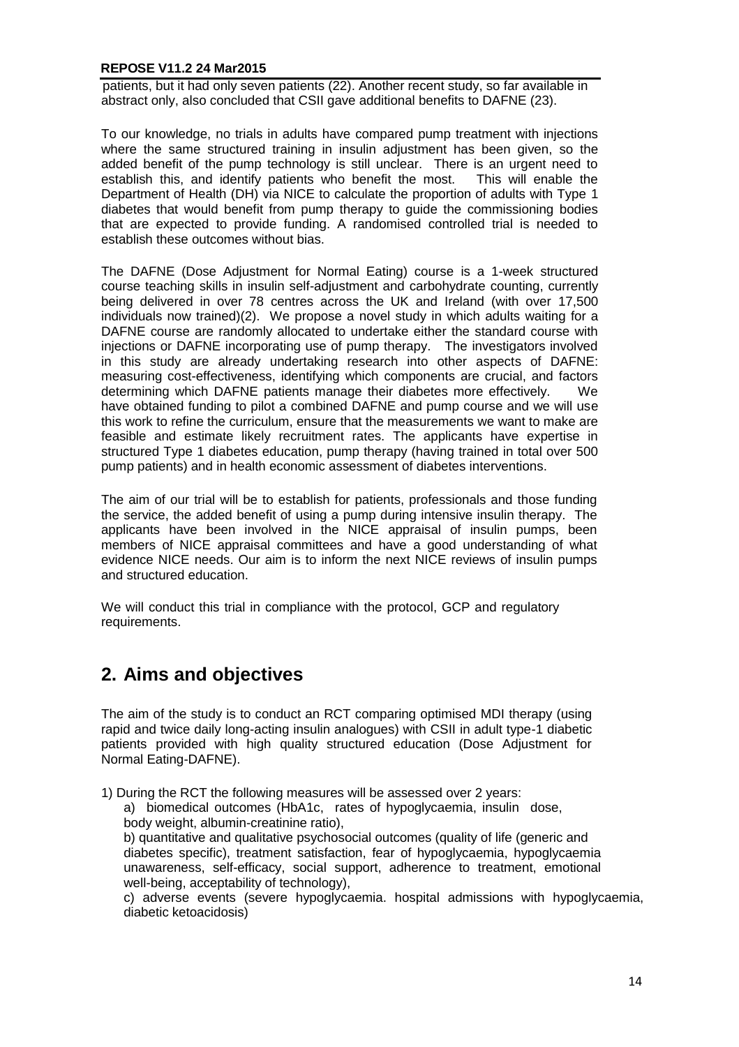patients, but it had only seven patients (22). Another recent study, so far available in abstract only, also concluded that CSII gave additional benefits to DAFNE (23).

To our knowledge, no trials in adults have compared pump treatment with injections where the same structured training in insulin adjustment has been given, so the added benefit of the pump technology is still unclear. There is an urgent need to establish this, and identify patients who benefit the most. This will enable the Department of Health (DH) via NICE to calculate the proportion of adults with Type 1 diabetes that would benefit from pump therapy to guide the commissioning bodies that are expected to provide funding. A randomised controlled trial is needed to establish these outcomes without bias.

The DAFNE (Dose Adjustment for Normal Eating) course is a 1-week structured course teaching skills in insulin self-adjustment and carbohydrate counting, currently being delivered in over 78 centres across the UK and Ireland (with over 17,500 individuals now trained)(2). We propose a novel study in which adults waiting for a DAFNE course are randomly allocated to undertake either the standard course with injections or DAFNE incorporating use of pump therapy. The investigators involved in this study are already undertaking research into other aspects of DAFNE: measuring cost-effectiveness, identifying which components are crucial, and factors determining which DAFNE patients manage their diabetes more effectively. We have obtained funding to pilot a combined DAFNE and pump course and we will use this work to refine the curriculum, ensure that the measurements we want to make are feasible and estimate likely recruitment rates. The applicants have expertise in structured Type 1 diabetes education, pump therapy (having trained in total over 500 pump patients) and in health economic assessment of diabetes interventions.

The aim of our trial will be to establish for patients, professionals and those funding the service, the added benefit of using a pump during intensive insulin therapy. The applicants have been involved in the NICE appraisal of insulin pumps, been members of NICE appraisal committees and have a good understanding of what evidence NICE needs. Our aim is to inform the next NICE reviews of insulin pumps and structured education.

We will conduct this trial in compliance with the protocol, GCP and regulatory requirements.

# 2. Aims and objectives

The aim of the study is to conduct an RCT comparing optimised MDI therapy (using rapid and twice daily long-acting insulin analogues) with CSII in adult type-1 diabetic patients provided with high quality structured education (Dose Adjustment for Normal Eating-DAFNE).

1) During the RCT the following measures will be assessed over 2 years:

   a) biomedical outcomes (HbA1c, rates of hypoglycaemia, insulin dose, body weight, albumin-creatinine ratio),

   b) quantitative and qualitative psychosocial outcomes (quality of life (generic and diabetes specific), treatment satisfaction, fear of hypoglycaemia, hypoglycaemia unawareness, self-efficacy, social support, adherence to treatment, emotional well-being, acceptability of technology),

   c) adverse events (severe hypoglycaemia. hospital admissions with hypoglycaemia, diabetic ketoacidosis)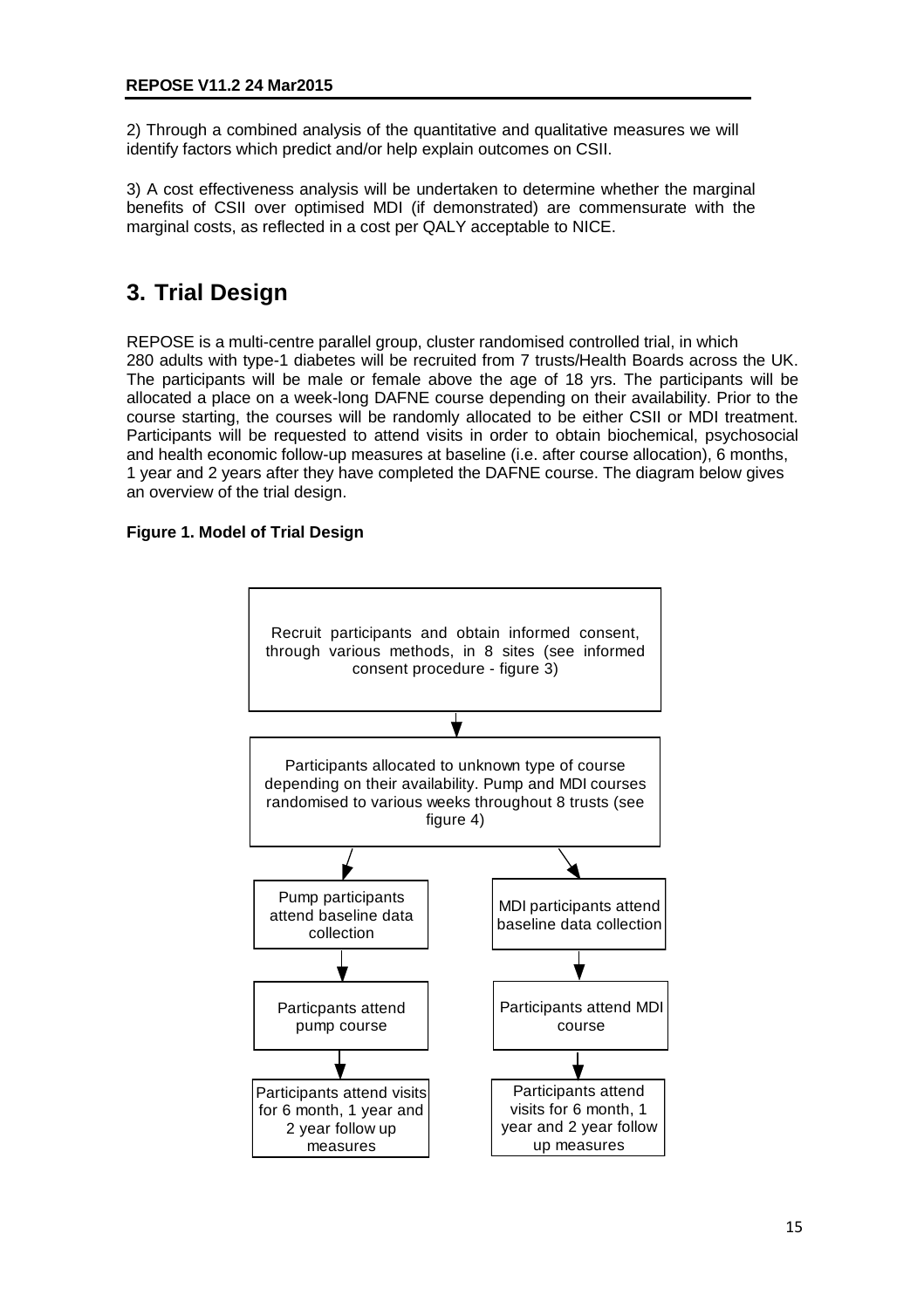2) Through a combined analysis of the quantitative and qualitative measures we will identify factors which predict and/or help explain outcomes on CSII.

3) A cost effectiveness analysis will be undertaken to determine whether the marginal benefits of CSII over optimised MDI (if demonstrated) are commensurate with the marginal costs, as reflected in a cost per QALY acceptable to NICE.

# 3. Trial Design

REPOSE is a multi-centre parallel group, cluster randomised controlled trial, in which 280 adults with type-1 diabetes will be recruited from 7 trusts/Health Boards across the UK. The participants will be male or female above the age of 18 yrs. The participants will be allocated a place on a week-long DAFNE course depending on their availability. Prior to the course starting, the courses will be randomly allocated to be either CSII or MDI treatment. Participants will be requested to attend visits in order to obtain biochemical, psychosocial and health economic follow-up measures at baseline (i.e. after course allocation), 6 months, 1 year and 2 years after they have completed the DAFNE course. The diagram below gives an overview of the trial design.

**Figure 1. Model of Trial Design**

Recruit participants and obtain informed consent, through various methods, in 8 sites (see informed consent procedure - figure 3)

Participants allocated to unknown type of course depending on their availability. Pump and MDI courses randomised to various weeks throughout 8 trusts (see figure 4)

Pump participants attend baseline data collection

Particpants attend pump course

Participants attend visits for 6 month, 1 year and 2 year follow up measures

MDI participants attend baseline data collection

Participants attend MDI course

Participants attend visits for 6 month, 1 year and 2 year follow up measures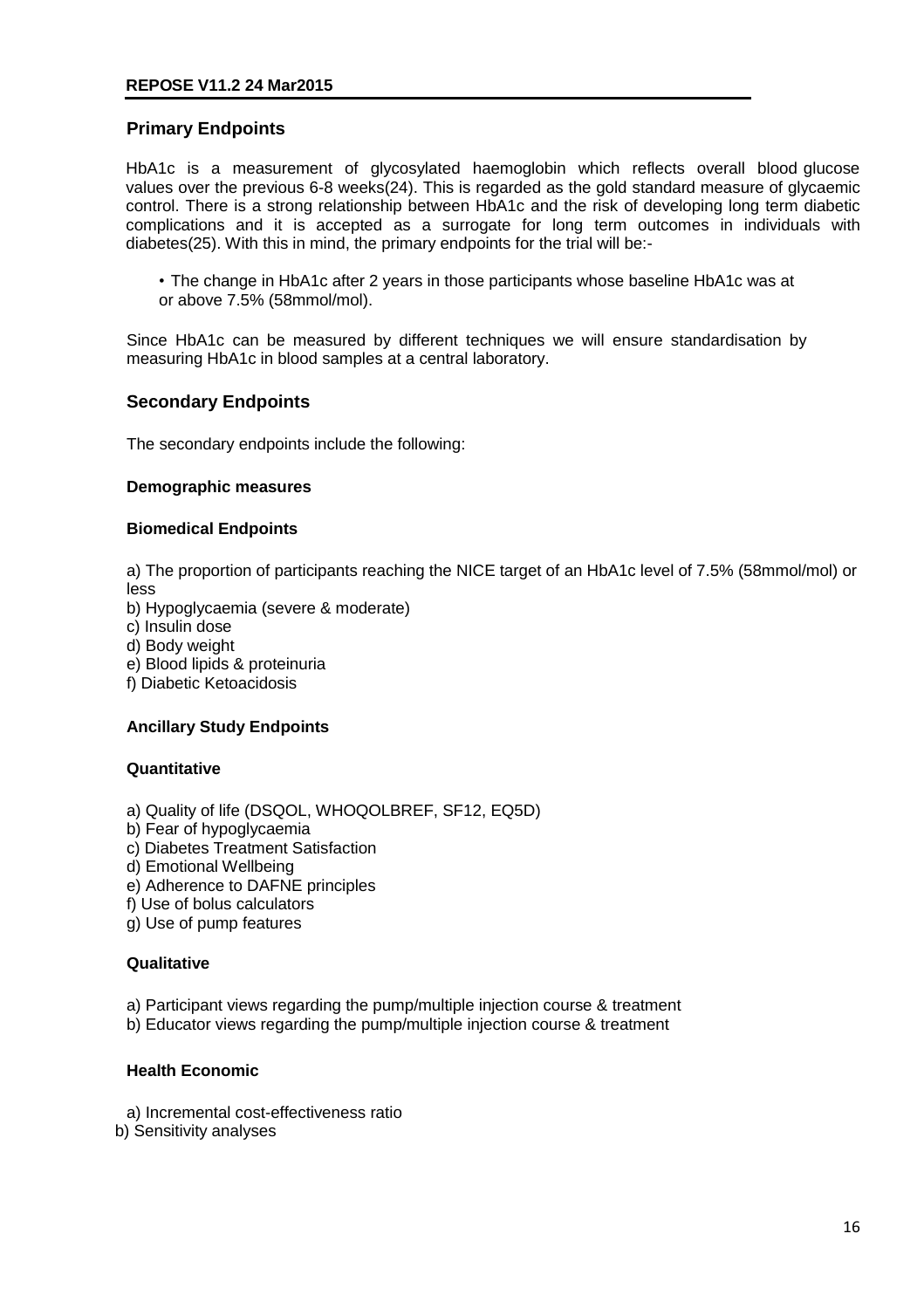## Primary Endpoints

HbA1c is a measurement of glycosylated haemoglobin which reflects overall blood glucose values over the previous 6-8 weeks(24). This is regarded as the gold standard measure of glycaemic control. There is a strong relationship between HbA1c and the risk of developing long term diabetic complications and it is accepted as a surrogate for long term outcomes in individuals with diabetes(25). With this in mind, the primary endpoints for the trial will be:-

- The change in HbA1c after 2 years in those participants whose baseline HbA1c was at or above 7.5% (58mmol/mol).

Since HbA1c can be measured by different techniques we will ensure standardisation by measuring HbA1c in blood samples at a central laboratory.

## Secondary Endpoints

The secondary endpoints include the following:

### Demographic measures

### Biomedical Endpoints

a) The proportion of participants reaching the NICE target of an HbA1c level of 7.5% (58mmol/mol) or less
b) Hypoglycaemia (severe & moderate)
c) Insulin dose
d) Body weight
e) Blood lipids & proteinuria
f) Diabetic Ketoacidosis

### Ancillary Study Endpoints

#### Quantitative

a) Quality of life (DSQOL, WHOQOLBREF, SF12, EQ5D)
b) Fear of hypoglycaemia
c) Diabetes Treatment Satisfaction
d) Emotional Wellbeing
e) Adherence to DAFNE principles
f) Use of bolus calculators
g) Use of pump features

#### Qualitative

a) Participant views regarding the pump/multiple injection course & treatment
b) Educator views regarding the pump/multiple injection course & treatment

#### Health Economic

a) Incremental cost-effectiveness ratio
b) Sensitivity analyses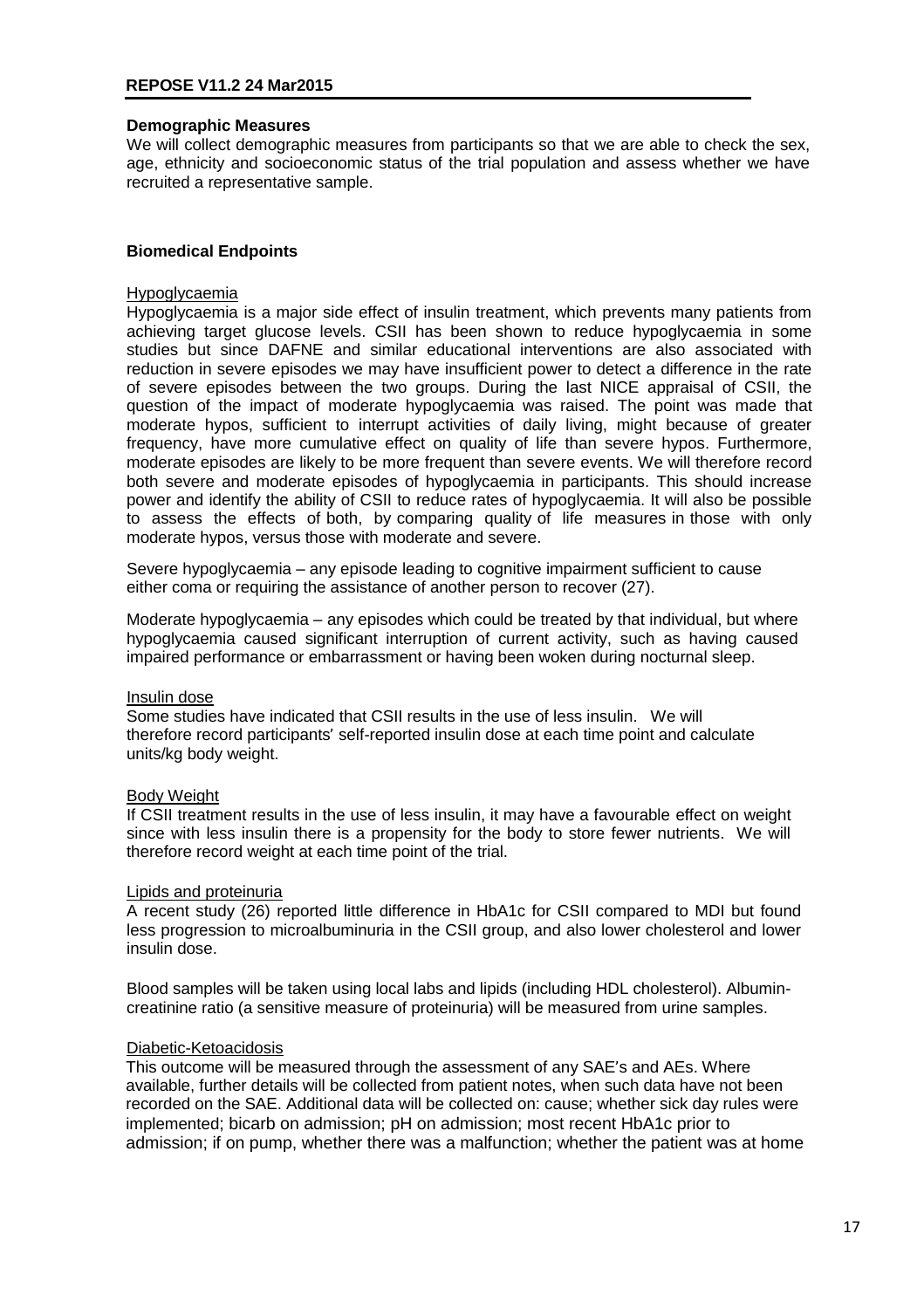**Demographic Measures**

We will collect demographic measures from participants so that we are able to check the sex, age, ethnicity and socioeconomic status of the trial population and assess whether we have recruited a representative sample.

**Biomedical Endpoints**

Hypoglycaemia

Hypoglycaemia is a major side effect of insulin treatment, which prevents many patients from achieving target glucose levels. CSII has been shown to reduce hypoglycaemia in some studies but since DAFNE and similar educational interventions are also associated with reduction in severe episodes we may have insufficient power to detect a difference in the rate of severe episodes between the two groups. During the last NICE appraisal of CSII, the question of the impact of moderate hypoglycaemia was raised. The point was made that moderate hypos, sufficient to interrupt activities of daily living, might because of greater frequency, have more cumulative effect on quality of life than severe hypos. Furthermore, moderate episodes are likely to be more frequent than severe events. We will therefore record both severe and moderate episodes of hypoglycaemia in participants. This should increase power and identify the ability of CSII to reduce rates of hypoglycaemia. It will also be possible to assess the effects of both, by comparing quality of life measures in those with only moderate hypos, versus those with moderate and severe.

Severe hypoglycaemia – any episode leading to cognitive impairment sufficient to cause either coma or requiring the assistance of another person to recover (27).

Moderate hypoglycaemia – any episodes which could be treated by that individual, but where hypoglycaemia caused significant interruption of current activity, such as having caused impaired performance or embarrassment or having been woken during nocturnal sleep.

Insulin dose

Some studies have indicated that CSII results in the use of less insulin. We will therefore record participants' self-reported insulin dose at each time point and calculate units/kg body weight.

Body Weight

If CSII treatment results in the use of less insulin, it may have a favourable effect on weight since with less insulin there is a propensity for the body to store fewer nutrients. We will therefore record weight at each time point of the trial.

Lipids and proteinuria

A recent study (26) reported little difference in HbA1c for CSII compared to MDI but found less progression to microalbuminuria in the CSII group, and also lower cholesterol and lower insulin dose.

Blood samples will be taken using local labs and lipids (including HDL cholesterol). Albumin-creatinine ratio (a sensitive measure of proteinuria) will be measured from urine samples.

Diabetic-Ketoacidosis

This outcome will be measured through the assessment of any SAE's and AEs. Where available, further details will be collected from patient notes, when such data have not been recorded on the SAE. Additional data will be collected on: cause; whether sick day rules were implemented; bicarb on admission; pH on admission; most recent HbA1c prior to admission; if on pump, whether there was a malfunction; whether the patient was at home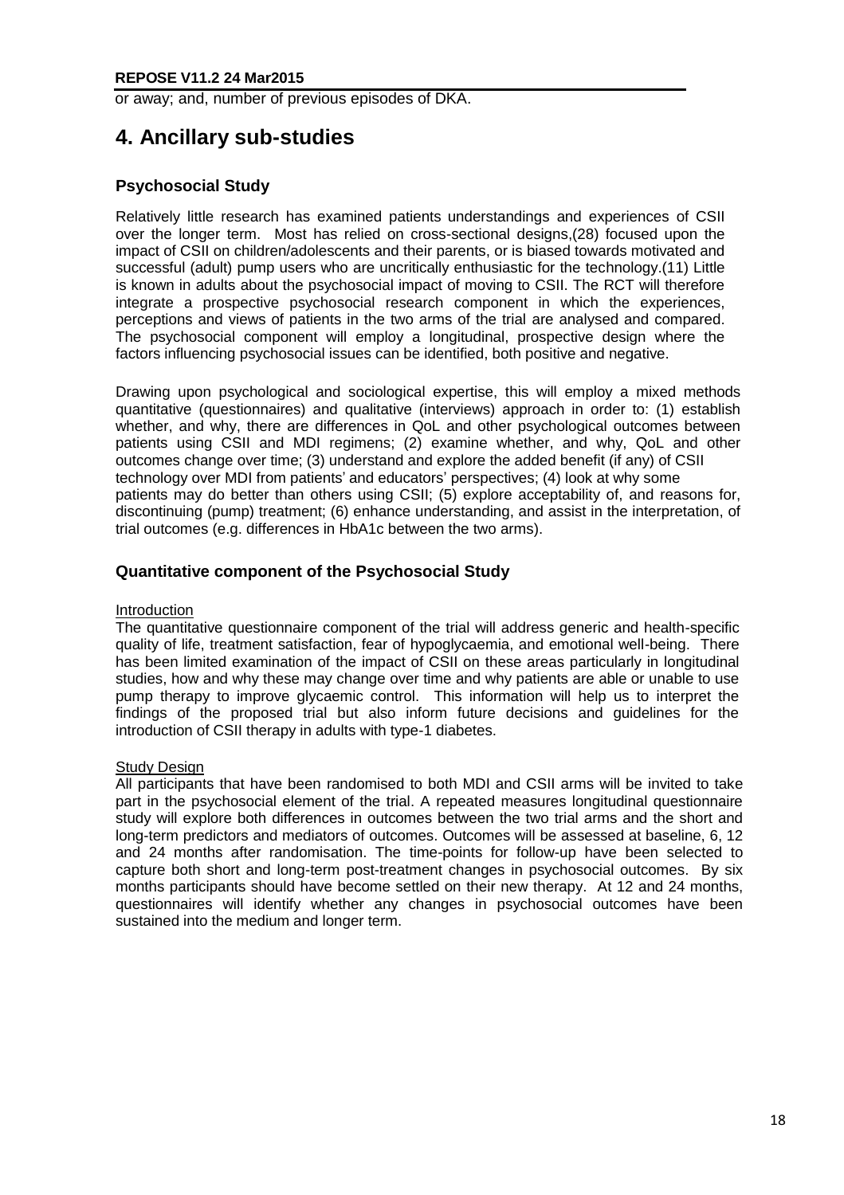or away; and, number of previous episodes of DKA.

# 4. Ancillary sub-studies

### Psychosocial Study

Relatively little research has examined patients understandings and experiences of CSII over the longer term. Most has relied on cross-sectional designs,(28) focused upon the impact of CSII on children/adolescents and their parents, or is biased towards motivated and successful (adult) pump users who are uncritically enthusiastic for the technology.(11) Little is known in adults about the psychosocial impact of moving to CSII. The RCT will therefore integrate a prospective psychosocial research component in which the experiences, perceptions and views of patients in the two arms of the trial are analysed and compared. The psychosocial component will employ a longitudinal, prospective design where the factors influencing psychosocial issues can be identified, both positive and negative.

Drawing upon psychological and sociological expertise, this will employ a mixed methods quantitative (questionnaires) and qualitative (interviews) approach in order to: (1) establish whether, and why, there are differences in QoL and other psychological outcomes between patients using CSII and MDI regimens; (2) examine whether, and why, QoL and other outcomes change over time; (3) understand and explore the added benefit (if any) of CSII technology over MDI from patients' and educators' perspectives; (4) look at why some patients may do better than others using CSII; (5) explore acceptability of, and reasons for, discontinuing (pump) treatment; (6) enhance understanding, and assist in the interpretation, of trial outcomes (e.g. differences in HbA1c between the two arms).

### Quantitative component of the Psychosocial Study

Introduction

The quantitative questionnaire component of the trial will address generic and health-specific quality of life, treatment satisfaction, fear of hypoglycaemia, and emotional well-being. There has been limited examination of the impact of CSII on these areas particularly in longitudinal studies, how and why these may change over time and why patients are able or unable to use pump therapy to improve glycaemic control. This information will help us to interpret the findings of the proposed trial but also inform future decisions and guidelines for the introduction of CSII therapy in adults with type-1 diabetes.

Study Design

All participants that have been randomised to both MDI and CSII arms will be invited to take part in the psychosocial element of the trial. A repeated measures longitudinal questionnaire study will explore both differences in outcomes between the two trial arms and the short and long-term predictors and mediators of outcomes. Outcomes will be assessed at baseline, 6, 12 and 24 months after randomisation. The time-points for follow-up have been selected to capture both short and long-term post-treatment changes in psychosocial outcomes. By six months participants should have become settled on their new therapy. At 12 and 24 months, questionnaires will identify whether any changes in psychosocial outcomes have been sustained into the medium and longer term.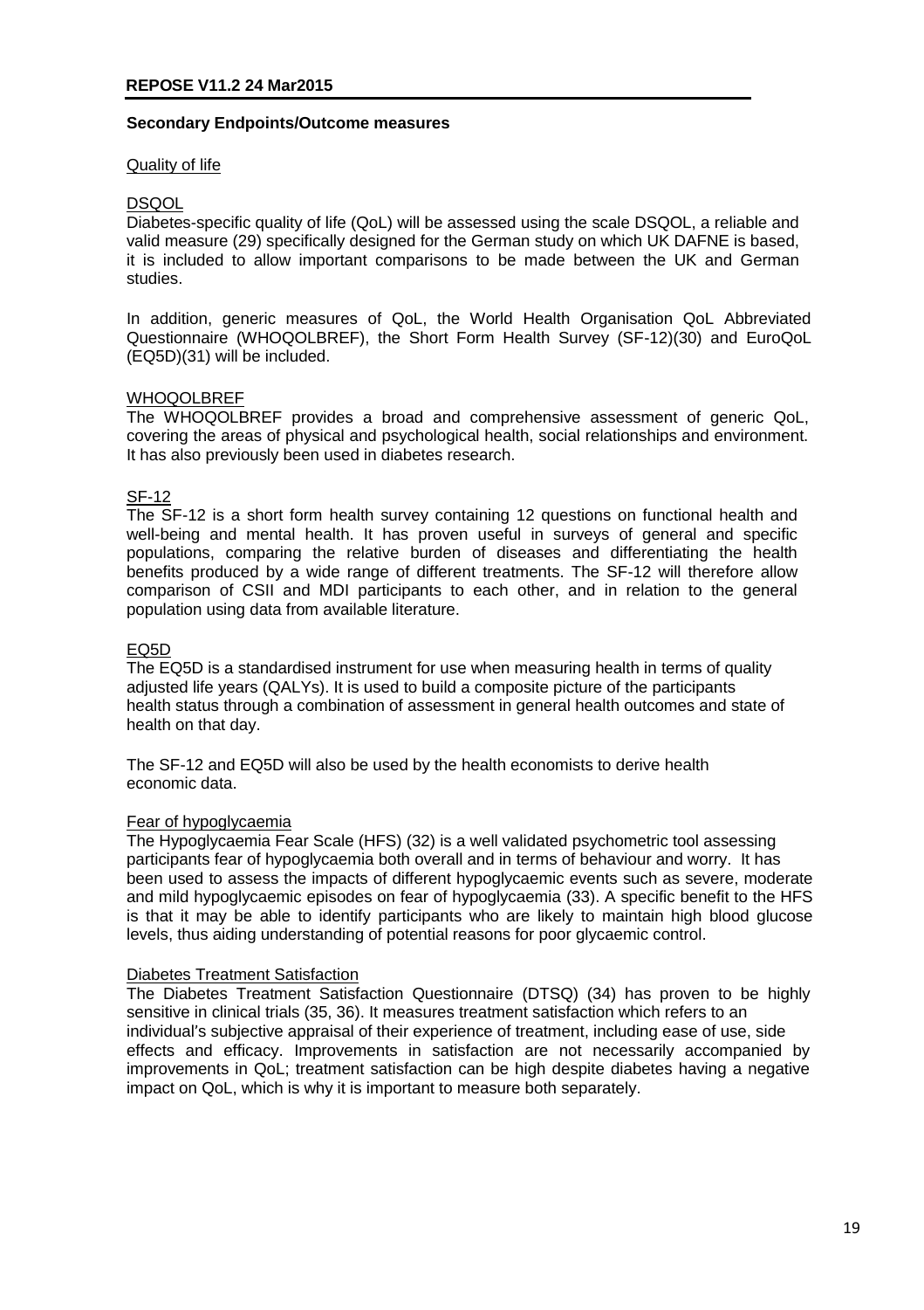### Secondary Endpoints/Outcome measures

#### Quality of life

##### DSQOL

Diabetes-specific quality of life (QoL) will be assessed using the scale DSQOL, a reliable and valid measure (29) specifically designed for the German study on which UK DAFNE is based, it is included to allow important comparisons to be made between the UK and German studies.

In addition, generic measures of QoL, the World Health Organisation QoL Abbreviated Questionnaire (WHOQOLBREF), the Short Form Health Survey (SF-12)(30) and EuroQoL (EQ5D)(31) will be included.

##### WHOQOLBREF

The WHOQOLBREF provides a broad and comprehensive assessment of generic QoL, covering the areas of physical and psychological health, social relationships and environment. It has also previously been used in diabetes research.

##### SF-12

The SF-12 is a short form health survey containing 12 questions on functional health and well-being and mental health. It has proven useful in surveys of general and specific populations, comparing the relative burden of diseases and differentiating the health benefits produced by a wide range of different treatments. The SF-12 will therefore allow comparison of CSII and MDI participants to each other, and in relation to the general population using data from available literature.

##### EQ5D

The EQ5D is a standardised instrument for use when measuring health in terms of quality adjusted life years (QALYs). It is used to build a composite picture of the participants health status through a combination of assessment in general health outcomes and state of health on that day.

The SF-12 and EQ5D will also be used by the health economists to derive health economic data.

#### Fear of hypoglycaemia

The Hypoglycaemia Fear Scale (HFS) (32) is a well validated psychometric tool assessing participants fear of hypoglycaemia both overall and in terms of behaviour and worry. It has been used to assess the impacts of different hypoglycaemic events such as severe, moderate and mild hypoglycaemic episodes on fear of hypoglycaemia (33). A specific benefit to the HFS is that it may be able to identify participants who are likely to maintain high blood glucose levels, thus aiding understanding of potential reasons for poor glycaemic control.

#### Diabetes Treatment Satisfaction

The Diabetes Treatment Satisfaction Questionnaire (DTSQ) (34) has proven to be highly sensitive in clinical trials (35, 36). It measures treatment satisfaction which refers to an individual's subjective appraisal of their experience of treatment, including ease of use, side effects and efficacy. Improvements in satisfaction are not necessarily accompanied by improvements in QoL; treatment satisfaction can be high despite diabetes having a negative impact on QoL, which is why it is important to measure both separately.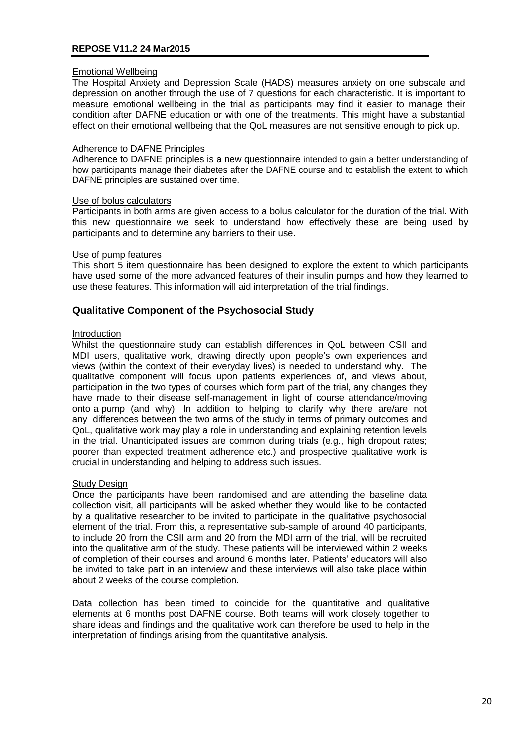#### Emotional Wellbeing

The Hospital Anxiety and Depression Scale (HADS) measures anxiety on one subscale and depression on another through the use of 7 questions for each characteristic. It is important to measure emotional wellbeing in the trial as participants may find it easier to manage their condition after DAFNE education or with one of the treatments. This might have a substantial effect on their emotional wellbeing that the QoL measures are not sensitive enough to pick up.

#### Adherence to DAFNE Principles

Adherence to DAFNE principles is a new questionnaire intended to gain a better understanding of how participants manage their diabetes after the DAFNE course and to establish the extent to which DAFNE principles are sustained over time.

#### Use of bolus calculators

Participants in both arms are given access to a bolus calculator for the duration of the trial. With this new questionnaire we seek to understand how effectively these are being used by participants and to determine any barriers to their use.

#### Use of pump features

This short 5 item questionnaire has been designed to explore the extent to which participants have used some of the more advanced features of their insulin pumps and how they learned to use these features. This information will aid interpretation of the trial findings.

## Qualitative Component of the Psychosocial Study

#### Introduction

Whilst the questionnaire study can establish differences in QoL between CSII and MDI users, qualitative work, drawing directly upon people's own experiences and views (within the context of their everyday lives) is needed to understand why. The qualitative component will focus upon patients experiences of, and views about, participation in the two types of courses which form part of the trial, any changes they have made to their disease self-management in light of course attendance/moving onto a pump (and why). In addition to helping to clarify why there are/are not any differences between the two arms of the study in terms of primary outcomes and QoL, qualitative work may play a role in understanding and explaining retention levels in the trial. Unanticipated issues are common during trials (e.g., high dropout rates; poorer than expected treatment adherence etc.) and prospective qualitative work is crucial in understanding and helping to address such issues.

#### Study Design

Once the participants have been randomised and are attending the baseline data collection visit, all participants will be asked whether they would like to be contacted by a qualitative researcher to be invited to participate in the qualitative psychosocial element of the trial. From this, a representative sub-sample of around 40 participants, to include 20 from the CSII arm and 20 from the MDI arm of the trial, will be recruited into the qualitative arm of the study. These patients will be interviewed within 2 weeks of completion of their courses and around 6 months later. Patients' educators will also be invited to take part in an interview and these interviews will also take place within about 2 weeks of the course completion.

Data collection has been timed to coincide for the quantitative and qualitative elements at 6 months post DAFNE course. Both teams will work closely together to share ideas and findings and the qualitative work can therefore be used to help in the interpretation of findings arising from the quantitative analysis.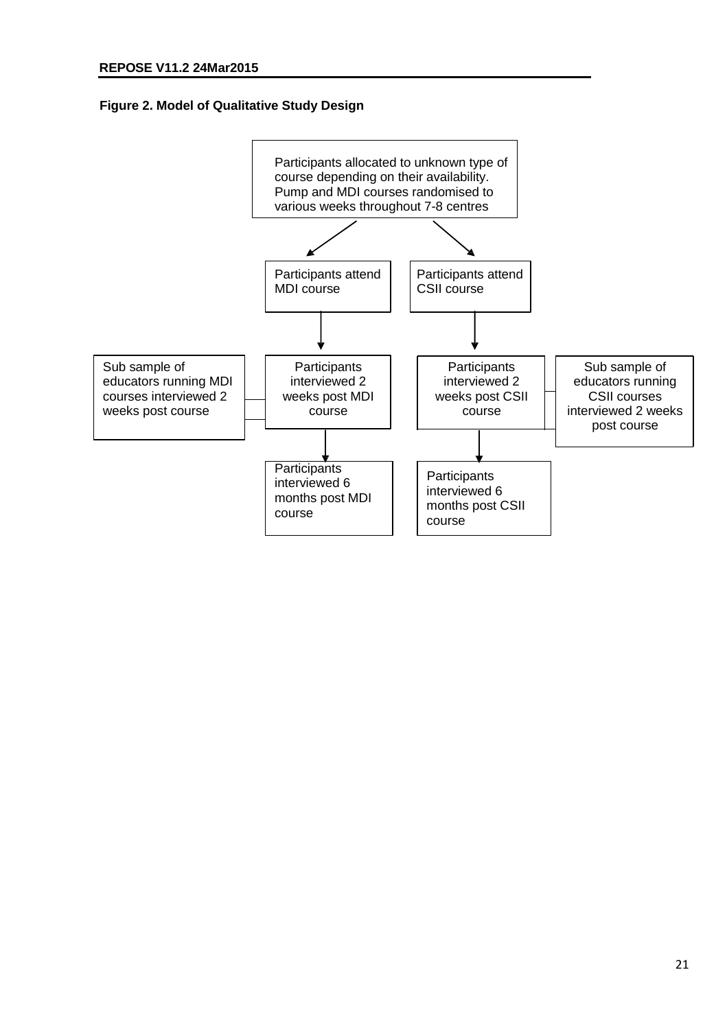**Figure 2. Model of Qualitative Study Design**

Participants allocated to unknown type of course depending on their availability. Pump and MDI courses randomised to various weeks throughout 7-8 centres

Participants attend MDI course

Participants attend CSII course

Sub sample of educators running MDI courses interviewed 2 weeks post course

Participants interviewed 2 weeks post MDI course

Participants interviewed 2 weeks post CSII course

Sub sample of educators running CSII courses interviewed 2 weeks post course

Participants interviewed 6 months post MDI course

Participants interviewed 6 months post CSII course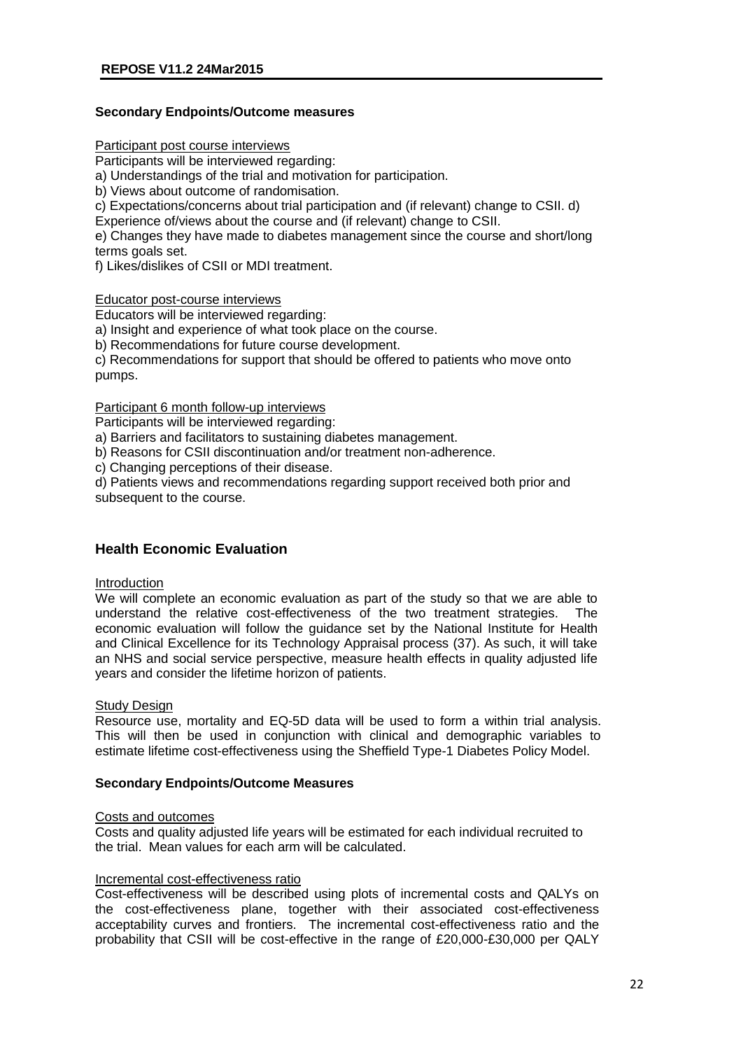### Secondary Endpoints/Outcome measures

Participant post course interviews

Participants will be interviewed regarding:

a) Understandings of the trial and motivation for participation.

b) Views about outcome of randomisation.

c) Expectations/concerns about trial participation and (if relevant) change to CSII. d) Experience of/views about the course and (if relevant) change to CSII.

e) Changes they have made to diabetes management since the course and short/long terms goals set.

f) Likes/dislikes of CSII or MDI treatment.

Educator post-course interviews

Educators will be interviewed regarding:

a) Insight and experience of what took place on the course.

b) Recommendations for future course development.

c) Recommendations for support that should be offered to patients who move onto pumps.

Participant 6 month follow-up interviews

Participants will be interviewed regarding:

a) Barriers and facilitators to sustaining diabetes management.

b) Reasons for CSII discontinuation and/or treatment non-adherence.

c) Changing perceptions of their disease.

d) Patients views and recommendations regarding support received both prior and subsequent to the course.

## Health Economic Evaluation

Introduction

We will complete an economic evaluation as part of the study so that we are able to understand the relative cost-effectiveness of the two treatment strategies. The economic evaluation will follow the guidance set by the National Institute for Health and Clinical Excellence for its Technology Appraisal process (37). As such, it will take an NHS and social service perspective, measure health effects in quality adjusted life years and consider the lifetime horizon of patients.

Study Design

Resource use, mortality and EQ-5D data will be used to form a within trial analysis. This will then be used in conjunction with clinical and demographic variables to estimate lifetime cost-effectiveness using the Sheffield Type-1 Diabetes Policy Model.

### Secondary Endpoints/Outcome Measures

Costs and outcomes

Costs and quality adjusted life years will be estimated for each individual recruited to the trial. Mean values for each arm will be calculated.

Incremental cost-effectiveness ratio

Cost-effectiveness will be described using plots of incremental costs and QALYs on the cost-effectiveness plane, together with their associated cost-effectiveness acceptability curves and frontiers. The incremental cost-effectiveness ratio and the probability that CSII will be cost-effective in the range of £20,000-£30,000 per QALY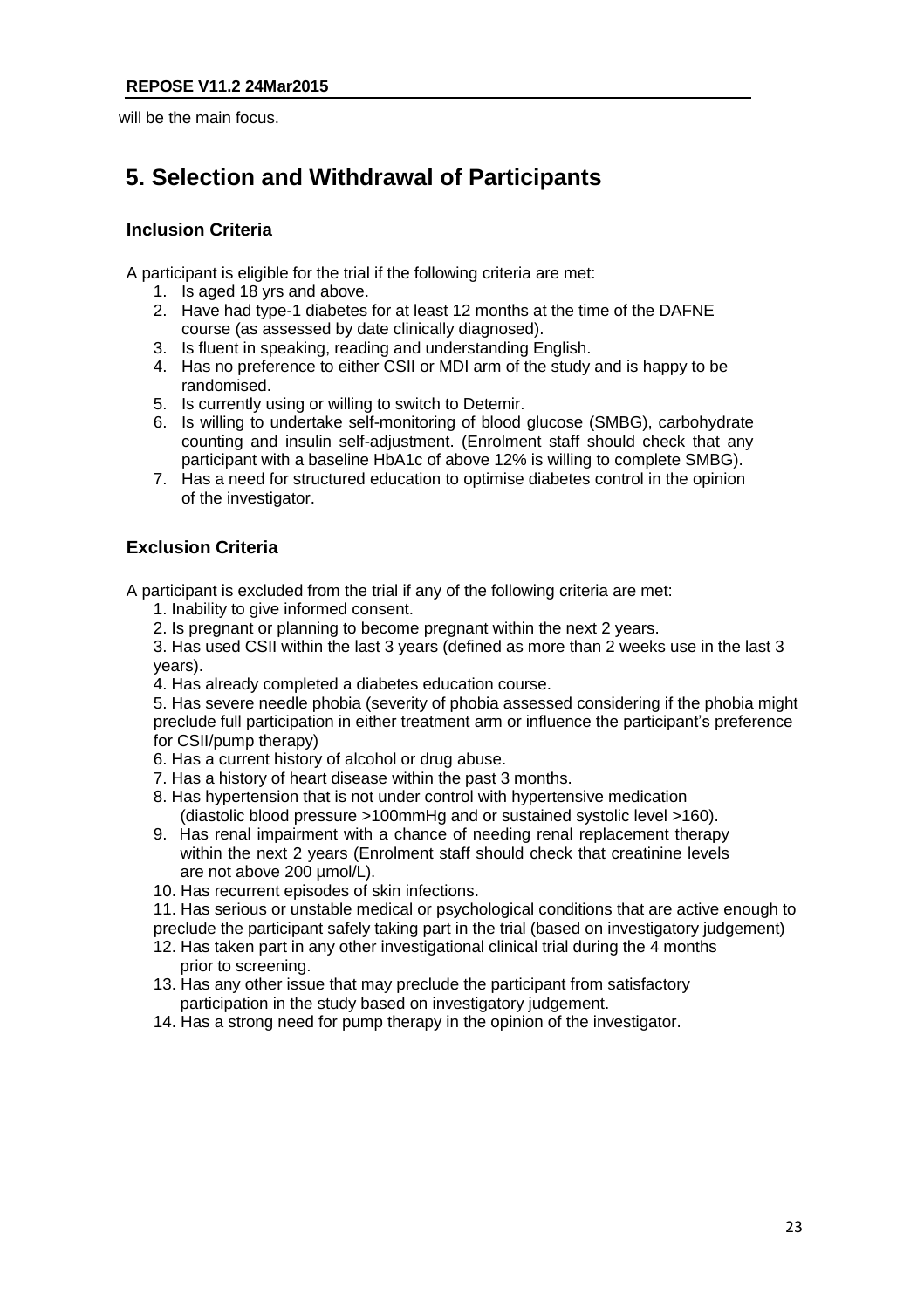will be the main focus.

# 5. Selection and Withdrawal of Participants

### Inclusion Criteria

A participant is eligible for the trial if the following criteria are met:

1. Is aged 18 yrs and above.
2. Have had type-1 diabetes for at least 12 months at the time of the DAFNE course (as assessed by date clinically diagnosed).
3. Is fluent in speaking, reading and understanding English.
4. Has no preference to either CSII or MDI arm of the study and is happy to be randomised.
5. Is currently using or willing to switch to Detemir.
6. Is willing to undertake self-monitoring of blood glucose (SMBG), carbohydrate counting and insulin self-adjustment. (Enrolment staff should check that any participant with a baseline HbA1c of above 12% is willing to complete SMBG).
7. Has a need for structured education to optimise diabetes control in the opinion of the investigator.

### Exclusion Criteria

A participant is excluded from the trial if any of the following criteria are met:

1. Inability to give informed consent.
2. Is pregnant or planning to become pregnant within the next 2 years.
3. Has used CSII within the last 3 years (defined as more than 2 weeks use in the last 3 years).
4. Has already completed a diabetes education course.
5. Has severe needle phobia (severity of phobia assessed considering if the phobia might preclude full participation in either treatment arm or influence the participant's preference for CSII/pump therapy)
6. Has a current history of alcohol or drug abuse.
7. Has a history of heart disease within the past 3 months.
8. Has hypertension that is not under control with hypertensive medication (diastolic blood pressure >100mmHg and or sustained systolic level >160).
9. Has renal impairment with a chance of needing renal replacement therapy within the next 2 years (Enrolment staff should check that creatinine levels are not above 200 µmol/L).
10. Has recurrent episodes of skin infections.
11. Has serious or unstable medical or psychological conditions that are active enough to preclude the participant safely taking part in the trial (based on investigatory judgement)
12. Has taken part in any other investigational clinical trial during the 4 months prior to screening.
13. Has any other issue that may preclude the participant from satisfactory participation in the study based on investigatory judgement.
14. Has a strong need for pump therapy in the opinion of the investigator.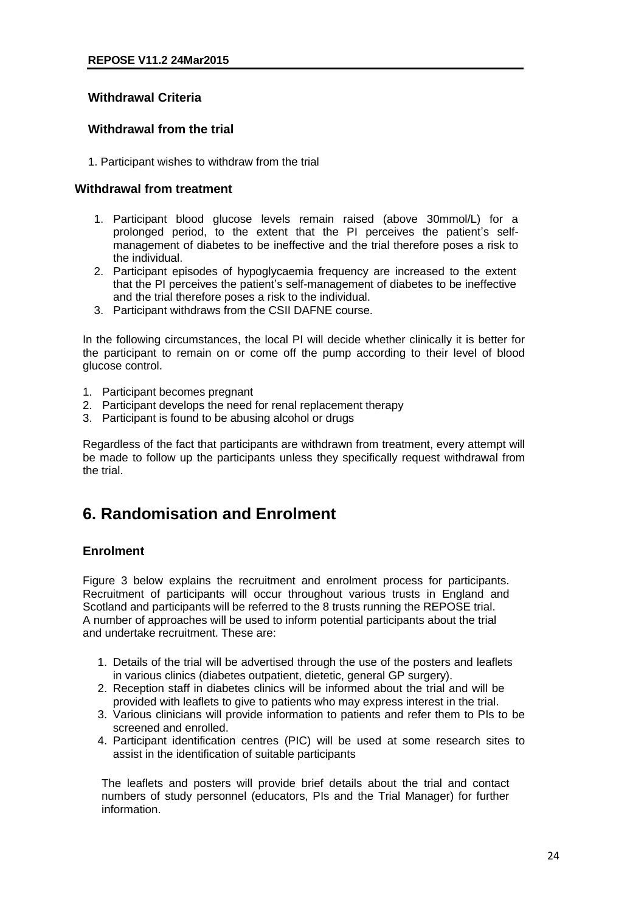### Withdrawal Criteria

### Withdrawal from the trial

1. Participant wishes to withdraw from the trial

### Withdrawal from treatment

1. Participant blood glucose levels remain raised (above 30mmol/L) for a prolonged period, to the extent that the PI perceives the patient's self-management of diabetes to be ineffective and the trial therefore poses a risk to the individual.
2. Participant episodes of hypoglycaemia frequency are increased to the extent that the PI perceives the patient's self-management of diabetes to be ineffective and the trial therefore poses a risk to the individual.
3. Participant withdraws from the CSII DAFNE course.

In the following circumstances, the local PI will decide whether clinically it is better for the participant to remain on or come off the pump according to their level of blood glucose control.

1. Participant becomes pregnant
2. Participant develops the need for renal replacement therapy
3. Participant is found to be abusing alcohol or drugs

Regardless of the fact that participants are withdrawn from treatment, every attempt will be made to follow up the participants unless they specifically request withdrawal from the trial.

# 6. Randomisation and Enrolment

### Enrolment

Figure 3 below explains the recruitment and enrolment process for participants. Recruitment of participants will occur throughout various trusts in England and Scotland and participants will be referred to the 8 trusts running the REPOSE trial. A number of approaches will be used to inform potential participants about the trial and undertake recruitment. These are:

1. Details of the trial will be advertised through the use of the posters and leaflets in various clinics (diabetes outpatient, dietetic, general GP surgery).
2. Reception staff in diabetes clinics will be informed about the trial and will be provided with leaflets to give to patients who may express interest in the trial.
3. Various clinicians will provide information to patients and refer them to PIs to be screened and enrolled.
4. Participant identification centres (PIC) will be used at some research sites to assist in the identification of suitable participants

The leaflets and posters will provide brief details about the trial and contact numbers of study personnel (educators, PIs and the Trial Manager) for further information.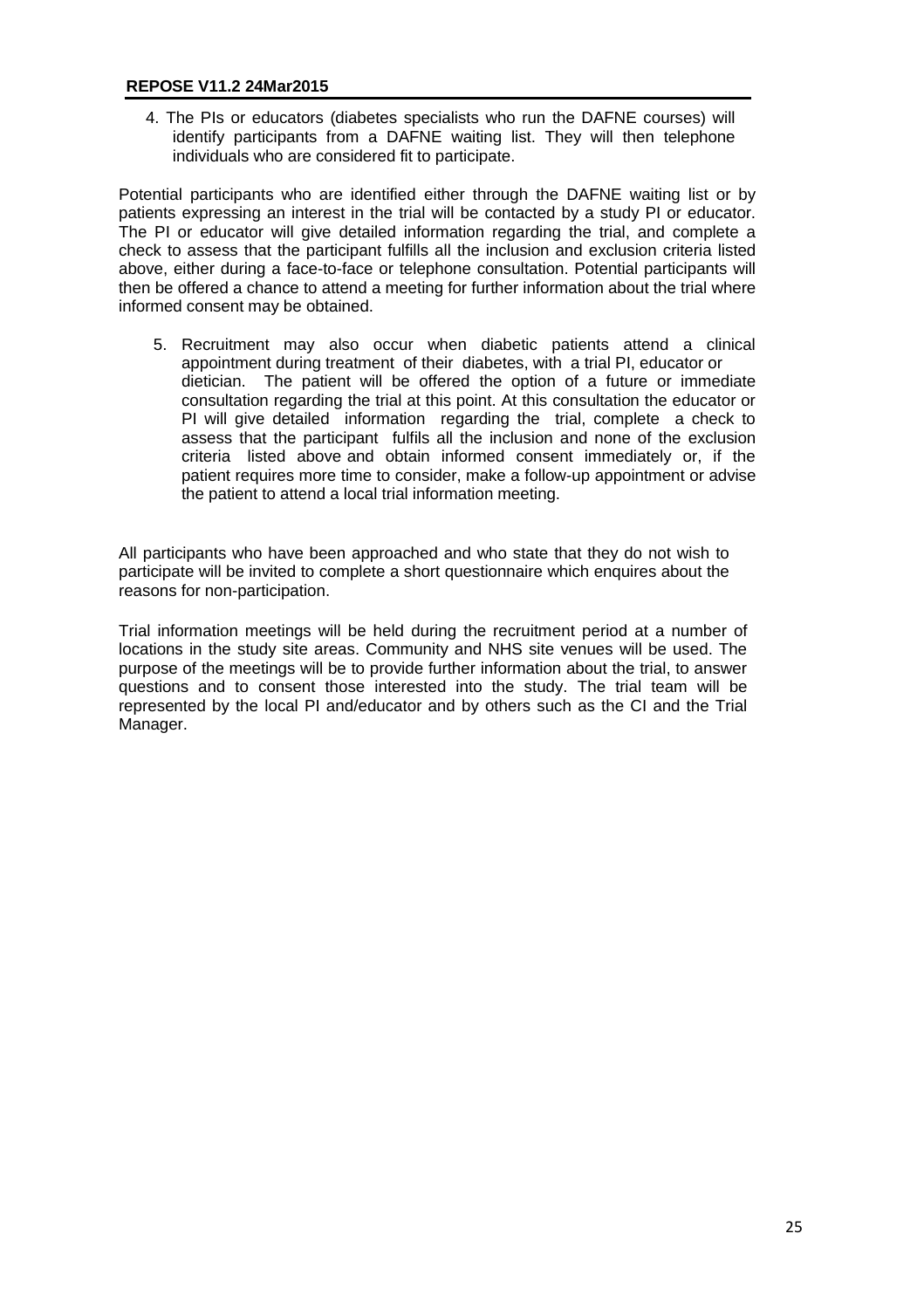4. The PIs or educators (diabetes specialists who run the DAFNE courses) will identify participants from a DAFNE waiting list. They will then telephone individuals who are considered fit to participate.

Potential participants who are identified either through the DAFNE waiting list or by patients expressing an interest in the trial will be contacted by a study PI or educator. The PI or educator will give detailed information regarding the trial, and complete a check to assess that the participant fulfills all the inclusion and exclusion criteria listed above, either during a face-to-face or telephone consultation. Potential participants will then be offered a chance to attend a meeting for further information about the trial where informed consent may be obtained.

5. Recruitment may also occur when diabetic patients attend a clinical appointment during treatment of their diabetes, with a trial PI, educator or dietician. The patient will be offered the option of a future or immediate consultation regarding the trial at this point. At this consultation the educator or PI will give detailed information regarding the trial, complete a check to assess that the participant fulfils all the inclusion and none of the exclusion criteria listed above and obtain informed consent immediately or, if the patient requires more time to consider, make a follow-up appointment or advise the patient to attend a local trial information meeting.

All participants who have been approached and who state that they do not wish to participate will be invited to complete a short questionnaire which enquires about the reasons for non-participation.

Trial information meetings will be held during the recruitment period at a number of locations in the study site areas. Community and NHS site venues will be used. The purpose of the meetings will be to provide further information about the trial, to answer questions and to consent those interested into the study. The trial team will be represented by the local PI and/educator and by others such as the CI and the Trial Manager.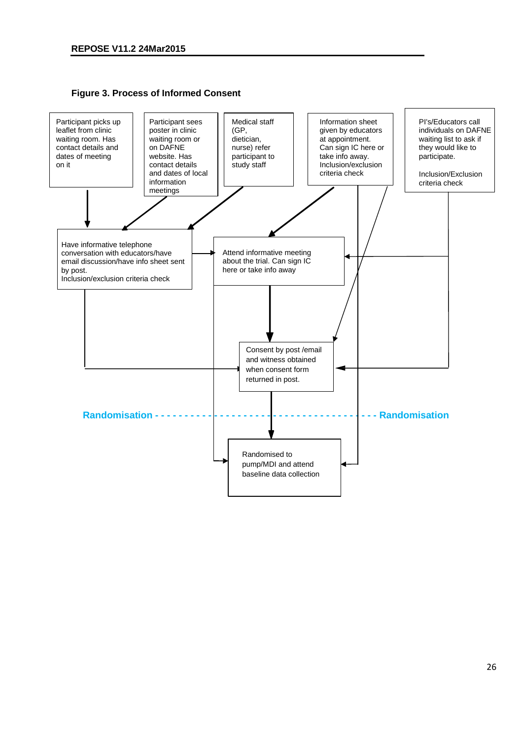**Figure 3. Process of Informed Consent**

Participant picks up leaflet from clinic waiting room. Has contact details and dates of meeting on it

Participant sees poster in clinic waiting room or on DAFNE website. Has contact details and dates of local information meetings

Medical staff (GP, dietician, nurse) refer participant to study staff

Information sheet given by educators at appointment. Can sign IC here or take info away. Inclusion/exclusion criteria check

PI's/Educators call individuals on DAFNE waiting list to ask if they would like to participate.

Inclusion/Exclusion criteria check

Have informative telephone conversation with educators/have email discussion/have info sheet sent by post. Inclusion/exclusion criteria check

Attend informative meeting about the trial. Can sign IC here or take info away

Consent by post /email and witness obtained when consent form returned in post.

Randomisation - - - - - - - - - - - - - - - - - - - - - - - - - - - - - - - - - - - - - - - - - - Randomisation

Randomised to pump/MDI and attend baseline data collection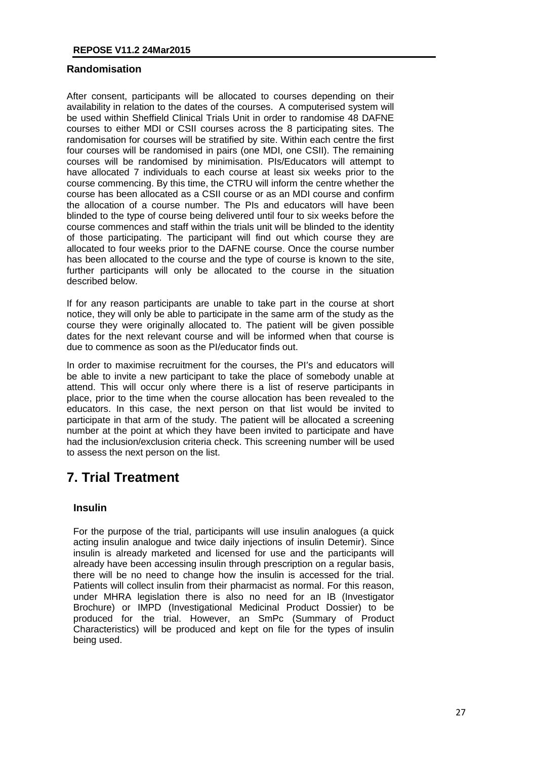### Randomisation

After consent, participants will be allocated to courses depending on their availability in relation to the dates of the courses. A computerised system will be used within Sheffield Clinical Trials Unit in order to randomise 48 DAFNE courses to either MDI or CSII courses across the 8 participating sites. The randomisation for courses will be stratified by site. Within each centre the first four courses will be randomised in pairs (one MDI, one CSII). The remaining courses will be randomised by minimisation. PIs/Educators will attempt to have allocated 7 individuals to each course at least six weeks prior to the course commencing. By this time, the CTRU will inform the centre whether the course has been allocated as a CSII course or as an MDI course and confirm the allocation of a course number. The PIs and educators will have been blinded to the type of course being delivered until four to six weeks before the course commences and staff within the trials unit will be blinded to the identity of those participating. The participant will find out which course they are allocated to four weeks prior to the DAFNE course. Once the course number has been allocated to the course and the type of course is known to the site, further participants will only be allocated to the course in the situation described below.

If for any reason participants are unable to take part in the course at short notice, they will only be able to participate in the same arm of the study as the course they were originally allocated to. The patient will be given possible dates for the next relevant course and will be informed when that course is due to commence as soon as the PI/educator finds out.

In order to maximise recruitment for the courses, the PI's and educators will be able to invite a new participant to take the place of somebody unable at attend. This will occur only where there is a list of reserve participants in place, prior to the time when the course allocation has been revealed to the educators. In this case, the next person on that list would be invited to participate in that arm of the study. The patient will be allocated a screening number at the point at which they have been invited to participate and have had the inclusion/exclusion criteria check. This screening number will be used to assess the next person on the list.

# 7. Trial Treatment

### Insulin

For the purpose of the trial, participants will use insulin analogues (a quick acting insulin analogue and twice daily injections of insulin Detemir). Since insulin is already marketed and licensed for use and the participants will already have been accessing insulin through prescription on a regular basis, there will be no need to change how the insulin is accessed for the trial. Patients will collect insulin from their pharmacist as normal. For this reason, under MHRA legislation there is also no need for an IB (Investigator Brochure) or IMPD (Investigational Medicinal Product Dossier) to be produced for the trial. However, an SmPc (Summary of Product Characteristics) will be produced and kept on file for the types of insulin being used.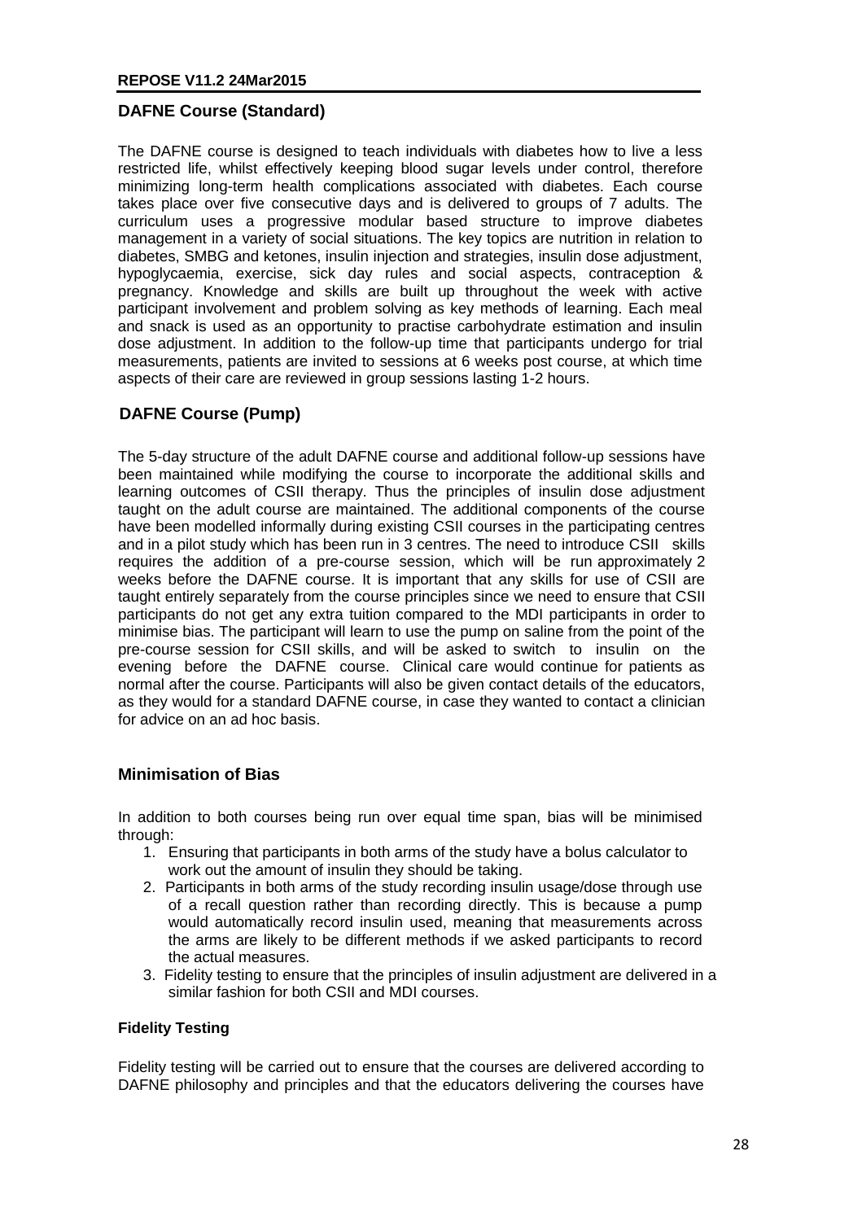## DAFNE Course (Standard)

The DAFNE course is designed to teach individuals with diabetes how to live a less restricted life, whilst effectively keeping blood sugar levels under control, therefore minimizing long-term health complications associated with diabetes. Each course takes place over five consecutive days and is delivered to groups of 7 adults. The curriculum uses a progressive modular based structure to improve diabetes management in a variety of social situations. The key topics are nutrition in relation to diabetes, SMBG and ketones, insulin injection and strategies, insulin dose adjustment, hypoglycaemia, exercise, sick day rules and social aspects, contraception & pregnancy. Knowledge and skills are built up throughout the week with active participant involvement and problem solving as key methods of learning. Each meal and snack is used as an opportunity to practise carbohydrate estimation and insulin dose adjustment. In addition to the follow-up time that participants undergo for trial measurements, patients are invited to sessions at 6 weeks post course, at which time aspects of their care are reviewed in group sessions lasting 1-2 hours.

## DAFNE Course (Pump)

The 5-day structure of the adult DAFNE course and additional follow-up sessions have been maintained while modifying the course to incorporate the additional skills and learning outcomes of CSII therapy. Thus the principles of insulin dose adjustment taught on the adult course are maintained. The additional components of the course have been modelled informally during existing CSII courses in the participating centres and in a pilot study which has been run in 3 centres. The need to introduce CSII skills requires the addition of a pre-course session, which will be run approximately 2 weeks before the DAFNE course. It is important that any skills for use of CSII are taught entirely separately from the course principles since we need to ensure that CSII participants do not get any extra tuition compared to the MDI participants in order to minimise bias. The participant will learn to use the pump on saline from the point of the pre-course session for CSII skills, and will be asked to switch to insulin on the evening before the DAFNE course. Clinical care would continue for patients as normal after the course. Participants will also be given contact details of the educators, as they would for a standard DAFNE course, in case they wanted to contact a clinician for advice on an ad hoc basis.

## Minimisation of Bias

In addition to both courses being run over equal time span, bias will be minimised through:

1. Ensuring that participants in both arms of the study have a bolus calculator to work out the amount of insulin they should be taking.
2. Participants in both arms of the study recording insulin usage/dose through use of a recall question rather than recording directly. This is because a pump would automatically record insulin used, meaning that measurements across the arms are likely to be different methods if we asked participants to record the actual measures.
3. Fidelity testing to ensure that the principles of insulin adjustment are delivered in a similar fashion for both CSII and MDI courses.

### Fidelity Testing

Fidelity testing will be carried out to ensure that the courses are delivered according to DAFNE philosophy and principles and that the educators delivering the courses have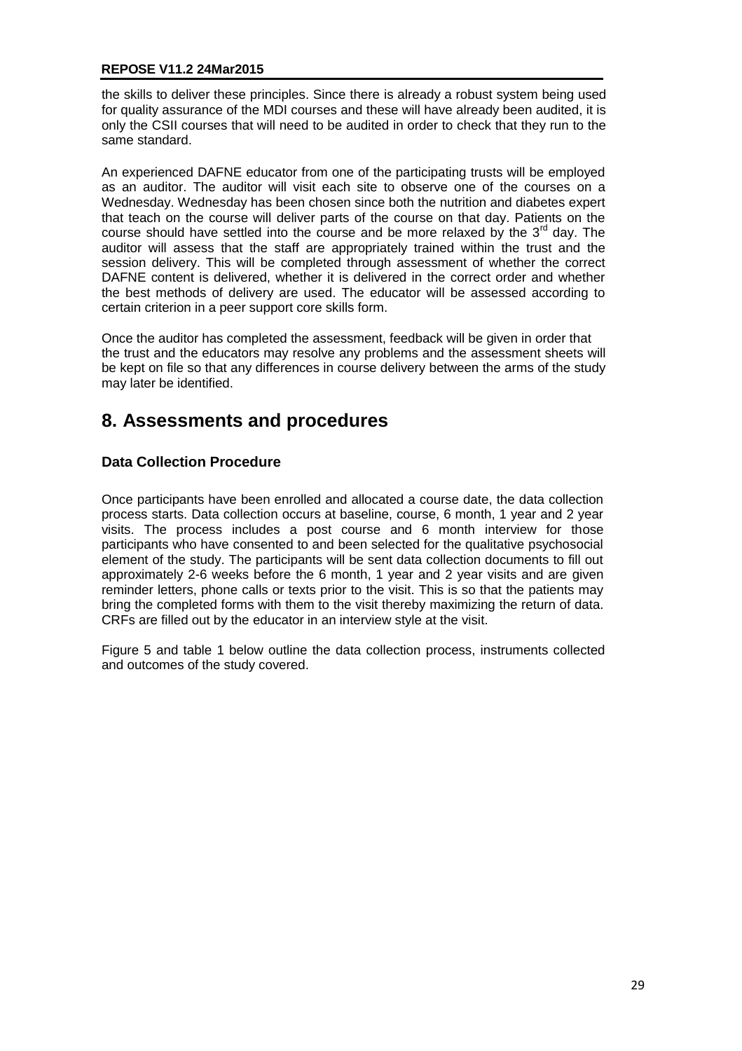the skills to deliver these principles. Since there is already a robust system being used for quality assurance of the MDI courses and these will have already been audited, it is only the CSII courses that will need to be audited in order to check that they run to the same standard.

An experienced DAFNE educator from one of the participating trusts will be employed as an auditor. The auditor will visit each site to observe one of the courses on a Wednesday. Wednesday has been chosen since both the nutrition and diabetes expert that teach on the course will deliver parts of the course on that day. Patients on the course should have settled into the course and be more relaxed by the 3rd day. The auditor will assess that the staff are appropriately trained within the trust and the session delivery. This will be completed through assessment of whether the correct DAFNE content is delivered, whether it is delivered in the correct order and whether the best methods of delivery are used. The educator will be assessed according to certain criterion in a peer support core skills form.

Once the auditor has completed the assessment, feedback will be given in order that the trust and the educators may resolve any problems and the assessment sheets will be kept on file so that any differences in course delivery between the arms of the study may later be identified.

# 8. Assessments and procedures

### Data Collection Procedure

Once participants have been enrolled and allocated a course date, the data collection process starts. Data collection occurs at baseline, course, 6 month, 1 year and 2 year visits. The process includes a post course and 6 month interview for those participants who have consented to and been selected for the qualitative psychosocial element of the study. The participants will be sent data collection documents to fill out approximately 2-6 weeks before the 6 month, 1 year and 2 year visits and are given reminder letters, phone calls or texts prior to the visit. This is so that the patients may bring the completed forms with them to the visit thereby maximizing the return of data. CRFs are filled out by the educator in an interview style at the visit.

Figure 5 and table 1 below outline the data collection process, instruments collected and outcomes of the study covered.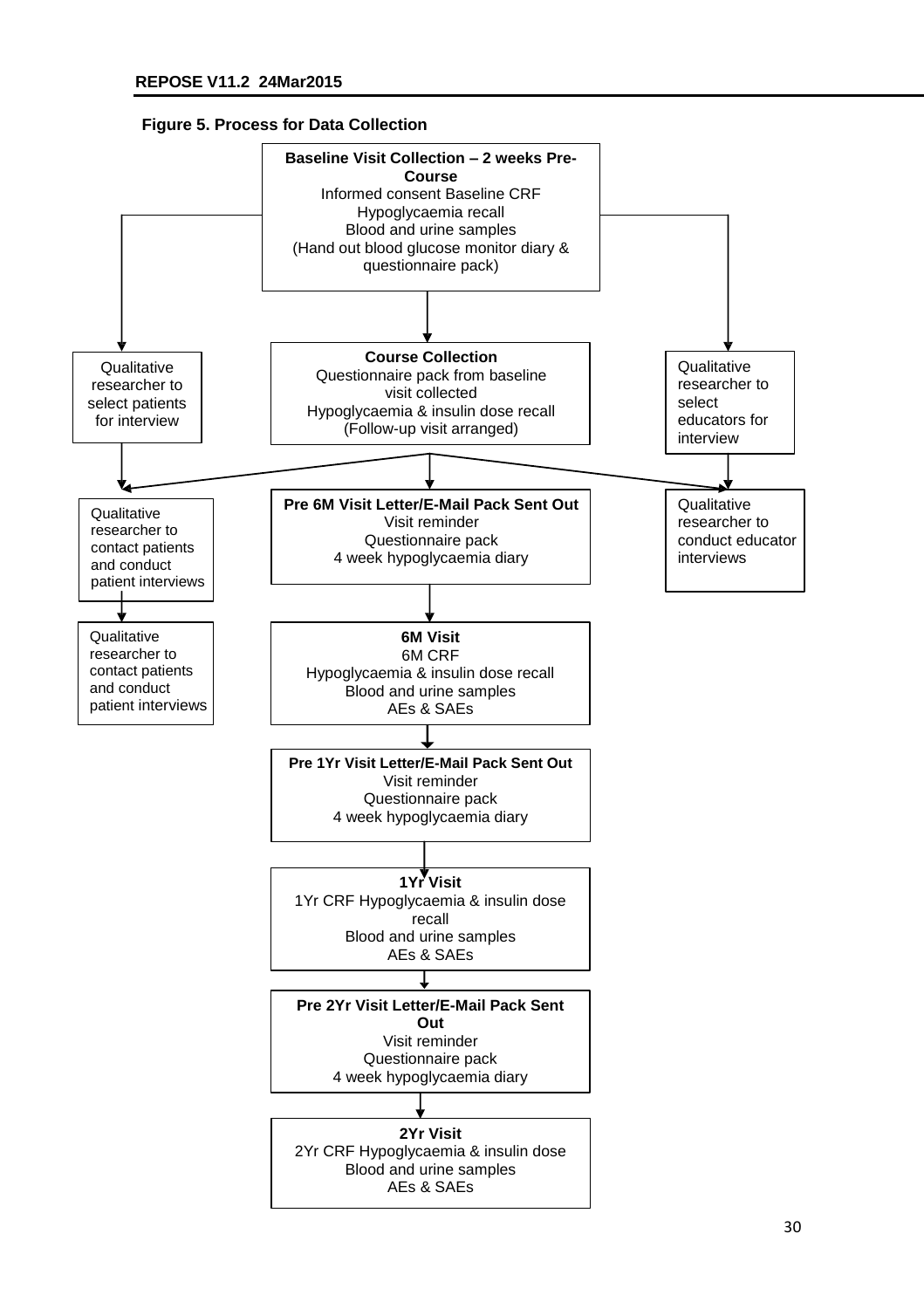**Figure 5. Process for Data Collection**

**Baseline Visit Collection – 2 weeks Pre-Course**
Informed consent Baseline CRF
Hypoglycaemia recall
Blood and urine samples
(Hand out blood glucose monitor diary & questionnaire pack)

**Course Collection**
Questionnaire pack from baseline visit collected
Hypoglycaemia & insulin dose recall
(Follow-up visit arranged)

Qualitative researcher to select patients for interview

Qualitative researcher to select educators for interview

**Pre 6M Visit Letter/E-Mail Pack Sent Out**
Visit reminder
Questionnaire pack
4 week hypoglycaemia diary

Qualitative researcher to contact patients and conduct patient interviews

Qualitative researcher to conduct educator interviews

**6M Visit**
6M CRF
Hypoglycaemia & insulin dose recall
Blood and urine samples
AEs & SAEs

Qualitative researcher to contact patients and conduct patient interviews

**Pre 1Yr Visit Letter/E-Mail Pack Sent Out**
Visit reminder
Questionnaire pack
4 week hypoglycaemia diary

**1Yr Visit**
1Yr CRF Hypoglycaemia & insulin dose recall
Blood and urine samples
AEs & SAEs

**Pre 2Yr Visit Letter/E-Mail Pack Sent Out**
Visit reminder
Questionnaire pack
4 week hypoglycaemia diary

**2Yr Visit**
2Yr CRF Hypoglycaemia & insulin dose
Blood and urine samples
AEs & SAEs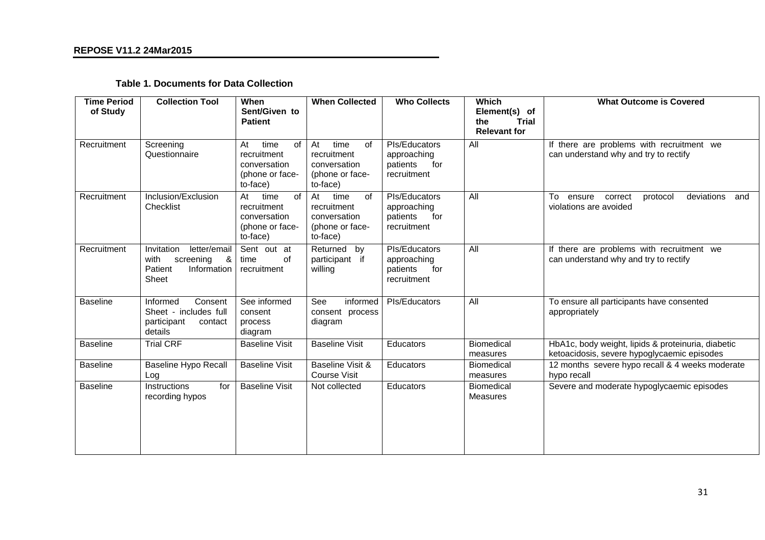**Table 1. Documents for Data Collection**

| Time Period of Study | Collection Tool | When Sent/Given to Patient | When Collected | Who Collects | Which Element(s) of the Trial Relevant for | What Outcome is Covered |
|---|---|---|---|---|---|---|
| Recruitment | Screening Questionnaire | At time of recruitment conversation (phone or face-to-face) | At time of recruitment conversation (phone or face-to-face) | PIs/Educators approaching patients for recruitment | All | If there are problems with recruitment we can understand why and try to rectify |
| Recruitment | Inclusion/Exclusion Checklist | At time of recruitment conversation (phone or face-to-face) | At time of recruitment conversation (phone or face-to-face) | PIs/Educators approaching patients for recruitment | All | To ensure correct protocol deviations and violations are avoided |
| Recruitment | Invitation letter/email with screening & Patient Information Sheet | Sent out at time of recruitment | Returned by participant if willing | PIs/Educators approaching patients for recruitment | All | If there are problems with recruitment we can understand why and try to rectify |
| Baseline | Informed Consent Sheet - includes full participant contact details | See informed consent process diagram | See informed consent process diagram | PIs/Educators | All | To ensure all participants have consented appropriately |
| Baseline | Trial CRF | Baseline Visit | Baseline Visit | Educators | Biomedical measures | HbA1c, body weight, lipids & proteinuria, diabetic ketoacidosis, severe hypoglycaemic episodes |
| Baseline | Baseline Hypo Recall Log | Baseline Visit | Baseline Visit & Course Visit | Educators | Biomedical measures | 12 months severe hypo recall & 4 weeks moderate hypo recall |
| Baseline | Instructions for recording hypos | Baseline Visit | Not collected | Educators | Biomedical Measures | Severe and moderate hypoglycaemic episodes |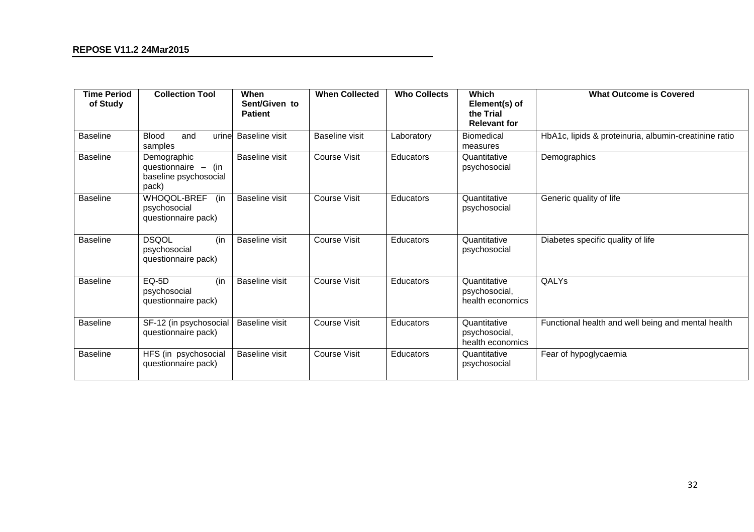| Time Period of Study | Collection Tool | When Sent/Given to Patient | When Collected | Who Collects | Which Element(s) of the Trial Relevant for | What Outcome is Covered |
|---|---|---|---|---|---|---|
| Baseline | Blood and urine samples | Baseline visit | Baseline visit | Laboratory | Biomedical measures | HbA1c, lipids & proteinuria, albumin-creatinine ratio |
| Baseline | Demographic questionnaire – (in baseline psychosocial pack) | Baseline visit | Course Visit | Educators | Quantitative psychosocial | Demographics |
| Baseline | WHOQOL-BREF (in psychosocial questionnaire pack) | Baseline visit | Course Visit | Educators | Quantitative psychosocial | Generic quality of life |
| Baseline | DSQOL (in psychosocial questionnaire pack) | Baseline visit | Course Visit | Educators | Quantitative psychosocial | Diabetes specific quality of life |
| Baseline | EQ-5D (in psychosocial questionnaire pack) | Baseline visit | Course Visit | Educators | Quantitative psychosocial, health economics | QALYs |
| Baseline | SF-12 (in psychosocial questionnaire pack) | Baseline visit | Course Visit | Educators | Quantitative psychosocial, health economics | Functional health and well being and mental health |
| Baseline | HFS (in psychosocial questionnaire pack) | Baseline visit | Course Visit | Educators | Quantitative psychosocial | Fear of hypoglycaemia |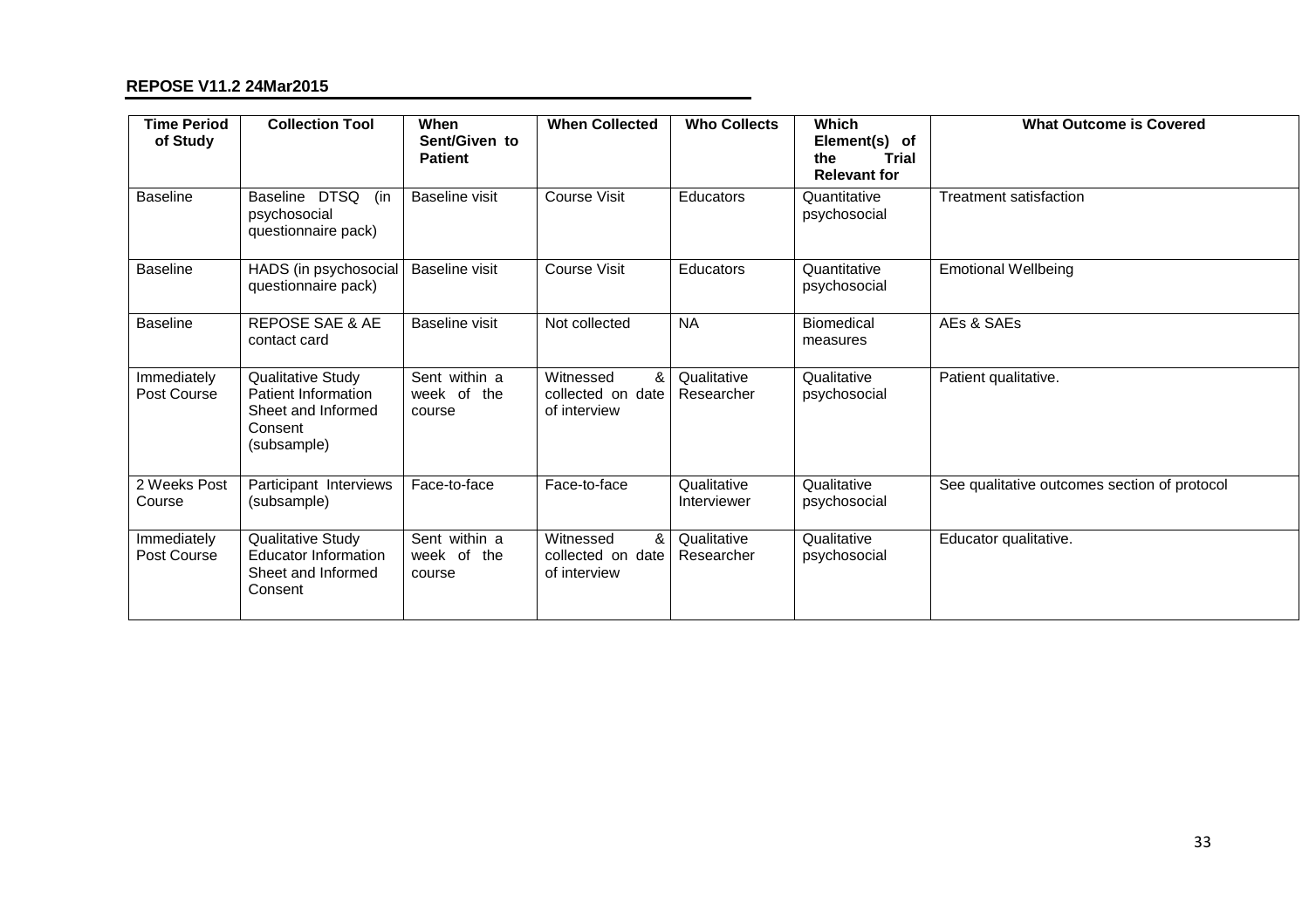| Time Period of Study | Collection Tool | When Sent/Given to Patient | When Collected | Who Collects | Which Element(s) of the Trial Relevant for | What Outcome is Covered |
|---|---|---|---|---|---|---|
| Baseline | Baseline DTSQ (in psychosocial questionnaire pack) | Baseline visit | Course Visit | Educators | Quantitative psychosocial | Treatment satisfaction |
| Baseline | HADS (in psychosocial questionnaire pack) | Baseline visit | Course Visit | Educators | Quantitative psychosocial | Emotional Wellbeing |
| Baseline | REPOSE SAE & AE contact card | Baseline visit | Not collected | NA | Biomedical measures | AEs & SAEs |
| Immediately Post Course | Qualitative Study Patient Information Sheet and Informed Consent (subsample) | Sent within a week of the course | Witnessed & collected on date of interview | Qualitative Researcher | Qualitative psychosocial | Patient qualitative. |
| 2 Weeks Post Course | Participant Interviews (subsample) | Face-to-face | Face-to-face | Qualitative Interviewer | Qualitative psychosocial | See qualitative outcomes section of protocol |
| Immediately Post Course | Qualitative Study Educator Information Sheet and Informed Consent | Sent within a week of the course | Witnessed & collected on date of interview | Qualitative Researcher | Qualitative psychosocial | Educator qualitative. |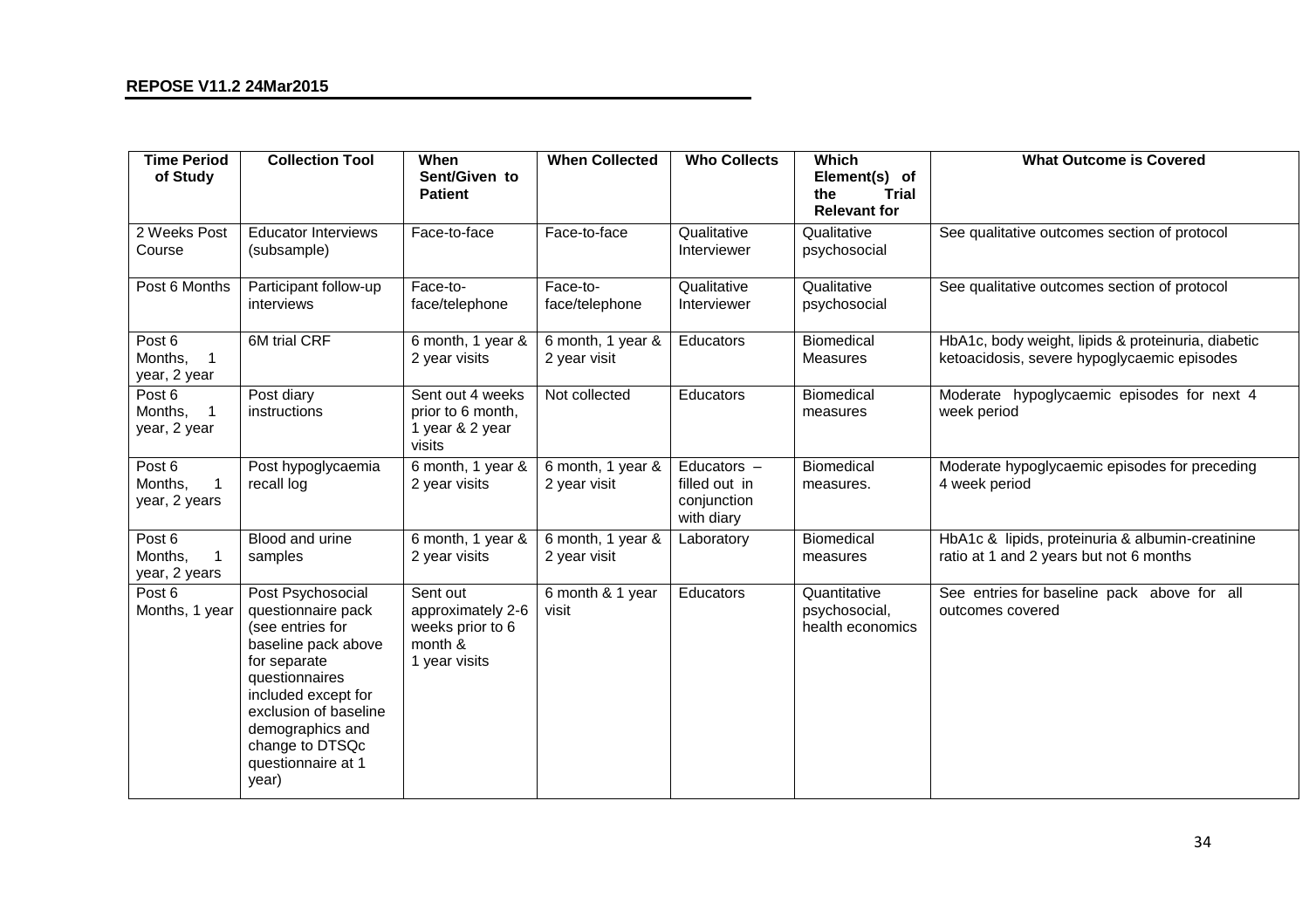| Time Period of Study | Collection Tool | When Sent/Given to Patient | When Collected | Who Collects | Which Element(s) of the Trial Relevant for | What Outcome is Covered |
|---|---|---|---|---|---|---|
| 2 Weeks Post Course | Educator Interviews (subsample) | Face-to-face | Face-to-face | Qualitative Interviewer | Qualitative psychosocial | See qualitative outcomes section of protocol |
| Post 6 Months | Participant follow-up interviews | Face-to-face/telephone | Face-to-face/telephone | Qualitative Interviewer | Qualitative psychosocial | See qualitative outcomes section of protocol |
| Post 6 Months, 1 year, 2 year | 6M trial CRF | 6 month, 1 year & 2 year visits | 6 month, 1 year & 2 year visit | Educators | Biomedical Measures | HbA1c, body weight, lipids & proteinuria, diabetic ketoacidosis, severe hypoglycaemic episodes |
| Post 6 Months, 1 year, 2 year | Post diary instructions | Sent out 4 weeks prior to 6 month, 1 year & 2 year visits | Not collected | Educators | Biomedical measures | Moderate hypoglycaemic episodes for next 4 week period |
| Post 6 Months, 1 year, 2 years | Post hypoglycaemia recall log | 6 month, 1 year & 2 year visits | 6 month, 1 year & 2 year visit | Educators – filled out in conjunction with diary | Biomedical measures. | Moderate hypoglycaemic episodes for preceding 4 week period |
| Post 6 Months, 1 year, 2 years | Blood and urine samples | 6 month, 1 year & 2 year visits | 6 month, 1 year & 2 year visit | Laboratory | Biomedical measures | HbA1c & lipids, proteinuria & albumin-creatinine ratio at 1 and 2 years but not 6 months |
| Post 6 Months, 1 year | Post Psychosocial questionnaire pack (see entries for baseline pack above for separate questionnaires included except for exclusion of baseline demographics and change to DTSQc questionnaire at 1 year) | Sent out approximately 2-6 weeks prior to 6 month & 1 year visits | 6 month & 1 year visit | Educators | Quantitative psychosocial, health economics | See entries for baseline pack above for all outcomes covered |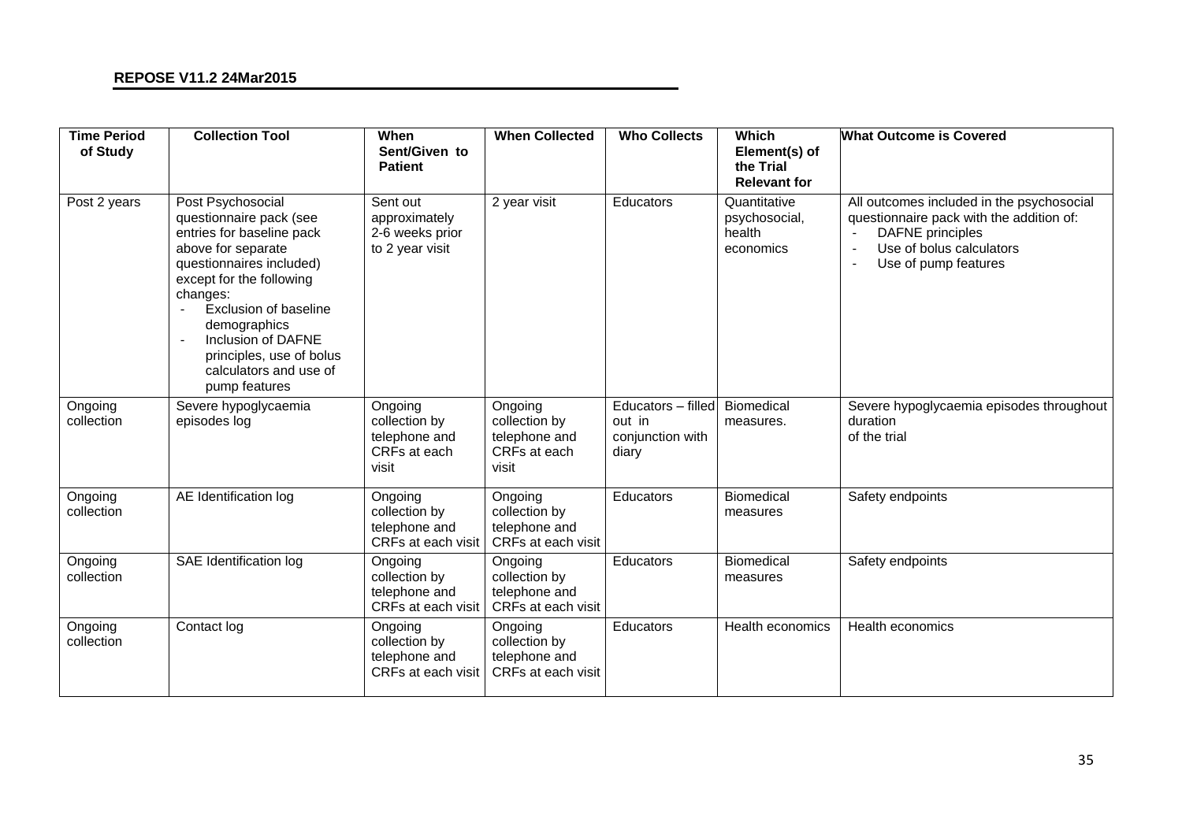| Time Period of Study | Collection Tool | When Sent/Given to Patient | When Collected | Who Collects | Which Element(s) of the Trial Relevant for | What Outcome is Covered |
|---|---|---|---|---|---|---|
| Post 2 years | Post Psychosocial questionnaire pack (see entries for baseline pack above for separate questionnaires included) except for the following changes:<br>- Exclusion of baseline demographics<br>- Inclusion of DAFNE principles, use of bolus calculators and use of pump features | Sent out approximately 2-6 weeks prior to 2 year visit | 2 year visit | Educators | Quantitative psychosocial, health economics | All outcomes included in the psychosocial questionnaire pack with the addition of:<br>- DAFNE principles<br>- Use of bolus calculators<br>- Use of pump features |
| Ongoing collection | Severe hypoglycaemia episodes log | Ongoing collection by telephone and CRFs at each visit | Ongoing collection by telephone and CRFs at each visit | Educators – filled out in conjunction with diary | Biomedical measures. | Severe hypoglycaemia episodes throughout duration of the trial |
| Ongoing collection | AE Identification log | Ongoing collection by telephone and CRFs at each visit | Ongoing collection by telephone and CRFs at each visit | Educators | Biomedical measures | Safety endpoints |
| Ongoing collection | SAE Identification log | Ongoing collection by telephone and CRFs at each visit | Ongoing collection by telephone and CRFs at each visit | Educators | Biomedical measures | Safety endpoints |
| Ongoing collection | Contact log | Ongoing collection by telephone and CRFs at each visit | Ongoing collection by telephone and CRFs at each visit | Educators | Health economics | Health economics |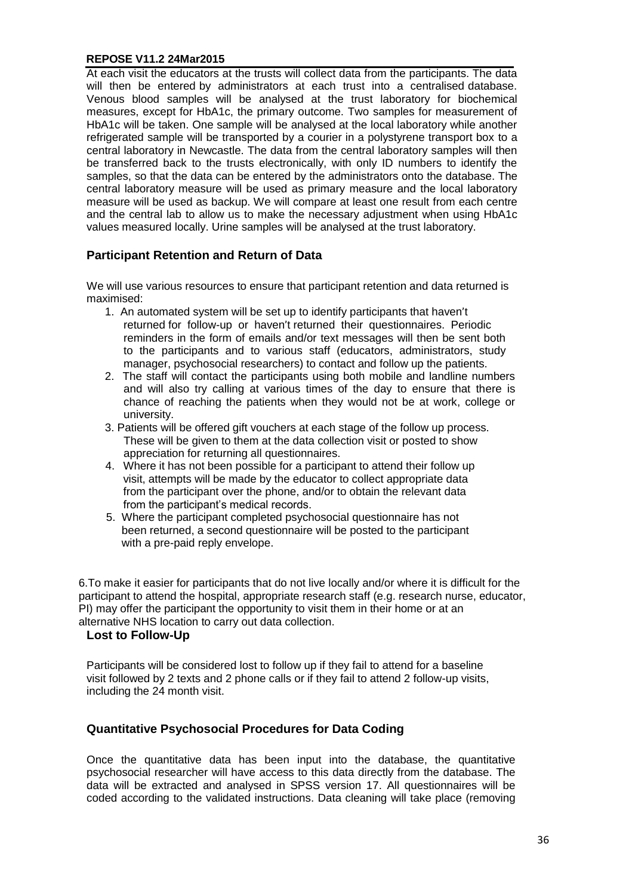At each visit the educators at the trusts will collect data from the participants. The data will then be entered by administrators at each trust into a centralised database. Venous blood samples will be analysed at the trust laboratory for biochemical measures, except for HbA1c, the primary outcome. Two samples for measurement of HbA1c will be taken. One sample will be analysed at the local laboratory while another refrigerated sample will be transported by a courier in a polystyrene transport box to a central laboratory in Newcastle. The data from the central laboratory samples will then be transferred back to the trusts electronically, with only ID numbers to identify the samples, so that the data can be entered by the administrators onto the database. The central laboratory measure will be used as primary measure and the local laboratory measure will be used as backup. We will compare at least one result from each centre and the central lab to allow us to make the necessary adjustment when using HbA1c values measured locally. Urine samples will be analysed at the trust laboratory.

## Participant Retention and Return of Data

We will use various resources to ensure that participant retention and data returned is maximised:

1. An automated system will be set up to identify participants that haven't returned for follow-up or haven't returned their questionnaires. Periodic reminders in the form of emails and/or text messages will then be sent both to the participants and to various staff (educators, administrators, study manager, psychosocial researchers) to contact and follow up the patients.
2. The staff will contact the participants using both mobile and landline numbers and will also try calling at various times of the day to ensure that there is chance of reaching the patients when they would not be at work, college or university.
3. Patients will be offered gift vouchers at each stage of the follow up process. These will be given to them at the data collection visit or posted to show appreciation for returning all questionnaires.
4. Where it has not been possible for a participant to attend their follow up visit, attempts will be made by the educator to collect appropriate data from the participant over the phone, and/or to obtain the relevant data from the participant's medical records.
5. Where the participant completed psychosocial questionnaire has not been returned, a second questionnaire will be posted to the participant with a pre-paid reply envelope.

6. To make it easier for participants that do not live locally and/or where it is difficult for the participant to attend the hospital, appropriate research staff (e.g. research nurse, educator, PI) may offer the participant the opportunity to visit them in their home or at an alternative NHS location to carry out data collection.

## Lost to Follow-Up

Participants will be considered lost to follow up if they fail to attend for a baseline visit followed by 2 texts and 2 phone calls or if they fail to attend 2 follow-up visits, including the 24 month visit.

## Quantitative Psychosocial Procedures for Data Coding

Once the quantitative data has been input into the database, the quantitative psychosocial researcher will have access to this data directly from the database. The data will be extracted and analysed in SPSS version 17. All questionnaires will be coded according to the validated instructions. Data cleaning will take place (removing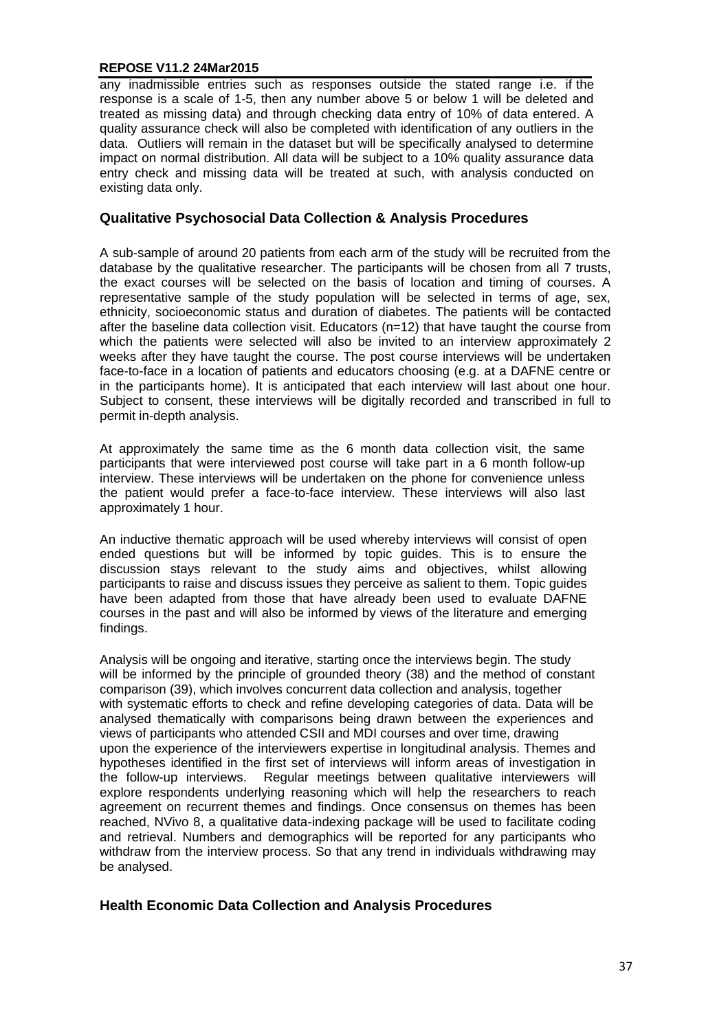any inadmissible entries such as responses outside the stated range i.e. if the response is a scale of 1-5, then any number above 5 or below 1 will be deleted and treated as missing data) and through checking data entry of 10% of data entered. A quality assurance check will also be completed with identification of any outliers in the data. Outliers will remain in the dataset but will be specifically analysed to determine impact on normal distribution. All data will be subject to a 10% quality assurance data entry check and missing data will be treated at such, with analysis conducted on existing data only.

## Qualitative Psychosocial Data Collection & Analysis Procedures

A sub-sample of around 20 patients from each arm of the study will be recruited from the database by the qualitative researcher. The participants will be chosen from all 7 trusts, the exact courses will be selected on the basis of location and timing of courses. A representative sample of the study population will be selected in terms of age, sex, ethnicity, socioeconomic status and duration of diabetes. The patients will be contacted after the baseline data collection visit. Educators (n=12) that have taught the course from which the patients were selected will also be invited to an interview approximately 2 weeks after they have taught the course. The post course interviews will be undertaken face-to-face in a location of patients and educators choosing (e.g. at a DAFNE centre or in the participants home). It is anticipated that each interview will last about one hour. Subject to consent, these interviews will be digitally recorded and transcribed in full to permit in-depth analysis.

At approximately the same time as the 6 month data collection visit, the same participants that were interviewed post course will take part in a 6 month follow-up interview. These interviews will be undertaken on the phone for convenience unless the patient would prefer a face-to-face interview. These interviews will also last approximately 1 hour.

An inductive thematic approach will be used whereby interviews will consist of open ended questions but will be informed by topic guides. This is to ensure the discussion stays relevant to the study aims and objectives, whilst allowing participants to raise and discuss issues they perceive as salient to them. Topic guides have been adapted from those that have already been used to evaluate DAFNE courses in the past and will also be informed by views of the literature and emerging findings.

Analysis will be ongoing and iterative, starting once the interviews begin. The study will be informed by the principle of grounded theory (38) and the method of constant comparison (39), which involves concurrent data collection and analysis, together with systematic efforts to check and refine developing categories of data. Data will be analysed thematically with comparisons being drawn between the experiences and views of participants who attended CSII and MDI courses and over time, drawing upon the experience of the interviewers expertise in longitudinal analysis. Themes and hypotheses identified in the first set of interviews will inform areas of investigation in the follow-up interviews. Regular meetings between qualitative interviewers will explore respondents underlying reasoning which will help the researchers to reach agreement on recurrent themes and findings. Once consensus on themes has been reached, NVivo 8, a qualitative data-indexing package will be used to facilitate coding and retrieval. Numbers and demographics will be reported for any participants who withdraw from the interview process. So that any trend in individuals withdrawing may be analysed.

## Health Economic Data Collection and Analysis Procedures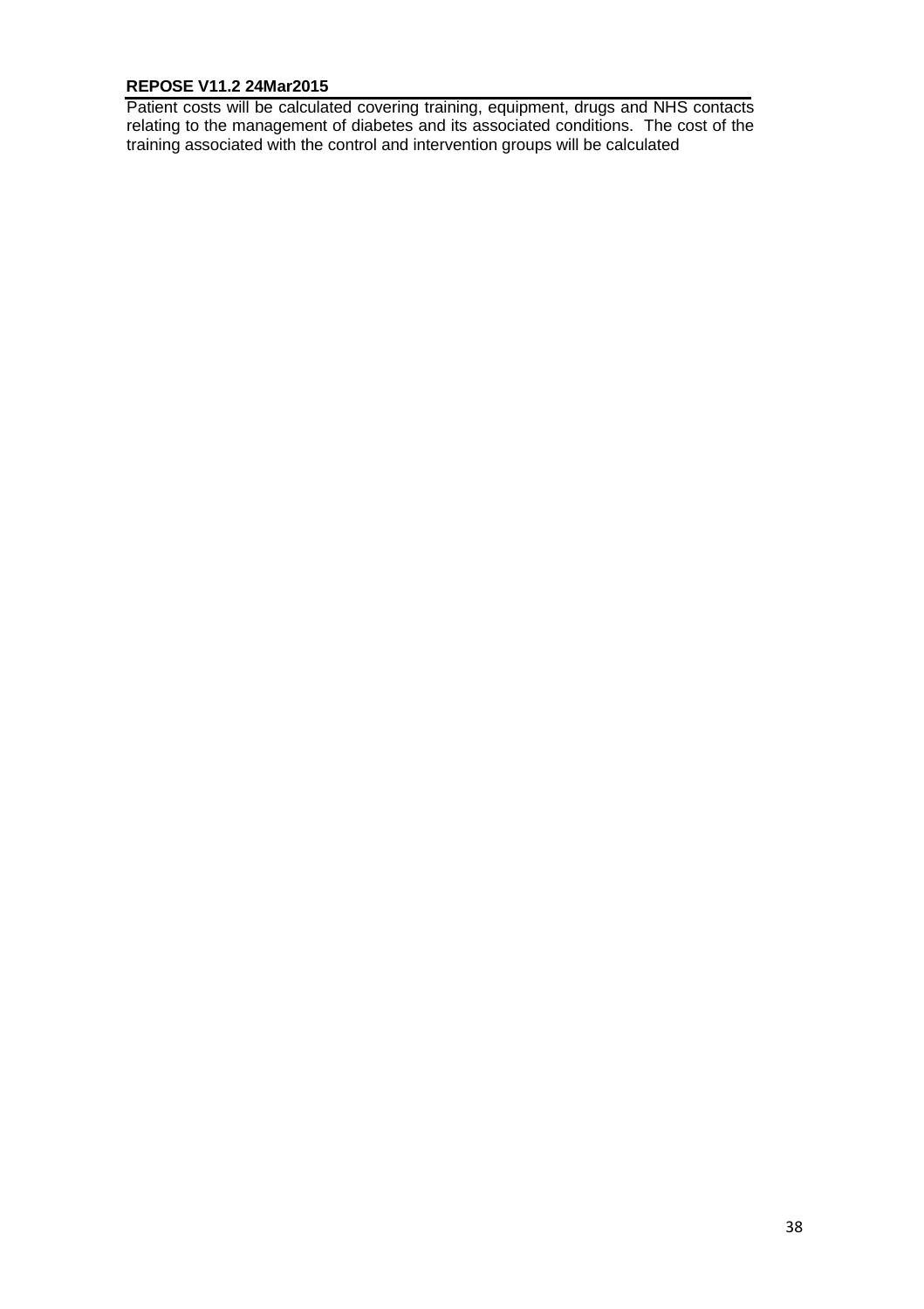Patient costs will be calculated covering training, equipment, drugs and NHS contacts relating to the management of diabetes and its associated conditions. The cost of the training associated with the control and intervention groups will be calculated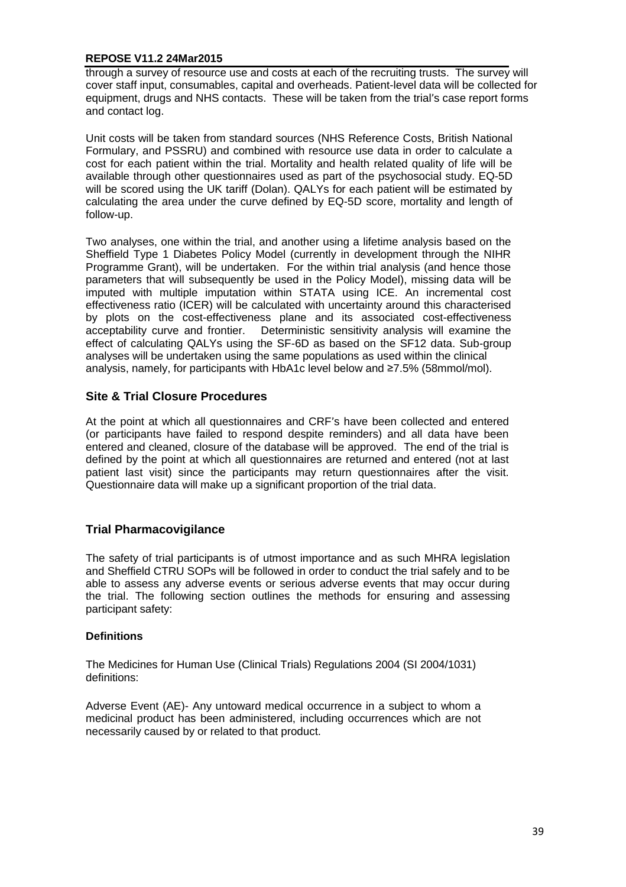through a survey of resource use and costs at each of the recruiting trusts. The survey will cover staff input, consumables, capital and overheads. Patient-level data will be collected for equipment, drugs and NHS contacts. These will be taken from the trial's case report forms and contact log.

Unit costs will be taken from standard sources (NHS Reference Costs, British National Formulary, and PSSRU) and combined with resource use data in order to calculate a cost for each patient within the trial. Mortality and health related quality of life will be available through other questionnaires used as part of the psychosocial study. EQ-5D will be scored using the UK tariff (Dolan). QALYs for each patient will be estimated by calculating the area under the curve defined by EQ-5D score, mortality and length of follow-up.

Two analyses, one within the trial, and another using a lifetime analysis based on the Sheffield Type 1 Diabetes Policy Model (currently in development through the NIHR Programme Grant), will be undertaken. For the within trial analysis (and hence those parameters that will subsequently be used in the Policy Model), missing data will be imputed with multiple imputation within STATA using ICE. An incremental cost effectiveness ratio (ICER) will be calculated with uncertainty around this characterised by plots on the cost-effectiveness plane and its associated cost-effectiveness acceptability curve and frontier. Deterministic sensitivity analysis will examine the effect of calculating QALYs using the SF-6D as based on the SF12 data. Sub-group analyses will be undertaken using the same populations as used within the clinical analysis, namely, for participants with HbA1c level below and ≥7.5% (58mmol/mol).

## Site & Trial Closure Procedures

At the point at which all questionnaires and CRF's have been collected and entered (or participants have failed to respond despite reminders) and all data have been entered and cleaned, closure of the database will be approved. The end of the trial is defined by the point at which all questionnaires are returned and entered (not at last patient last visit) since the participants may return questionnaires after the visit. Questionnaire data will make up a significant proportion of the trial data.

## Trial Pharmacovigilance

The safety of trial participants is of utmost importance and as such MHRA legislation and Sheffield CTRU SOPs will be followed in order to conduct the trial safely and to be able to assess any adverse events or serious adverse events that may occur during the trial. The following section outlines the methods for ensuring and assessing participant safety:

### Definitions

The Medicines for Human Use (Clinical Trials) Regulations 2004 (SI 2004/1031) definitions:

Adverse Event (AE)- Any untoward medical occurrence in a subject to whom a medicinal product has been administered, including occurrences which are not necessarily caused by or related to that product.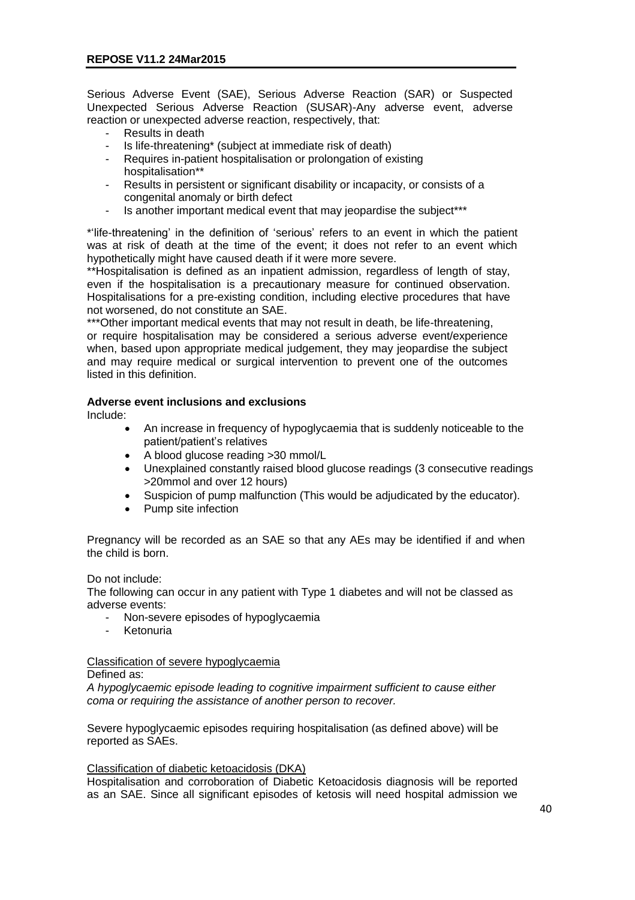Serious Adverse Event (SAE), Serious Adverse Reaction (SAR) or Suspected Unexpected Serious Adverse Reaction (SUSAR)-Any adverse event, adverse reaction or unexpected adverse reaction, respectively, that:

- Results in death
- Is life-threatening* (subject at immediate risk of death)
- Requires in-patient hospitalisation or prolongation of existing hospitalisation**
- Results in persistent or significant disability or incapacity, or consists of a congenital anomaly or birth defect
- Is another important medical event that may jeopardise the subject***

*'life-threatening' in the definition of 'serious' refers to an event in which the patient was at risk of death at the time of the event; it does not refer to an event which hypothetically might have caused death if it were more severe.

**Hospitalisation is defined as an inpatient admission, regardless of length of stay, even if the hospitalisation is a precautionary measure for continued observation. Hospitalisations for a pre-existing condition, including elective procedures that have not worsened, do not constitute an SAE.

***Other important medical events that may not result in death, be life-threatening, or require hospitalisation may be considered a serious adverse event/experience when, based upon appropriate medical judgement, they may jeopardise the subject and may require medical or surgical intervention to prevent one of the outcomes listed in this definition.

**Adverse event inclusions and exclusions**

Include:

- An increase in frequency of hypoglycaemia that is suddenly noticeable to the patient/patient's relatives
- A blood glucose reading >30 mmol/L
- Unexplained constantly raised blood glucose readings (3 consecutive readings >20mmol and over 12 hours)
- Suspicion of pump malfunction (This would be adjudicated by the educator).
- Pump site infection

Pregnancy will be recorded as an SAE so that any AEs may be identified if and when the child is born.

Do not include:

The following can occur in any patient with Type 1 diabetes and will not be classed as adverse events:

- Non-severe episodes of hypoglycaemia
- Ketonuria

<u>Classification of severe hypoglycaemia</u>

Defined as:

*A hypoglycaemic episode leading to cognitive impairment sufficient to cause either coma or requiring the assistance of another person to recover.*

Severe hypoglycaemic episodes requiring hospitalisation (as defined above) will be reported as SAEs.

<u>Classification of diabetic ketoacidosis (DKA)</u>

Hospitalisation and corroboration of Diabetic Ketoacidosis diagnosis will be reported as an SAE. Since all significant episodes of ketosis will need hospital admission we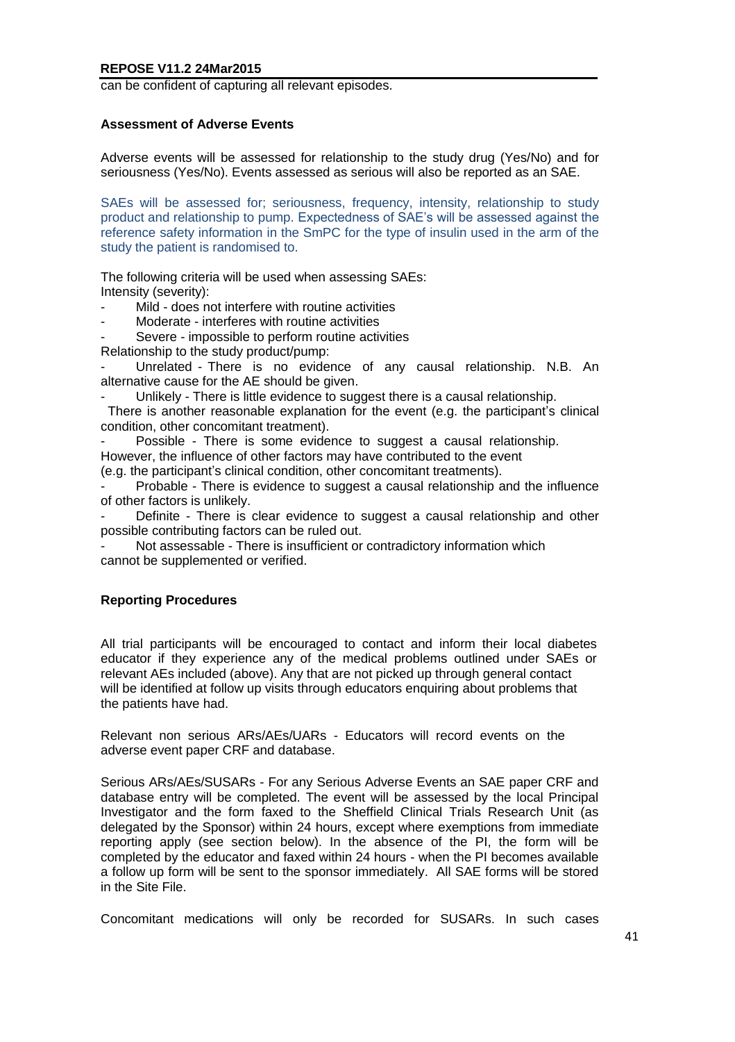can be confident of capturing all relevant episodes.

**Assessment of Adverse Events**

Adverse events will be assessed for relationship to the study drug (Yes/No) and for seriousness (Yes/No). Events assessed as serious will also be reported as an SAE.

SAEs will be assessed for; seriousness, frequency, intensity, relationship to study product and relationship to pump. Expectedness of SAE's will be assessed against the reference safety information in the SmPC for the type of insulin used in the arm of the study the patient is randomised to.

The following criteria will be used when assessing SAEs:

Intensity (severity):

- Mild - does not interfere with routine activities
- Moderate - interferes with routine activities
- Severe - impossible to perform routine activities

Relationship to the study product/pump:

- Unrelated - There is no evidence of any causal relationship. N.B. An alternative cause for the AE should be given.
- Unlikely - There is little evidence to suggest there is a causal relationship. There is another reasonable explanation for the event (e.g. the participant's clinical condition, other concomitant treatment).
- Possible - There is some evidence to suggest a causal relationship. However, the influence of other factors may have contributed to the event (e.g. the participant's clinical condition, other concomitant treatments).
- Probable - There is evidence to suggest a causal relationship and the influence of other factors is unlikely.
- Definite - There is clear evidence to suggest a causal relationship and other possible contributing factors can be ruled out.
- Not assessable - There is insufficient or contradictory information which cannot be supplemented or verified.

**Reporting Procedures**

All trial participants will be encouraged to contact and inform their local diabetes educator if they experience any of the medical problems outlined under SAEs or relevant AEs included (above). Any that are not picked up through general contact will be identified at follow up visits through educators enquiring about problems that the patients have had.

Relevant non serious ARs/AEs/UARs - Educators will record events on the adverse event paper CRF and database.

Serious ARs/AEs/SUSARs - For any Serious Adverse Events an SAE paper CRF and database entry will be completed. The event will be assessed by the local Principal Investigator and the form faxed to the Sheffield Clinical Trials Research Unit (as delegated by the Sponsor) within 24 hours, except where exemptions from immediate reporting apply (see section below). In the absence of the PI, the form will be completed by the educator and faxed within 24 hours - when the PI becomes available a follow up form will be sent to the sponsor immediately. All SAE forms will be stored in the Site File.

Concomitant medications will only be recorded for SUSARs. In such cases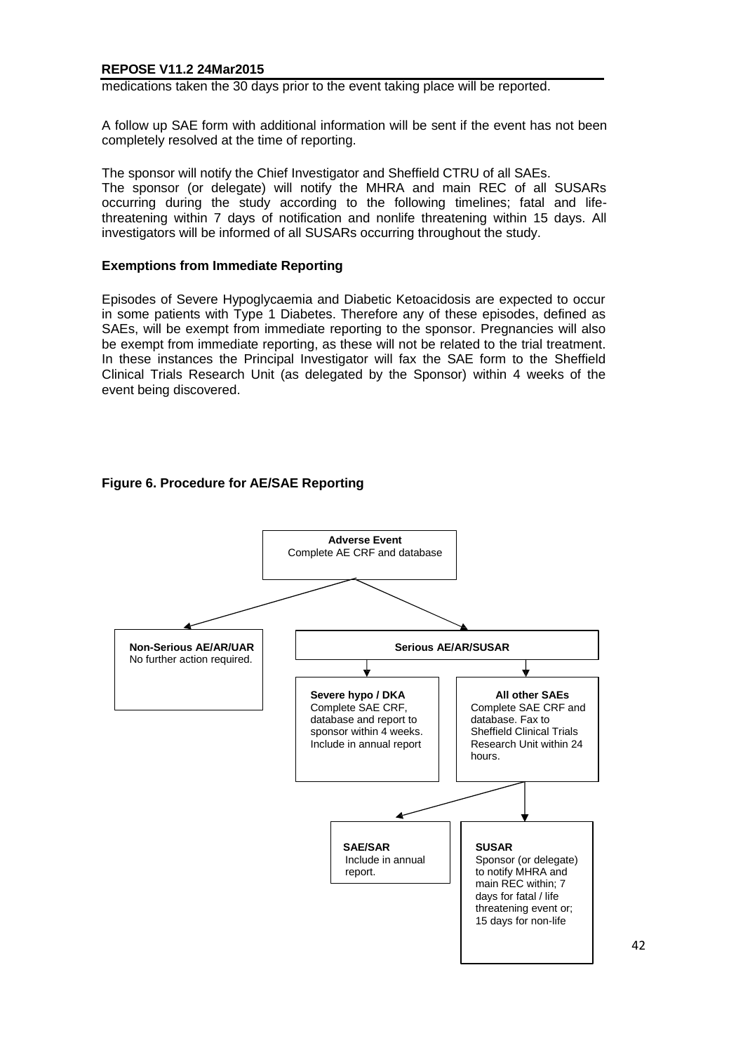medications taken the 30 days prior to the event taking place will be reported.

A follow up SAE form with additional information will be sent if the event has not been completely resolved at the time of reporting.

The sponsor will notify the Chief Investigator and Sheffield CTRU of all SAEs.
The sponsor (or delegate) will notify the MHRA and main REC of all SUSARs occurring during the study according to the following timelines; fatal and life-threatening within 7 days of notification and nonlife threatening within 15 days. All investigators will be informed of all SUSARs occurring throughout the study.

### Exemptions from Immediate Reporting

Episodes of Severe Hypoglycaemia and Diabetic Ketoacidosis are expected to occur in some patients with Type 1 Diabetes. Therefore any of these episodes, defined as SAEs, will be exempt from immediate reporting to the sponsor. Pregnancies will also be exempt from immediate reporting, as these will not be related to the trial treatment. In these instances the Principal Investigator will fax the SAE form to the Sheffield Clinical Trials Research Unit (as delegated by the Sponsor) within 4 weeks of the event being discovered.

### Figure 6. Procedure for AE/SAE Reporting

**Adverse Event**
Complete AE CRF and database

→ **Non-Serious AE/AR/UAR**
No further action required.

→ **Serious AE/AR/SUSAR**

- → **Severe hypo / DKA**
  Complete SAE CRF, database and report to sponsor within 4 weeks. Include in annual report

- → **All other SAEs**
  Complete SAE CRF and database. Fax to Sheffield Clinical Trials Research Unit within 24 hours.

  - → **SAE/SAR**
    Include in annual report.

  - → **SUSAR**
    Sponsor (or delegate) to notify MHRA and main REC within; 7 days for fatal / life threatening event or; 15 days for non-life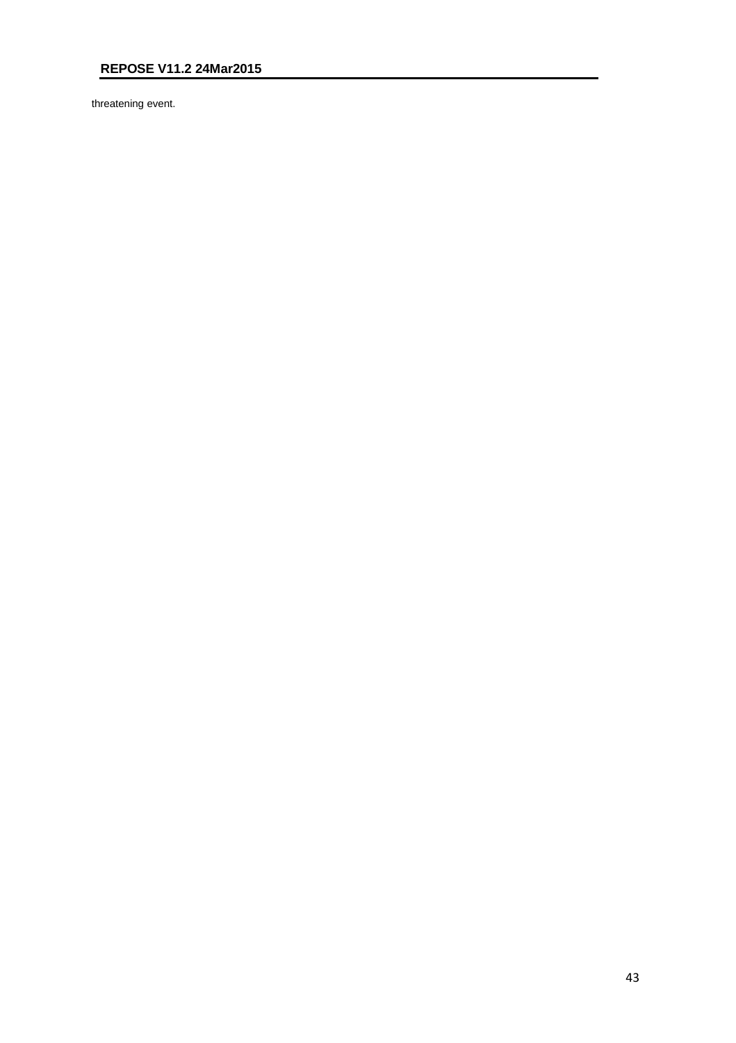threatening event.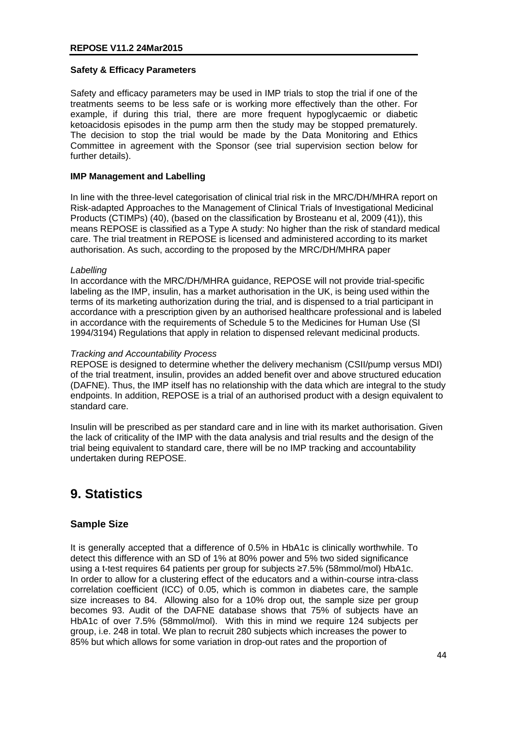**Safety & Efficacy Parameters**

Safety and efficacy parameters may be used in IMP trials to stop the trial if one of the treatments seems to be less safe or is working more effectively than the other. For example, if during this trial, there are more frequent hypoglycaemic or diabetic ketoacidosis episodes in the pump arm then the study may be stopped prematurely. The decision to stop the trial would be made by the Data Monitoring and Ethics Committee in agreement with the Sponsor (see trial supervision section below for further details).

**IMP Management and Labelling**

In line with the three-level categorisation of clinical trial risk in the MRC/DH/MHRA report on Risk-adapted Approaches to the Management of Clinical Trials of Investigational Medicinal Products (CTIMPs) (40), (based on the classification by Brosteanu et al, 2009 (41)), this means REPOSE is classified as a Type A study: No higher than the risk of standard medical care. The trial treatment in REPOSE is licensed and administered according to its market authorisation. As such, according to the proposed by the MRC/DH/MHRA paper

*Labelling*

In accordance with the MRC/DH/MHRA guidance, REPOSE will not provide trial-specific labeling as the IMP, insulin, has a market authorisation in the UK, is being used within the terms of its marketing authorization during the trial, and is dispensed to a trial participant in accordance with a prescription given by an authorised healthcare professional and is labeled in accordance with the requirements of Schedule 5 to the Medicines for Human Use (SI 1994/3194) Regulations that apply in relation to dispensed relevant medicinal products.

*Tracking and Accountability Process*

REPOSE is designed to determine whether the delivery mechanism (CSII/pump versus MDI) of the trial treatment, insulin, provides an added benefit over and above structured education (DAFNE). Thus, the IMP itself has no relationship with the data which are integral to the study endpoints. In addition, REPOSE is a trial of an authorised product with a design equivalent to standard care.

Insulin will be prescribed as per standard care and in line with its market authorisation. Given the lack of criticality of the IMP with the data analysis and trial results and the design of the trial being equivalent to standard care, there will be no IMP tracking and accountability undertaken during REPOSE.

# 9. Statistics

## Sample Size

It is generally accepted that a difference of 0.5% in HbA1c is clinically worthwhile. To detect this difference with an SD of 1% at 80% power and 5% two sided significance using a t-test requires 64 patients per group for subjects ≥7.5% (58mmol/mol) HbA1c. In order to allow for a clustering effect of the educators and a within-course intra-class correlation coefficient (ICC) of 0.05, which is common in diabetes care, the sample size increases to 84. Allowing also for a 10% drop out, the sample size per group becomes 93. Audit of the DAFNE database shows that 75% of subjects have an HbA1c of over 7.5% (58mmol/mol). With this in mind we require 124 subjects per group, i.e. 248 in total. We plan to recruit 280 subjects which increases the power to 85% but which allows for some variation in drop-out rates and the proportion of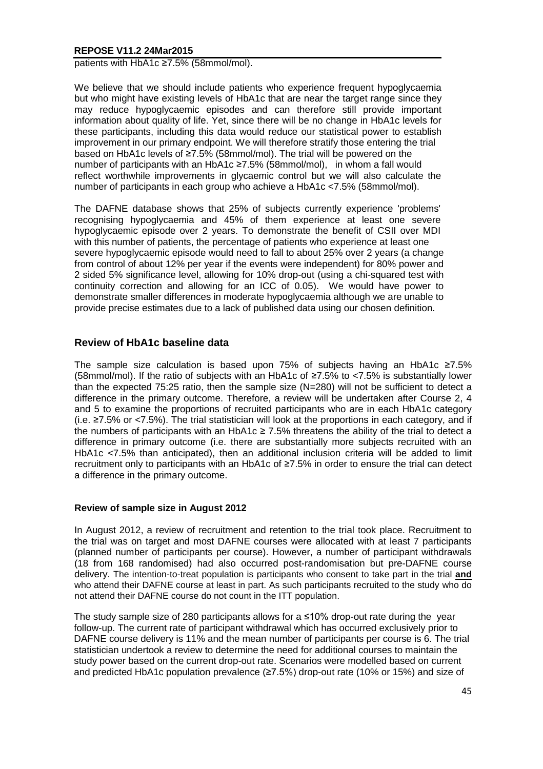patients with HbA1c ≥7.5% (58mmol/mol).

We believe that we should include patients who experience frequent hypoglycaemia but who might have existing levels of HbA1c that are near the target range since they may reduce hypoglycaemic episodes and can therefore still provide important information about quality of life. Yet, since there will be no change in HbA1c levels for these participants, including this data would reduce our statistical power to establish improvement in our primary endpoint. We will therefore stratify those entering the trial based on HbA1c levels of ≥7.5% (58mmol/mol). The trial will be powered on the number of participants with an HbA1c ≥7.5% (58mmol/mol), in whom a fall would reflect worthwhile improvements in glycaemic control but we will also calculate the number of participants in each group who achieve a HbA1c <7.5% (58mmol/mol).

The DAFNE database shows that 25% of subjects currently experience 'problems' recognising hypoglycaemia and 45% of them experience at least one severe hypoglycaemic episode over 2 years. To demonstrate the benefit of CSII over MDI with this number of patients, the percentage of patients who experience at least one severe hypoglycaemic episode would need to fall to about 25% over 2 years (a change from control of about 12% per year if the events were independent) for 80% power and 2 sided 5% significance level, allowing for 10% drop-out (using a chi-squared test with continuity correction and allowing for an ICC of 0.05). We would have power to demonstrate smaller differences in moderate hypoglycaemia although we are unable to provide precise estimates due to a lack of published data using our chosen definition.

## Review of HbA1c baseline data

The sample size calculation is based upon 75% of subjects having an HbA1c ≥7.5% (58mmol/mol). If the ratio of subjects with an HbA1c of ≥7.5% to <7.5% is substantially lower than the expected 75:25 ratio, then the sample size (N=280) will not be sufficient to detect a difference in the primary outcome. Therefore, a review will be undertaken after Course 2, 4 and 5 to examine the proportions of recruited participants who are in each HbA1c category (i.e. ≥7.5% or <7.5%). The trial statistician will look at the proportions in each category, and if the numbers of participants with an HbA1c ≥ 7.5% threatens the ability of the trial to detect a difference in primary outcome (i.e. there are substantially more subjects recruited with an HbA1c <7.5% than anticipated), then an additional inclusion criteria will be added to limit recruitment only to participants with an HbA1c of ≥7.5% in order to ensure the trial can detect a difference in the primary outcome.

### Review of sample size in August 2012

In August 2012, a review of recruitment and retention to the trial took place. Recruitment to the trial was on target and most DAFNE courses were allocated with at least 7 participants (planned number of participants per course). However, a number of participant withdrawals (18 from 168 randomised) had also occurred post-randomisation but pre-DAFNE course delivery. The intention-to-treat population is participants who consent to take part in the trial **and** who attend their DAFNE course at least in part. As such participants recruited to the study who do not attend their DAFNE course do not count in the ITT population.

The study sample size of 280 participants allows for a ≤10% drop-out rate during the year follow-up. The current rate of participant withdrawal which has occurred exclusively prior to DAFNE course delivery is 11% and the mean number of participants per course is 6. The trial statistician undertook a review to determine the need for additional courses to maintain the study power based on the current drop-out rate. Scenarios were modelled based on current and predicted HbA1c population prevalence (≥7.5%) drop-out rate (10% or 15%) and size of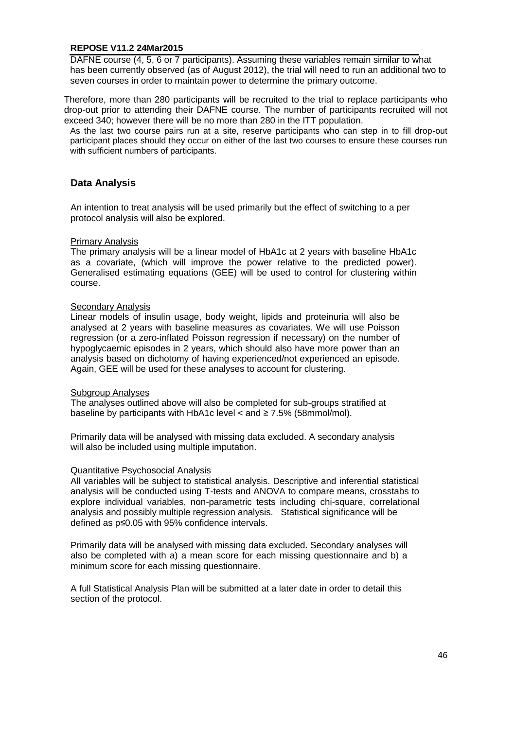DAFNE course (4, 5, 6 or 7 participants). Assuming these variables remain similar to what has been currently observed (as of August 2012), the trial will need to run an additional two to seven courses in order to maintain power to determine the primary outcome.

Therefore, more than 280 participants will be recruited to the trial to replace participants who drop-out prior to attending their DAFNE course. The number of participants recruited will not exceed 340; however there will be no more than 280 in the ITT population.

As the last two course pairs run at a site, reserve participants who can step in to fill drop-out participant places should they occur on either of the last two courses to ensure these courses run with sufficient numbers of participants.

## Data Analysis

An intention to treat analysis will be used primarily but the effect of switching to a per protocol analysis will also be explored.

Primary Analysis

The primary analysis will be a linear model of HbA1c at 2 years with baseline HbA1c as a covariate, (which will improve the power relative to the predicted power). Generalised estimating equations (GEE) will be used to control for clustering within course.

Secondary Analysis

Linear models of insulin usage, body weight, lipids and proteinuria will also be analysed at 2 years with baseline measures as covariates. We will use Poisson regression (or a zero-inflated Poisson regression if necessary) on the number of hypoglycaemic episodes in 2 years, which should also have more power than an analysis based on dichotomy of having experienced/not experienced an episode. Again, GEE will be used for these analyses to account for clustering.

Subgroup Analyses

The analyses outlined above will also be completed for sub-groups stratified at baseline by participants with HbA1c level < and ≥ 7.5% (58mmol/mol).

Primarily data will be analysed with missing data excluded. A secondary analysis will also be included using multiple imputation.

Quantitative Psychosocial Analysis

All variables will be subject to statistical analysis. Descriptive and inferential statistical analysis will be conducted using T-tests and ANOVA to compare means, crosstabs to explore individual variables, non-parametric tests including chi-square, correlational analysis and possibly multiple regression analysis. Statistical significance will be defined as $p \leq 0.05$ with 95% confidence intervals.

Primarily data will be analysed with missing data excluded. Secondary analyses will also be completed with a) a mean score for each missing questionnaire and b) a minimum score for each missing questionnaire.

A full Statistical Analysis Plan will be submitted at a later date in order to detail this section of the protocol.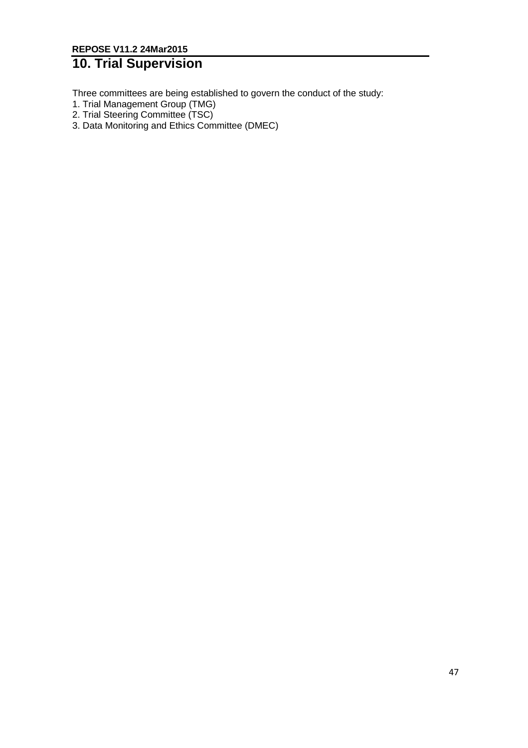# 10. Trial Supervision

Three committees are being established to govern the conduct of the study:

1. Trial Management Group (TMG)
2. Trial Steering Committee (TSC)
3. Data Monitoring and Ethics Committee (DMEC)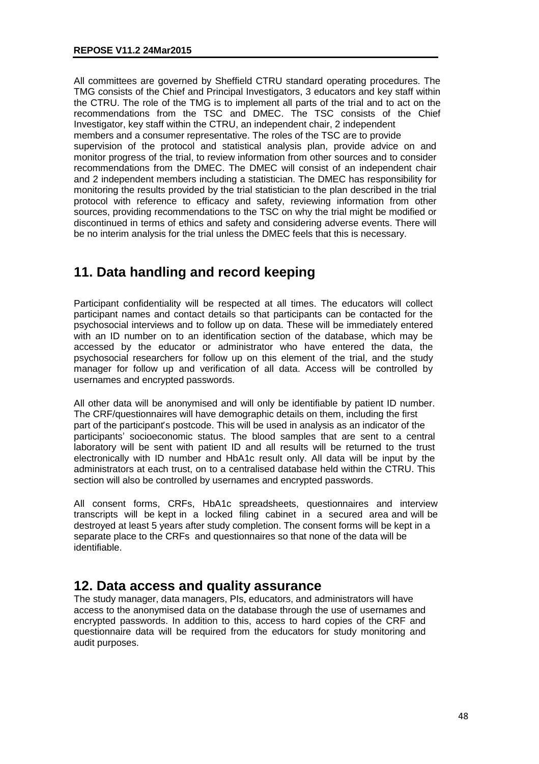All committees are governed by Sheffield CTRU standard operating procedures. The TMG consists of the Chief and Principal Investigators, 3 educators and key staff within the CTRU. The role of the TMG is to implement all parts of the trial and to act on the recommendations from the TSC and DMEC. The TSC consists of the Chief Investigator, key staff within the CTRU, an independent chair, 2 independent members and a consumer representative. The roles of the TSC are to provide supervision of the protocol and statistical analysis plan, provide advice on and monitor progress of the trial, to review information from other sources and to consider recommendations from the DMEC. The DMEC will consist of an independent chair and 2 independent members including a statistician. The DMEC has responsibility for monitoring the results provided by the trial statistician to the plan described in the trial protocol with reference to efficacy and safety, reviewing information from other sources, providing recommendations to the TSC on why the trial might be modified or discontinued in terms of ethics and safety and considering adverse events. There will be no interim analysis for the trial unless the DMEC feels that this is necessary.

# 11. Data handling and record keeping

Participant confidentiality will be respected at all times. The educators will collect participant names and contact details so that participants can be contacted for the psychosocial interviews and to follow up on data. These will be immediately entered with an ID number on to an identification section of the database, which may be accessed by the educator or administrator who have entered the data, the psychosocial researchers for follow up on this element of the trial, and the study manager for follow up and verification of all data. Access will be controlled by usernames and encrypted passwords.

All other data will be anonymised and will only be identifiable by patient ID number. The CRF/questionnaires will have demographic details on them, including the first part of the participant's postcode. This will be used in analysis as an indicator of the participants' socioeconomic status. The blood samples that are sent to a central laboratory will be sent with patient ID and all results will be returned to the trust electronically with ID number and HbA1c result only. All data will be input by the administrators at each trust, on to a centralised database held within the CTRU. This section will also be controlled by usernames and encrypted passwords.

All consent forms, CRFs, HbA1c spreadsheets, questionnaires and interview transcripts will be kept in a locked filing cabinet in a secured area and will be destroyed at least 5 years after study completion. The consent forms will be kept in a separate place to the CRFs and questionnaires so that none of the data will be identifiable.

# 12. Data access and quality assurance

The study manager, data managers, PIs, educators, and administrators will have access to the anonymised data on the database through the use of usernames and encrypted passwords. In addition to this, access to hard copies of the CRF and questionnaire data will be required from the educators for study monitoring and audit purposes.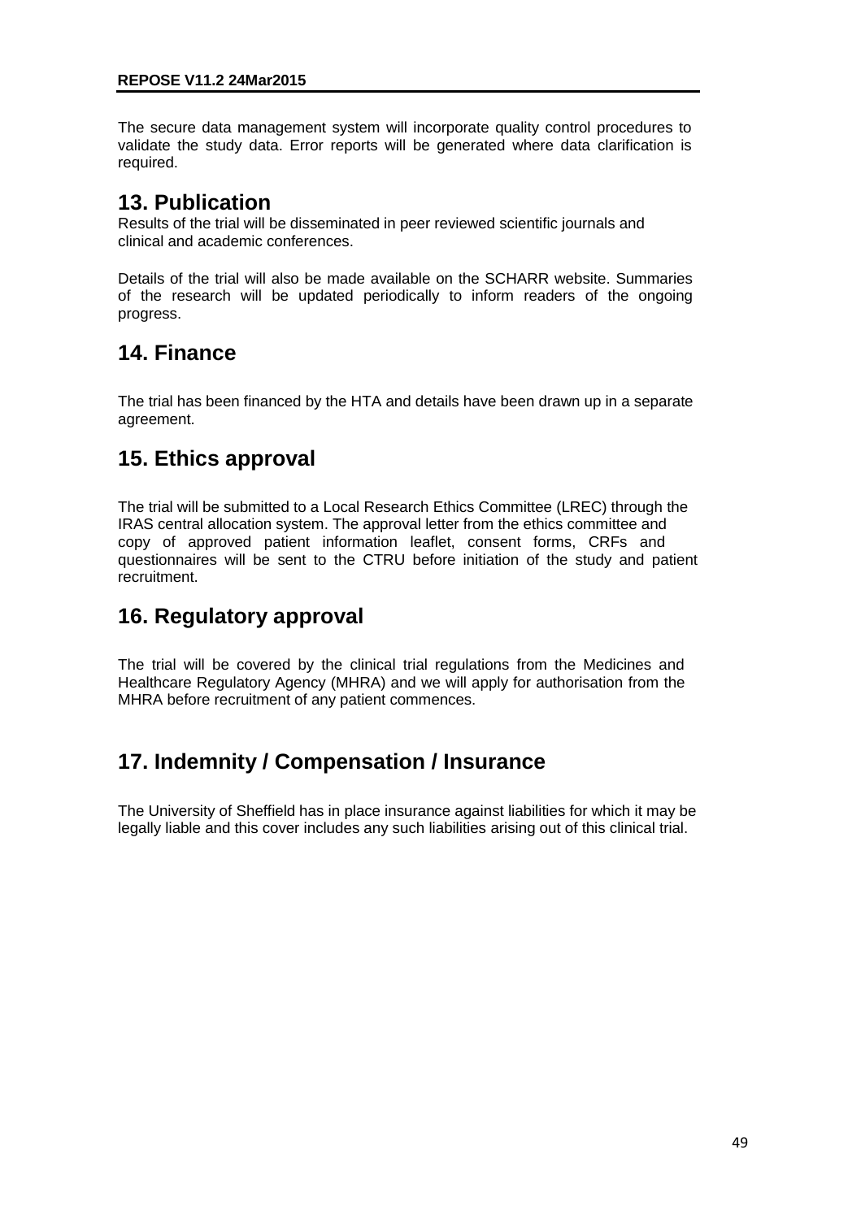The secure data management system will incorporate quality control procedures to validate the study data. Error reports will be generated where data clarification is required.

## 13. Publication

Results of the trial will be disseminated in peer reviewed scientific journals and clinical and academic conferences.

Details of the trial will also be made available on the SCHARR website. Summaries of the research will be updated periodically to inform readers of the ongoing progress.

## 14. Finance

The trial has been financed by the HTA and details have been drawn up in a separate agreement.

## 15. Ethics approval

The trial will be submitted to a Local Research Ethics Committee (LREC) through the IRAS central allocation system. The approval letter from the ethics committee and copy of approved patient information leaflet, consent forms, CRFs and questionnaires will be sent to the CTRU before initiation of the study and patient recruitment.

## 16. Regulatory approval

The trial will be covered by the clinical trial regulations from the Medicines and Healthcare Regulatory Agency (MHRA) and we will apply for authorisation from the MHRA before recruitment of any patient commences.

## 17. Indemnity / Compensation / Insurance

The University of Sheffield has in place insurance against liabilities for which it may be legally liable and this cover includes any such liabilities arising out of this clinical trial.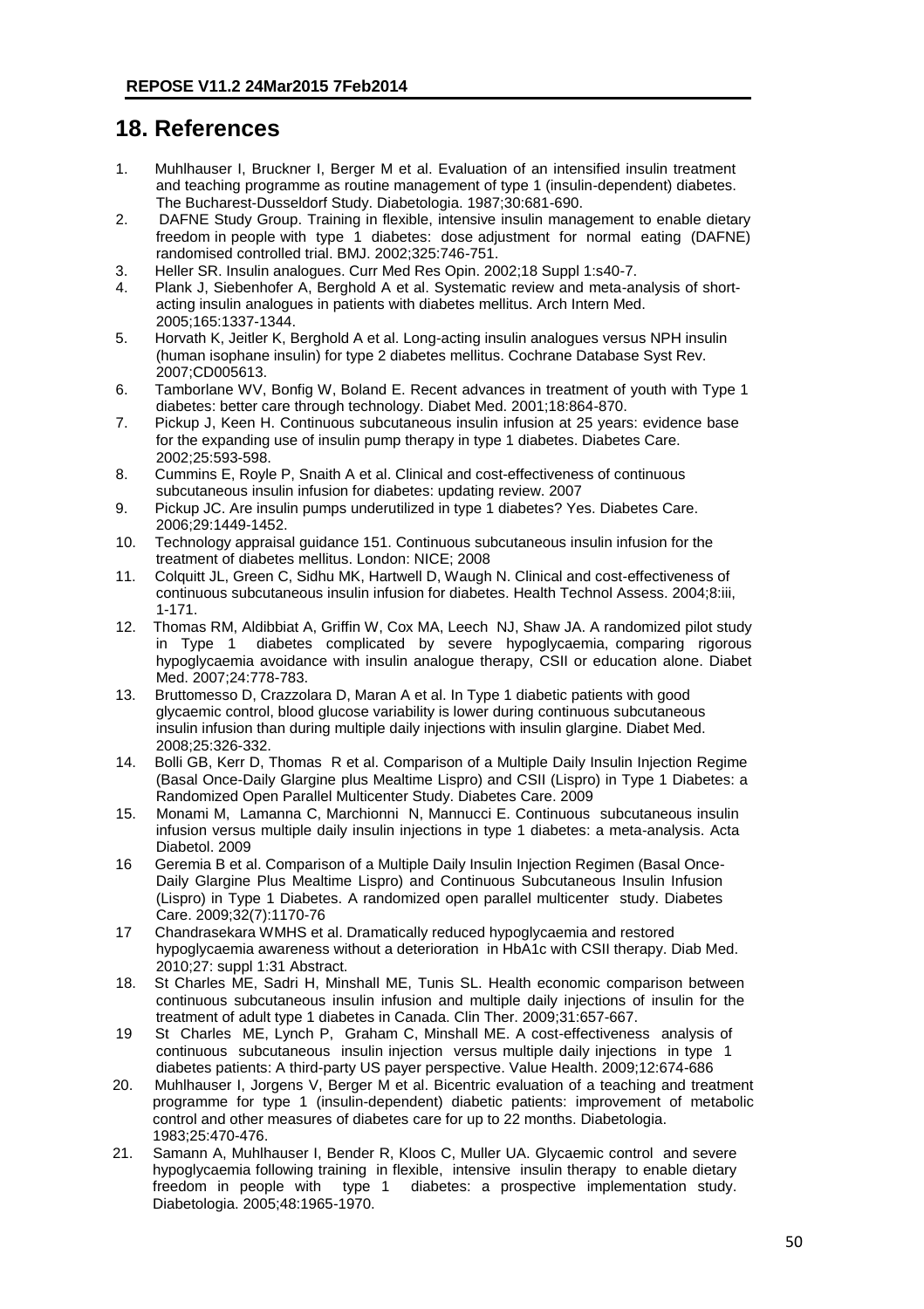## 18. References

1. Muhlhauser I, Bruckner I, Berger M et al. Evaluation of an intensified insulin treatment and teaching programme as routine management of type 1 (insulin-dependent) diabetes. The Bucharest-Dusseldorf Study. Diabetologia. 1987;30:681-690.
2. DAFNE Study Group. Training in flexible, intensive insulin management to enable dietary freedom in people with type 1 diabetes: dose adjustment for normal eating (DAFNE) randomised controlled trial. BMJ. 2002;325:746-751.
3. Heller SR. Insulin analogues. Curr Med Res Opin. 2002;18 Suppl 1:s40-7.
4. Plank J, Siebenhofer A, Berghold A et al. Systematic review and meta-analysis of short-acting insulin analogues in patients with diabetes mellitus. Arch Intern Med. 2005;165:1337-1344.
5. Horvath K, Jeitler K, Berghold A et al. Long-acting insulin analogues versus NPH insulin (human isophane insulin) for type 2 diabetes mellitus. Cochrane Database Syst Rev. 2007;CD005613.
6. Tamborlane WV, Bonfig W, Boland E. Recent advances in treatment of youth with Type 1 diabetes: better care through technology. Diabet Med. 2001;18:864-870.
7. Pickup J, Keen H. Continuous subcutaneous insulin infusion at 25 years: evidence base for the expanding use of insulin pump therapy in type 1 diabetes. Diabetes Care. 2002;25:593-598.
8. Cummins E, Royle P, Snaith A et al. Clinical and cost-effectiveness of continuous subcutaneous insulin infusion for diabetes: updating review. 2007
9. Pickup JC. Are insulin pumps underutilized in type 1 diabetes? Yes. Diabetes Care. 2006;29:1449-1452.
10. Technology appraisal guidance 151. Continuous subcutaneous insulin infusion for the treatment of diabetes mellitus. London: NICE; 2008
11. Colquitt JL, Green C, Sidhu MK, Hartwell D, Waugh N. Clinical and cost-effectiveness of continuous subcutaneous insulin infusion for diabetes. Health Technol Assess. 2004;8:iii, 1-171.
12. Thomas RM, Aldibbiat A, Griffin W, Cox MA, Leech NJ, Shaw JA. A randomized pilot study in Type 1 diabetes complicated by severe hypoglycaemia, comparing rigorous hypoglycaemia avoidance with insulin analogue therapy, CSII or education alone. Diabet Med. 2007;24:778-783.
13. Bruttomesso D, Crazzolara D, Maran A et al. In Type 1 diabetic patients with good glycaemic control, blood glucose variability is lower during continuous subcutaneous insulin infusion than during multiple daily injections with insulin glargine. Diabet Med. 2008;25:326-332.
14. Bolli GB, Kerr D, Thomas R et al. Comparison of a Multiple Daily Insulin Injection Regime (Basal Once-Daily Glargine plus Mealtime Lispro) and CSII (Lispro) in Type 1 Diabetes: a Randomized Open Parallel Multicenter Study. Diabetes Care. 2009
15. Monami M, Lamanna C, Marchionni N, Mannucci E. Continuous subcutaneous insulin infusion versus multiple daily insulin injections in type 1 diabetes: a meta-analysis. Acta Diabetol. 2009
16. Geremia B et al. Comparison of a Multiple Daily Insulin Injection Regimen (Basal Once-Daily Glargine Plus Mealtime Lispro) and Continuous Subcutaneous Insulin Infusion (Lispro) in Type 1 Diabetes. A randomized open parallel multicenter study. Diabetes Care. 2009;32(7):1170-76
17. Chandrasekara WMHS et al. Dramatically reduced hypoglycaemia and restored hypoglycaemia awareness without a deterioration in HbA1c with CSII therapy. Diab Med. 2010;27: suppl 1:31 Abstract.
18. St Charles ME, Sadri H, Minshall ME, Tunis SL. Health economic comparison between continuous subcutaneous insulin infusion and multiple daily injections of insulin for the treatment of adult type 1 diabetes in Canada. Clin Ther. 2009;31:657-667.
19. St Charles ME, Lynch P, Graham C, Minshall ME. A cost-effectiveness analysis of continuous subcutaneous insulin injection versus multiple daily injections in type 1 diabetes patients: A third-party US payer perspective. Value Health. 2009;12:674-686
20. Muhlhauser I, Jorgens V, Berger M et al. Bicentric evaluation of a teaching and treatment programme for type 1 (insulin-dependent) diabetic patients: improvement of metabolic control and other measures of diabetes care for up to 22 months. Diabetologia. 1983;25:470-476.
21. Samann A, Muhlhauser I, Bender R, Kloos C, Muller UA. Glycaemic control and severe hypoglycaemia following training in flexible, intensive insulin therapy to enable dietary freedom in people with type 1 diabetes: a prospective implementation study. Diabetologia. 2005;48:1965-1970.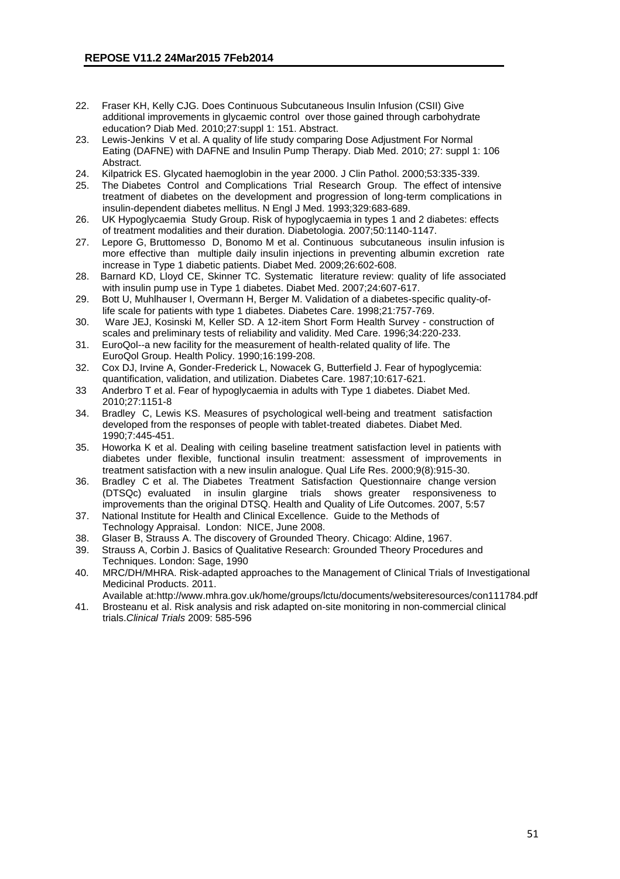22. Fraser KH, Kelly CJG. Does Continuous Subcutaneous Insulin Infusion (CSII) Give additional improvements in glycaemic control over those gained through carbohydrate education? Diab Med. 2010;27:suppl 1: 151. Abstract.
23. Lewis-Jenkins V et al. A quality of life study comparing Dose Adjustment For Normal Eating (DAFNE) with DAFNE and Insulin Pump Therapy. Diab Med. 2010; 27: suppl 1: 106 Abstract.
24. Kilpatrick ES. Glycated haemoglobin in the year 2000. J Clin Pathol. 2000;53:335-339.
25. The Diabetes Control and Complications Trial Research Group. The effect of intensive treatment of diabetes on the development and progression of long-term complications in insulin-dependent diabetes mellitus. N Engl J Med. 1993;329:683-689.
26. UK Hypoglycaemia Study Group. Risk of hypoglycaemia in types 1 and 2 diabetes: effects of treatment modalities and their duration. Diabetologia. 2007;50:1140-1147.
27. Lepore G, Bruttomesso D, Bonomo M et al. Continuous subcutaneous insulin infusion is more effective than multiple daily insulin injections in preventing albumin excretion rate increase in Type 1 diabetic patients. Diabet Med. 2009;26:602-608.
28. Barnard KD, Lloyd CE, Skinner TC. Systematic literature review: quality of life associated with insulin pump use in Type 1 diabetes. Diabet Med. 2007;24:607-617.
29. Bott U, Muhlhauser I, Overmann H, Berger M. Validation of a diabetes-specific quality-of-life scale for patients with type 1 diabetes. Diabetes Care. 1998;21:757-769.
30. Ware JEJ, Kosinski M, Keller SD. A 12-item Short Form Health Survey - construction of scales and preliminary tests of reliability and validity. Med Care. 1996;34:220-233.
31. EuroQol--a new facility for the measurement of health-related quality of life. The EuroQol Group. Health Policy. 1990;16:199-208.
32. Cox DJ, Irvine A, Gonder-Frederick L, Nowacek G, Butterfield J. Fear of hypoglycemia: quantification, validation, and utilization. Diabetes Care. 1987;10:617-621.
33 Anderbro T et al. Fear of hypoglycaemia in adults with Type 1 diabetes. Diabet Med. 2010;27:1151-8
34. Bradley C, Lewis KS. Measures of psychological well-being and treatment satisfaction developed from the responses of people with tablet-treated diabetes. Diabet Med. 1990;7:445-451.
35. Howorka K et al. Dealing with ceiling baseline treatment satisfaction level in patients with diabetes under flexible, functional insulin treatment: assessment of improvements in treatment satisfaction with a new insulin analogue. Qual Life Res. 2000;9(8):915-30.
36. Bradley C et al. The Diabetes Treatment Satisfaction Questionnaire change version (DTSQc) evaluated in insulin glargine trials shows greater responsiveness to improvements than the original DTSQ. Health and Quality of Life Outcomes. 2007, 5:57
37. National Institute for Health and Clinical Excellence. Guide to the Methods of Technology Appraisal. London: NICE, June 2008.
38. Glaser B, Strauss A. The discovery of Grounded Theory. Chicago: Aldine, 1967.
39. Strauss A, Corbin J. Basics of Qualitative Research: Grounded Theory Procedures and Techniques. London: Sage, 1990
40. MRC/DH/MHRA. Risk-adapted approaches to the Management of Clinical Trials of Investigational Medicinal Products. 2011. Available at:http://www.mhra.gov.uk/home/groups/lctu/documents/websiteresources/con111784.pdf
41. Brosteanu et al. Risk analysis and risk adapted on-site monitoring in non-commercial clinical trials.*Clinical Trials* 2009: 585-596